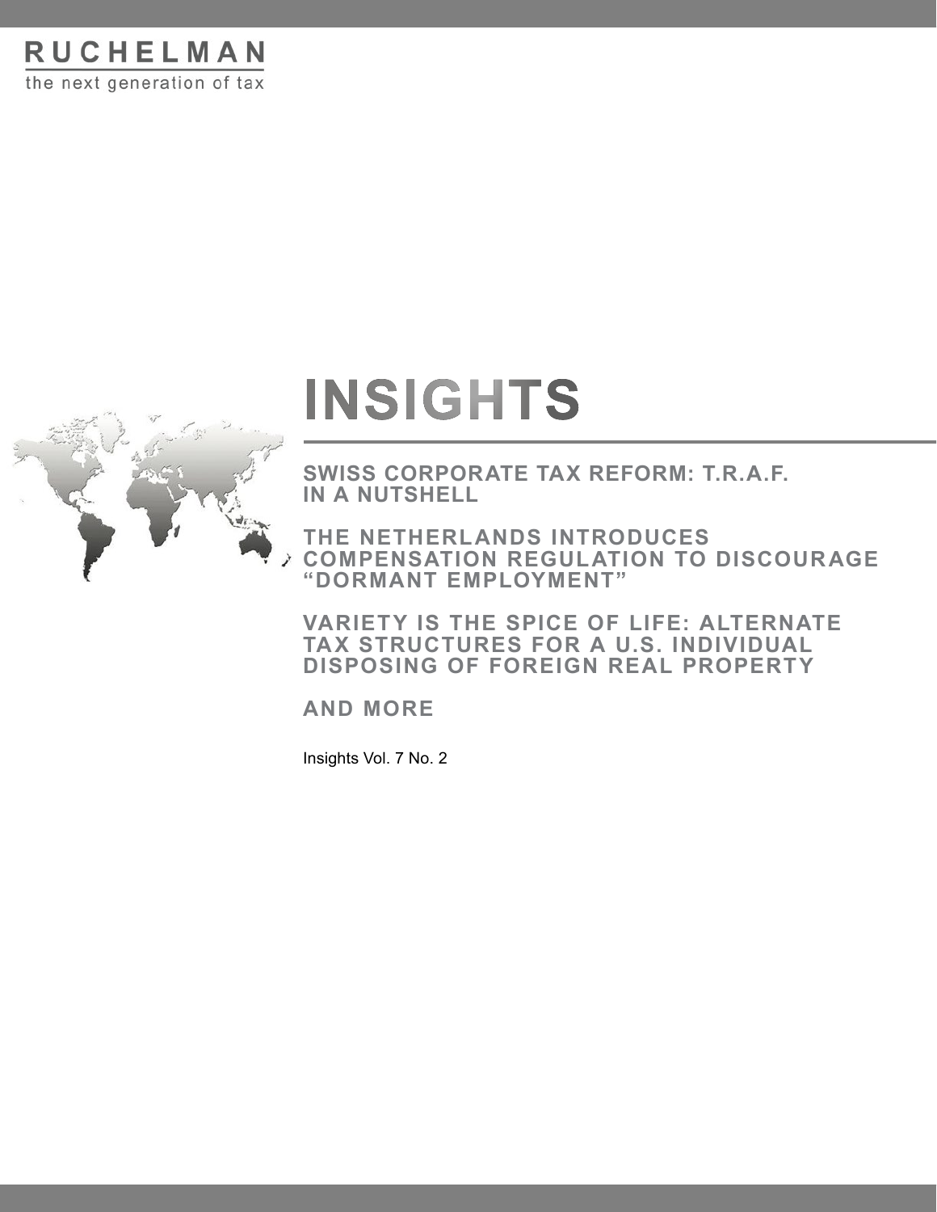RUCHELMAN

the next generation of tax

# INSIGHTS

**SWISS CORPORATE TAX REFORM: T.R.A.F. IN A NUTSHELL**

**THE NETHERLANDS INTRODUCES COMPENSATION REGULATION TO DISCOURAGE "DORMANT EMPLOYMENT"**

**VARIETY IS THE SPICE OF LIFE: ALTERNATE TAX STRUCTURES FOR A U.S. INDIVIDUAL DISPOSING OF FOREIGN REAL PROPERTY**

**AND MORE**

Insights Vol. 7 No. 2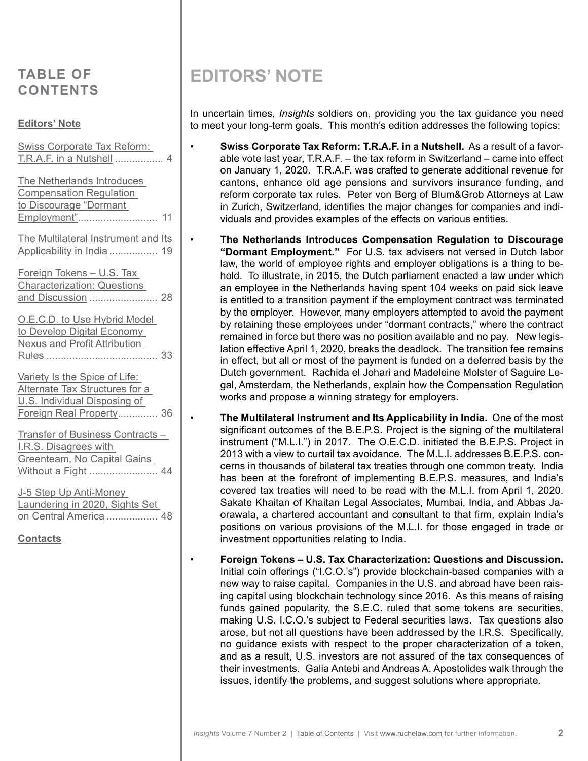## TABLE OF CONTENTS

**Editors' Note**

Swiss Corporate Tax Reform: T.R.A.F. in a Nutshell ................. 4

The Netherlands Introduces Compensation Regulation to Discourage "Dormant Employment"............................ 11

The Multilateral Instrument and Its Applicability in India ................. 19

Foreign Tokens – U.S. Tax Characterization: Questions and Discussion ........................ 28

O.E.C.D. to Use Hybrid Model to Develop Digital Economy Nexus and Profit Attribution Rules ....................................... 33

Variety Is the Spice of Life: Alternate Tax Structures for a U.S. Individual Disposing of Foreign Real Property.............. 36

Transfer of Business Contracts – I.R.S. Disagrees with Greenteam, No Capital Gains Without a Fight ........................ 44

J-5 Step Up Anti-Money Laundering in 2020, Sights Set on Central America .................. 48

**Contacts**

# EDITORS' NOTE

In uncertain times, *Insights* soldiers on, providing you the tax guidance you need to meet your long-term goals. This month's edition addresses the following topics:

- **Swiss Corporate Tax Reform: T.R.A.F. in a Nutshell.** As a result of a favorable vote last year, T.R.A.F. – the tax reform in Switzerland – came into effect on January 1, 2020. T.R.A.F. was crafted to generate additional revenue for cantons, enhance old age pensions and survivors insurance funding, and reform corporate tax rules. Peter von Berg of Blum&Grob Attorneys at Law in Zurich, Switzerland, identifies the major changes for companies and individuals and provides examples of the effects on various entities.

- **The Netherlands Introduces Compensation Regulation to Discourage "Dormant Employment."** For U.S. tax advisers not versed in Dutch labor law, the world of employee rights and employer obligations is a thing to behold. To illustrate, in 2015, the Dutch parliament enacted a law under which an employee in the Netherlands having spent 104 weeks on paid sick leave is entitled to a transition payment if the employment contract was terminated by the employer. However, many employers attempted to avoid the payment by retaining these employees under "dormant contracts," where the contract remained in force but there was no position available and no pay. New legislation effective April 1, 2020, breaks the deadlock. The transition fee remains in effect, but all or most of the payment is funded on a deferred basis by the Dutch government. Rachida el Johari and Madeleine Molster of Saguire Legal, Amsterdam, the Netherlands, explain how the Compensation Regulation works and propose a winning strategy for employers.

- **The Multilateral Instrument and Its Applicability in India.** One of the most significant outcomes of the B.E.P.S. Project is the signing of the multilateral instrument ("M.L.I.") in 2017. The O.E.C.D. initiated the B.E.P.S. Project in 2013 with a view to curtail tax avoidance. The M.L.I. addresses B.E.P.S. concerns in thousands of bilateral tax treaties through one common treaty. India has been at the forefront of implementing B.E.P.S. measures, and India's covered tax treaties will need to be read with the M.L.I. from April 1, 2020. Sakate Khaitan of Khaitan Legal Associates, Mumbai, India, and Abbas Jaorawala, a chartered accountant and consultant to that firm, explain India's positions on various provisions of the M.L.I. for those engaged in trade or investment opportunities relating to India.

- **Foreign Tokens – U.S. Tax Characterization: Questions and Discussion.** Initial coin offerings ("I.C.O.'s") provide blockchain-based companies with a new way to raise capital. Companies in the U.S. and abroad have been raising capital using blockchain technology since 2016. As this means of raising funds gained popularity, the S.E.C. ruled that some tokens are securities, making U.S. I.C.O.'s subject to Federal securities laws. Tax questions also arose, but not all questions have been addressed by the I.R.S. Specifically, no guidance exists with respect to the proper characterization of a token, and as a result, U.S. investors are not assured of the tax consequences of their investments. Galia Antebi and Andreas A. Apostolides walk through the issues, identify the problems, and suggest solutions where appropriate.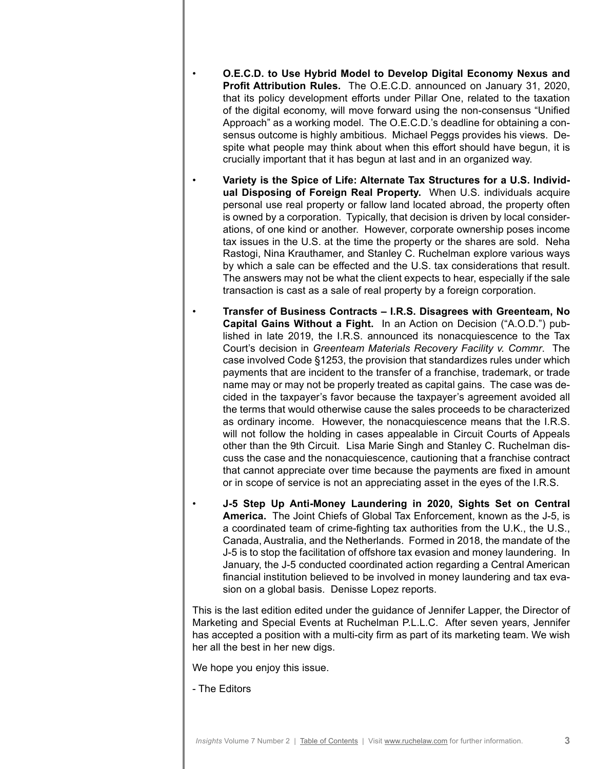- **O.E.C.D. to Use Hybrid Model to Develop Digital Economy Nexus and Profit Attribution Rules.** The O.E.C.D. announced on January 31, 2020, that its policy development efforts under Pillar One, related to the taxation of the digital economy, will move forward using the non-consensus "Unified Approach" as a working model. The O.E.C.D.'s deadline for obtaining a consensus outcome is highly ambitious. Michael Peggs provides his views. Despite what people may think about when this effort should have begun, it is crucially important that it has begun at last and in an organized way.

- **Variety is the Spice of Life: Alternate Tax Structures for a U.S. Individual Disposing of Foreign Real Property.** When U.S. individuals acquire personal use real property or fallow land located abroad, the property often is owned by a corporation. Typically, that decision is driven by local considerations, of one kind or another. However, corporate ownership poses income tax issues in the U.S. at the time the property or the shares are sold. Neha Rastogi, Nina Krauthamer, and Stanley C. Ruchelman explore various ways by which a sale can be effected and the U.S. tax considerations that result. The answers may not be what the client expects to hear, especially if the sale transaction is cast as a sale of real property by a foreign corporation.

- **Transfer of Business Contracts – I.R.S. Disagrees with Greenteam, No Capital Gains Without a Fight.** In an Action on Decision ("A.O.D.") published in late 2019, the I.R.S. announced its nonacquiescence to the Tax Court's decision in *Greenteam Materials Recovery Facility v. Commr*. The case involved Code §1253, the provision that standardizes rules under which payments that are incident to the transfer of a franchise, trademark, or trade name may or may not be properly treated as capital gains. The case was decided in the taxpayer's favor because the taxpayer's agreement avoided all the terms that would otherwise cause the sales proceeds to be characterized as ordinary income. However, the nonacquiescence means that the I.R.S. will not follow the holding in cases appealable in Circuit Courts of Appeals other than the 9th Circuit. Lisa Marie Singh and Stanley C. Ruchelman discuss the case and the nonacquiescence, cautioning that a franchise contract that cannot appreciate over time because the payments are fixed in amount or in scope of service is not an appreciating asset in the eyes of the I.R.S.

- **J-5 Step Up Anti-Money Laundering in 2020, Sights Set on Central America.** The Joint Chiefs of Global Tax Enforcement, known as the J-5, is a coordinated team of crime-fighting tax authorities from the U.K., the U.S., Canada, Australia, and the Netherlands. Formed in 2018, the mandate of the J-5 is to stop the facilitation of offshore tax evasion and money laundering. In January, the J-5 conducted coordinated action regarding a Central American financial institution believed to be involved in money laundering and tax evasion on a global basis. Denisse Lopez reports.

This is the last edition edited under the guidance of Jennifer Lapper, the Director of Marketing and Special Events at Ruchelman P.L.L.C. After seven years, Jennifer has accepted a position with a multi-city firm as part of its marketing team. We wish her all the best in her new digs.

We hope you enjoy this issue.

- The Editors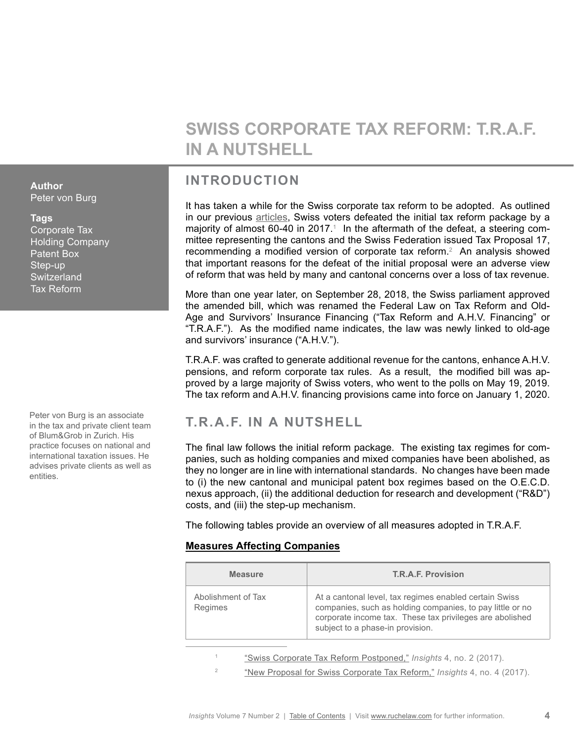# SWISS CORPORATE TAX REFORM: T.R.A.F. IN A NUTSHELL

**Author**
Peter von Burg

**Tags**
Corporate Tax
Holding Company
Patent Box
Step-up
Switzerland
Tax Reform

Peter von Burg is an associate in the tax and private client team of Blum&Grob in Zurich. His practice focuses on national and international taxation issues. He advises private clients as well as entities.

## INTRODUCTION

It has taken a while for the Swiss corporate tax reform to be adopted. As outlined in our previous articles, Swiss voters defeated the initial tax reform package by a majority of almost 60-40 in 2017.[1] In the aftermath of the defeat, a steering committee representing the cantons and the Swiss Federation issued Tax Proposal 17, recommending a modified version of corporate tax reform.[2] An analysis showed that important reasons for the defeat of the initial proposal were an adverse view of reform that was held by many and cantonal concerns over a loss of tax revenue.

More than one year later, on September 28, 2018, the Swiss parliament approved the amended bill, which was renamed the Federal Law on Tax Reform and Old-Age and Survivors' Insurance Financing ("Tax Reform and A.H.V. Financing" or "T.R.A.F."). As the modified name indicates, the law was newly linked to old-age and survivors' insurance ("A.H.V.").

T.R.A.F. was crafted to generate additional revenue for the cantons, enhance A.H.V. pensions, and reform corporate tax rules. As a result, the modified bill was approved by a large majority of Swiss voters, who went to the polls on May 19, 2019. The tax reform and A.H.V. financing provisions came into force on January 1, 2020.

## T.R.A.F. IN A NUTSHELL

The final law follows the initial reform package. The existing tax regimes for companies, such as holding companies and mixed companies have been abolished, as they no longer are in line with international standards. No changes have been made to (i) the new cantonal and municipal patent box regimes based on the O.E.C.D. nexus approach, (ii) the additional deduction for research and development ("R&D") costs, and (iii) the step-up mechanism.

The following tables provide an overview of all measures adopted in T.R.A.F.

**Measures Affecting Companies**

| Measure | T.R.A.F. Provision |
|---|---|
| Abolishment of Tax Regimes | At a cantonal level, tax regimes enabled certain Swiss companies, such as holding companies, to pay little or no corporate income tax. These tax privileges are abolished subject to a phase-in provision. |

[1] "Swiss Corporate Tax Reform Postponed," *Insights* 4, no. 2 (2017).

[2] "New Proposal for Swiss Corporate Tax Reform," *Insights* 4, no. 4 (2017).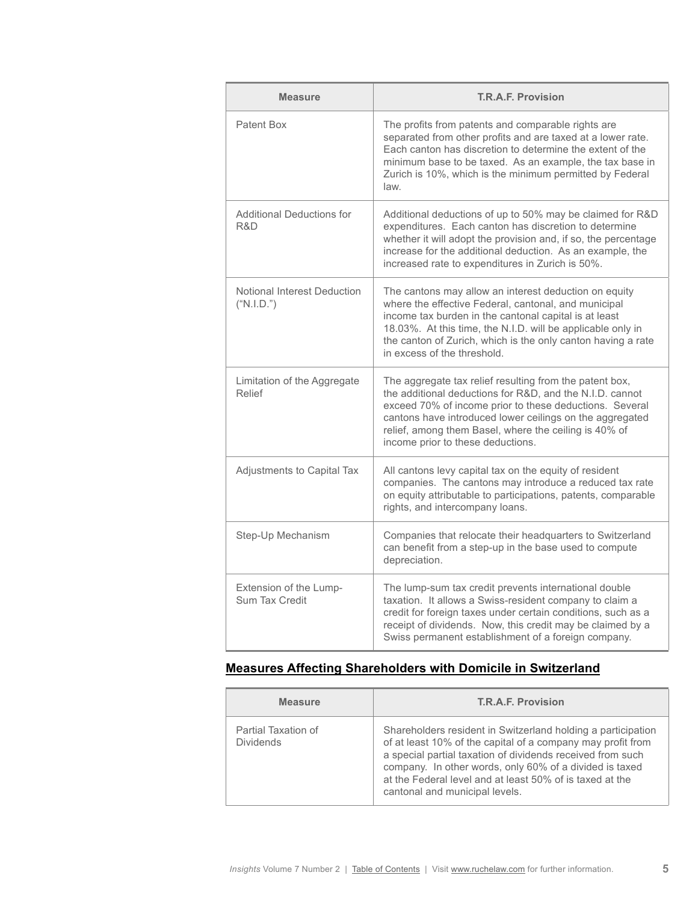| Measure | T.R.A.F. Provision |
| --- | --- |
| Patent Box | The profits from patents and comparable rights are separated from other profits and are taxed at a lower rate. Each canton has discretion to determine the extent of the minimum base to be taxed. As an example, the tax base in Zurich is 10%, which is the minimum permitted by Federal law. |
| Additional Deductions for R&D | Additional deductions of up to 50% may be claimed for R&D expenditures. Each canton has discretion to determine whether it will adopt the provision and, if so, the percentage increase for the additional deduction. As an example, the increased rate to expenditures in Zurich is 50%. |
| Notional Interest Deduction ("N.I.D.") | The cantons may allow an interest deduction on equity where the effective Federal, cantonal, and municipal income tax burden in the cantonal capital is at least 18.03%. At this time, the N.I.D. will be applicable only in the canton of Zurich, which is the only canton having a rate in excess of the threshold. |
| Limitation of the Aggregate Relief | The aggregate tax relief resulting from the patent box, the additional deductions for R&D, and the N.I.D. cannot exceed 70% of income prior to these deductions. Several cantons have introduced lower ceilings on the aggregated relief, among them Basel, where the ceiling is 40% of income prior to these deductions. |
| Adjustments to Capital Tax | All cantons levy capital tax on the equity of resident companies. The cantons may introduce a reduced tax rate on equity attributable to participations, patents, comparable rights, and intercompany loans. |
| Step-Up Mechanism | Companies that relocate their headquarters to Switzerland can benefit from a step-up in the base used to compute depreciation. |
| Extension of the Lump-Sum Tax Credit | The lump-sum tax credit prevents international double taxation. It allows a Swiss-resident company to claim a credit for foreign taxes under certain conditions, such as a receipt of dividends. Now, this credit may be claimed by a Swiss permanent establishment of a foreign company. |

## Measures Affecting Shareholders with Domicile in Switzerland

| Measure | T.R.A.F. Provision |
| --- | --- |
| Partial Taxation of Dividends | Shareholders resident in Switzerland holding a participation of at least 10% of the capital of a company may profit from a special partial taxation of dividends received from such company. In other words, only 60% of a divided is taxed at the Federal level and at least 50% of is taxed at the cantonal and municipal levels. |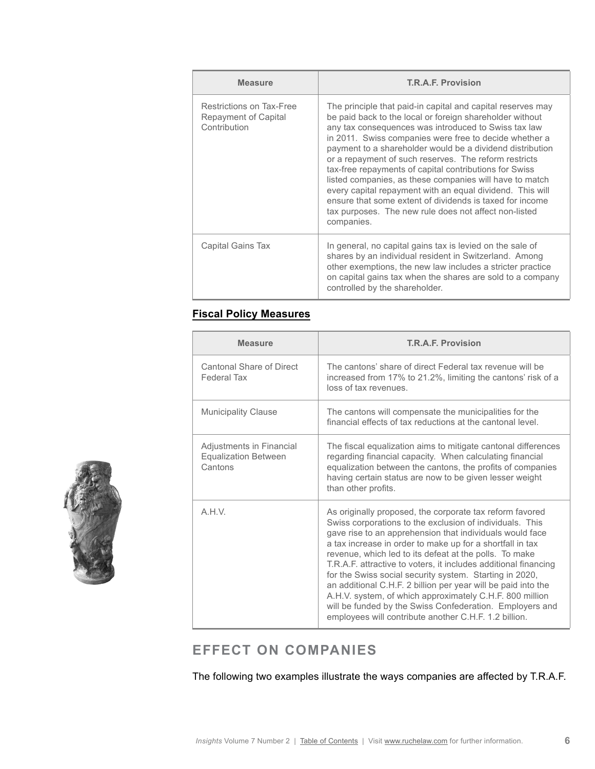| Measure | T.R.A.F. Provision |
|---|---|
| Restrictions on Tax-Free Repayment of Capital Contribution | The principle that paid-in capital and capital reserves may be paid back to the local or foreign shareholder without any tax consequences was introduced to Swiss tax law in 2011. Swiss companies were free to decide whether a payment to a shareholder would be a dividend distribution or a repayment of such reserves. The reform restricts tax-free repayments of capital contributions for Swiss listed companies, as these companies will have to match every capital repayment with an equal dividend. This will ensure that some extent of dividends is taxed for income tax purposes. The new rule does not affect non-listed companies. |
| Capital Gains Tax | In general, no capital gains tax is levied on the sale of shares by an individual resident in Switzerland. Among other exemptions, the new law includes a stricter practice on capital gains tax when the shares are sold to a company controlled by the shareholder. |

**Fiscal Policy Measures**

| Measure | T.R.A.F. Provision |
|---|---|
| Cantonal Share of Direct Federal Tax | The cantons' share of direct Federal tax revenue will be increased from 17% to 21.2%, limiting the cantons' risk of a loss of tax revenues. |
| Municipality Clause | The cantons will compensate the municipalities for the financial effects of tax reductions at the cantonal level. |
| Adjustments in Financial Equalization Between Cantons | The fiscal equalization aims to mitigate cantonal differences regarding financial capacity. When calculating financial equalization between the cantons, the profits of companies having certain status are now to be given lesser weight than other profits. |
| A.H.V. | As originally proposed, the corporate tax reform favored Swiss corporations to the exclusion of individuals. This gave rise to an apprehension that individuals would face a tax increase in order to make up for a shortfall in tax revenue, which led to its defeat at the polls. To make T.R.A.F. attractive to voters, it includes additional financing for the Swiss social security system. Starting in 2020, an additional C.H.F. 2 billion per year will be paid into the A.H.V. system, of which approximately C.H.F. 800 million will be funded by the Swiss Confederation. Employers and employees will contribute another C.H.F. 1.2 billion. |

## EFFECT ON COMPANIES

The following two examples illustrate the ways companies are affected by T.R.A.F.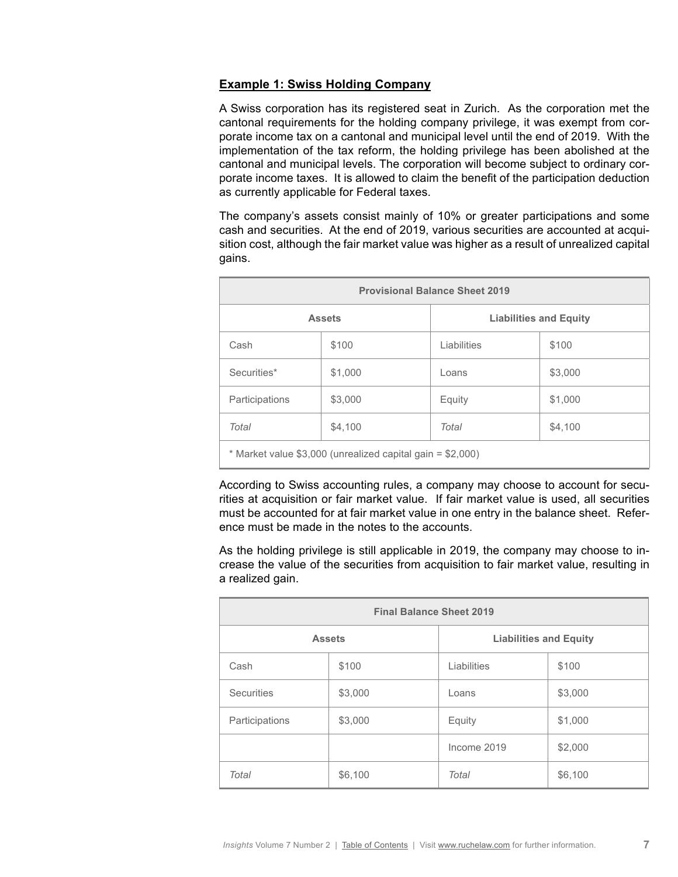**Example 1: Swiss Holding Company**

A Swiss corporation has its registered seat in Zurich. As the corporation met the cantonal requirements for the holding company privilege, it was exempt from corporate income tax on a cantonal and municipal level until the end of 2019. With the implementation of the tax reform, the holding privilege has been abolished at the cantonal and municipal levels. The corporation will become subject to ordinary corporate income taxes. It is allowed to claim the benefit of the participation deduction as currently applicable for Federal taxes.

The company's assets consist mainly of 10% or greater participations and some cash and securities. At the end of 2019, various securities are accounted at acquisition cost, although the fair market value was higher as a result of unrealized capital gains.

| Provisional Balance Sheet 2019 | | | |
|---|---|---|---|
| **Assets** | | **Liabilities and Equity** | |
| Cash | $100 | Liabilities | $100 |
| Securities* | $1,000 | Loans | $3,000 |
| Participations | $3,000 | Equity | $1,000 |
| *Total* | $4,100 | *Total* | $4,100 |
| * Market value $3,000 (unrealized capital gain = $2,000) | | | |

According to Swiss accounting rules, a company may choose to account for securities at acquisition or fair market value. If fair market value is used, all securities must be accounted for at fair market value in one entry in the balance sheet. Reference must be made in the notes to the accounts.

As the holding privilege is still applicable in 2019, the company may choose to increase the value of the securities from acquisition to fair market value, resulting in a realized gain.

| Final Balance Sheet 2019 | | | |
|---|---|---|---|
| **Assets** | | **Liabilities and Equity** | |
| Cash | $100 | Liabilities | $100 |
| Securities | $3,000 | Loans | $3,000 |
| Participations | $3,000 | Equity | $1,000 |
| | | Income 2019 | $2,000 |
| *Total* | $6,100 | *Total* | $6,100 |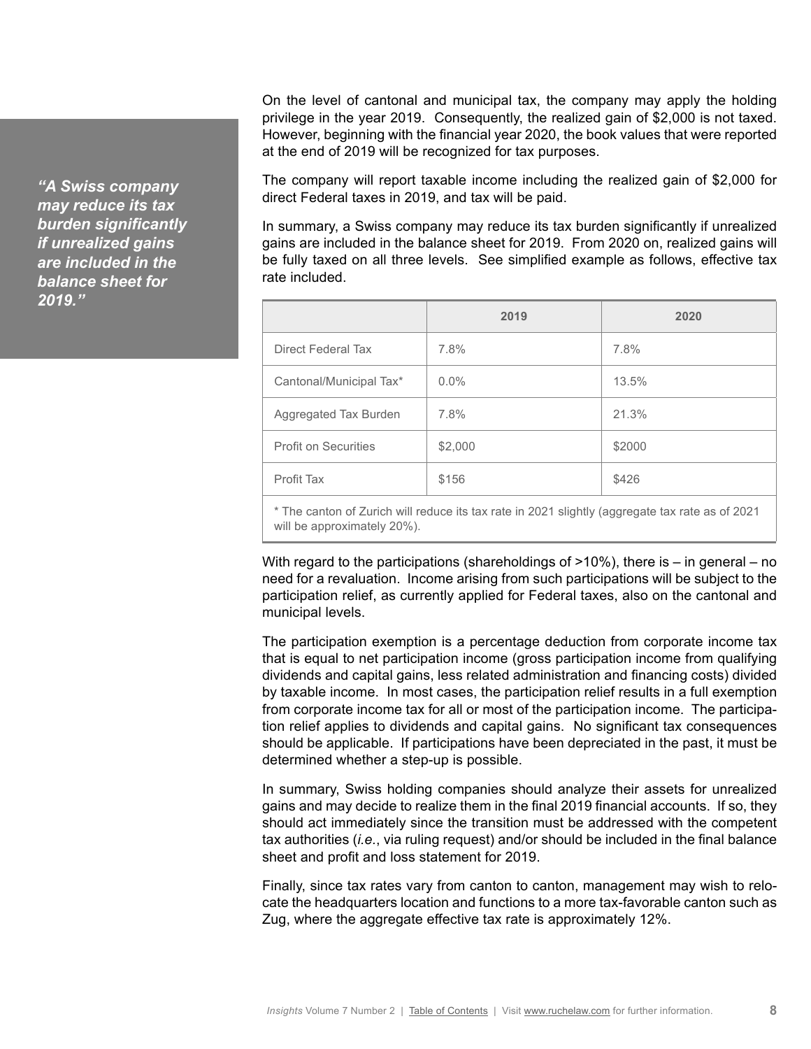> *"A Swiss company may reduce its tax burden significantly if unrealized gains are included in the balance sheet for 2019."*

On the level of cantonal and municipal tax, the company may apply the holding privilege in the year 2019. Consequently, the realized gain of $2,000 is not taxed. However, beginning with the financial year 2020, the book values that were reported at the end of 2019 will be recognized for tax purposes.

The company will report taxable income including the realized gain of $2,000 for direct Federal taxes in 2019, and tax will be paid.

In summary, a Swiss company may reduce its tax burden significantly if unrealized gains are included in the balance sheet for 2019. From 2020 on, realized gains will be fully taxed on all three levels. See simplified example as follows, effective tax rate included.

| | 2019 | 2020 |
|---|---|---|
| Direct Federal Tax | 7.8% | 7.8% |
| Cantonal/Municipal Tax* | 0.0% | 13.5% |
| Aggregated Tax Burden | 7.8% | 21.3% |
| Profit on Securities | $2,000 | $2000 |
| Profit Tax | $156 | $426 |

* The canton of Zurich will reduce its tax rate in 2021 slightly (aggregate tax rate as of 2021 will be approximately 20%).

With regard to the participations (shareholdings of >10%), there is – in general – no need for a revaluation. Income arising from such participations will be subject to the participation relief, as currently applied for Federal taxes, also on the cantonal and municipal levels.

The participation exemption is a percentage deduction from corporate income tax that is equal to net participation income (gross participation income from qualifying dividends and capital gains, less related administration and financing costs) divided by taxable income. In most cases, the participation relief results in a full exemption from corporate income tax for all or most of the participation income. The participation relief applies to dividends and capital gains. No significant tax consequences should be applicable. If participations have been depreciated in the past, it must be determined whether a step-up is possible.

In summary, Swiss holding companies should analyze their assets for unrealized gains and may decide to realize them in the final 2019 financial accounts. If so, they should act immediately since the transition must be addressed with the competent tax authorities (*i.e.*, via ruling request) and/or should be included in the final balance sheet and profit and loss statement for 2019.

Finally, since tax rates vary from canton to canton, management may wish to relocate the headquarters location and functions to a more tax-favorable canton such as Zug, where the aggregate effective tax rate is approximately 12%.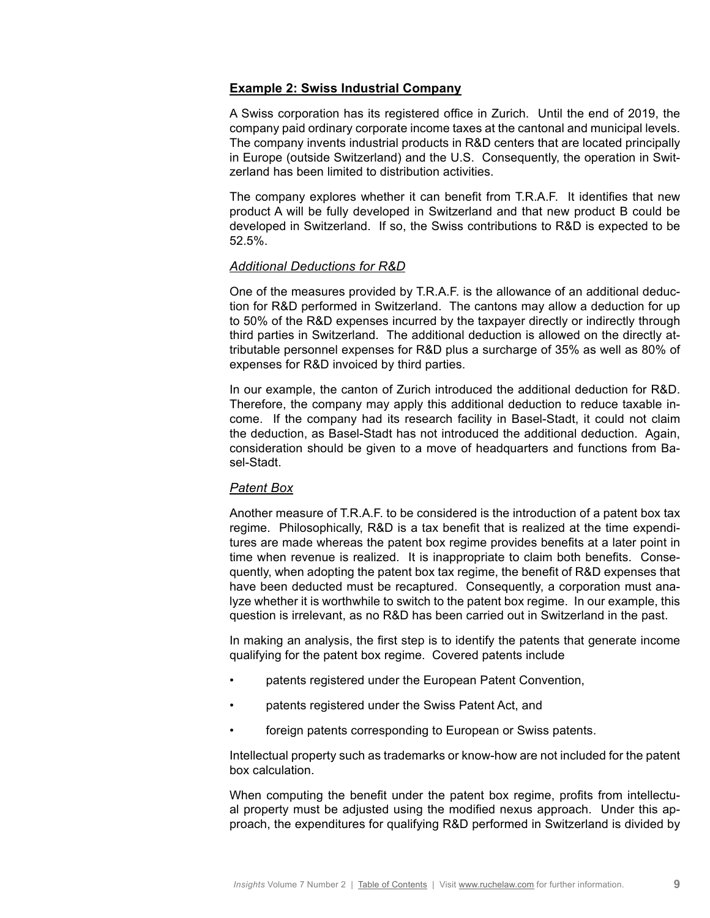**Example 2: Swiss Industrial Company**

A Swiss corporation has its registered office in Zurich. Until the end of 2019, the company paid ordinary corporate income taxes at the cantonal and municipal levels. The company invents industrial products in R&D centers that are located principally in Europe (outside Switzerland) and the U.S. Consequently, the operation in Switzerland has been limited to distribution activities.

The company explores whether it can benefit from T.R.A.F. It identifies that new product A will be fully developed in Switzerland and that new product B could be developed in Switzerland. If so, the Swiss contributions to R&D is expected to be 52.5%.

*Additional Deductions for R&D*

One of the measures provided by T.R.A.F. is the allowance of an additional deduction for R&D performed in Switzerland. The cantons may allow a deduction for up to 50% of the R&D expenses incurred by the taxpayer directly or indirectly through third parties in Switzerland. The additional deduction is allowed on the directly attributable personnel expenses for R&D plus a surcharge of 35% as well as 80% of expenses for R&D invoiced by third parties.

In our example, the canton of Zurich introduced the additional deduction for R&D. Therefore, the company may apply this additional deduction to reduce taxable income. If the company had its research facility in Basel-Stadt, it could not claim the deduction, as Basel-Stadt has not introduced the additional deduction. Again, consideration should be given to a move of headquarters and functions from Basel-Stadt.

*Patent Box*

Another measure of T.R.A.F. to be considered is the introduction of a patent box tax regime. Philosophically, R&D is a tax benefit that is realized at the time expenditures are made whereas the patent box regime provides benefits at a later point in time when revenue is realized. It is inappropriate to claim both benefits. Consequently, when adopting the patent box tax regime, the benefit of R&D expenses that have been deducted must be recaptured. Consequently, a corporation must analyze whether it is worthwhile to switch to the patent box regime. In our example, this question is irrelevant, as no R&D has been carried out in Switzerland in the past.

In making an analysis, the first step is to identify the patents that generate income qualifying for the patent box regime. Covered patents include

- patents registered under the European Patent Convention,
- patents registered under the Swiss Patent Act, and
- foreign patents corresponding to European or Swiss patents.

Intellectual property such as trademarks or know-how are not included for the patent box calculation.

When computing the benefit under the patent box regime, profits from intellectual property must be adjusted using the modified nexus approach. Under this approach, the expenditures for qualifying R&D performed in Switzerland is divided by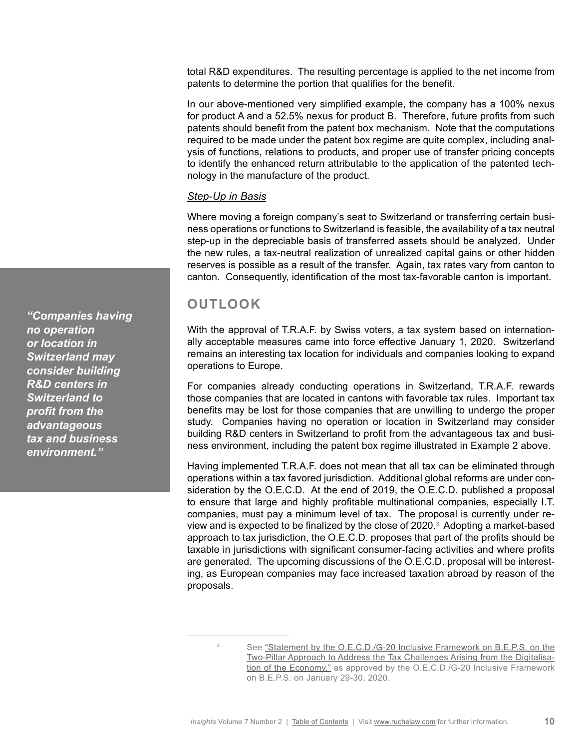total R&D expenditures. The resulting percentage is applied to the net income from patents to determine the portion that qualifies for the benefit.

In our above-mentioned very simplified example, the company has a 100% nexus for product A and a 52.5% nexus for product B. Therefore, future profits from such patents should benefit from the patent box mechanism. Note that the computations required to be made under the patent box regime are quite complex, including analysis of functions, relations to products, and proper use of transfer pricing concepts to identify the enhanced return attributable to the application of the patented technology in the manufacture of the product.

*Step-Up in Basis*

Where moving a foreign company's seat to Switzerland or transferring certain business operations or functions to Switzerland is feasible, the availability of a tax neutral step-up in the depreciable basis of transferred assets should be analyzed. Under the new rules, a tax-neutral realization of unrealized capital gains or other hidden reserves is possible as a result of the transfer. Again, tax rates vary from canton to canton. Consequently, identification of the most tax-favorable canton is important.

## OUTLOOK

With the approval of T.R.A.F. by Swiss voters, a tax system based on internationally acceptable measures came into force effective January 1, 2020. Switzerland remains an interesting tax location for individuals and companies looking to expand operations to Europe.

For companies already conducting operations in Switzerland, T.R.A.F. rewards those companies that are located in cantons with favorable tax rules. Important tax benefits may be lost for those companies that are unwilling to undergo the proper study. Companies having no operation or location in Switzerland may consider building R&D centers in Switzerland to profit from the advantageous tax and business environment, including the patent box regime illustrated in Example 2 above.

> ***"Companies having no operation or location in Switzerland may consider building R&D centers in Switzerland to profit from the advantageous tax and business environment."***

Having implemented T.R.A.F. does not mean that all tax can be eliminated through operations within a tax favored jurisdiction. Additional global reforms are under consideration by the O.E.C.D. At the end of 2019, the O.E.C.D. published a proposal to ensure that large and highly profitable multinational companies, especially I.T. companies, must pay a minimum level of tax. The proposal is currently under review and is expected to be finalized by the close of 2020.[3] Adopting a market-based approach to tax jurisdiction, the O.E.C.D. proposes that part of the profits should be taxable in jurisdictions with significant consumer-facing activities and where profits are generated. The upcoming discussions of the O.E.C.D. proposal will be interesting, as European companies may face increased taxation abroad by reason of the proposals.

---

[3] See "Statement by the O.E.C.D./G-20 Inclusive Framework on B.E.P.S. on the Two-Pillar Approach to Address the Tax Challenges Arising from the Digitalisation of the Economy," as approved by the O.E.C.D./G-20 Inclusive Framework on B.E.P.S. on January 29-30, 2020.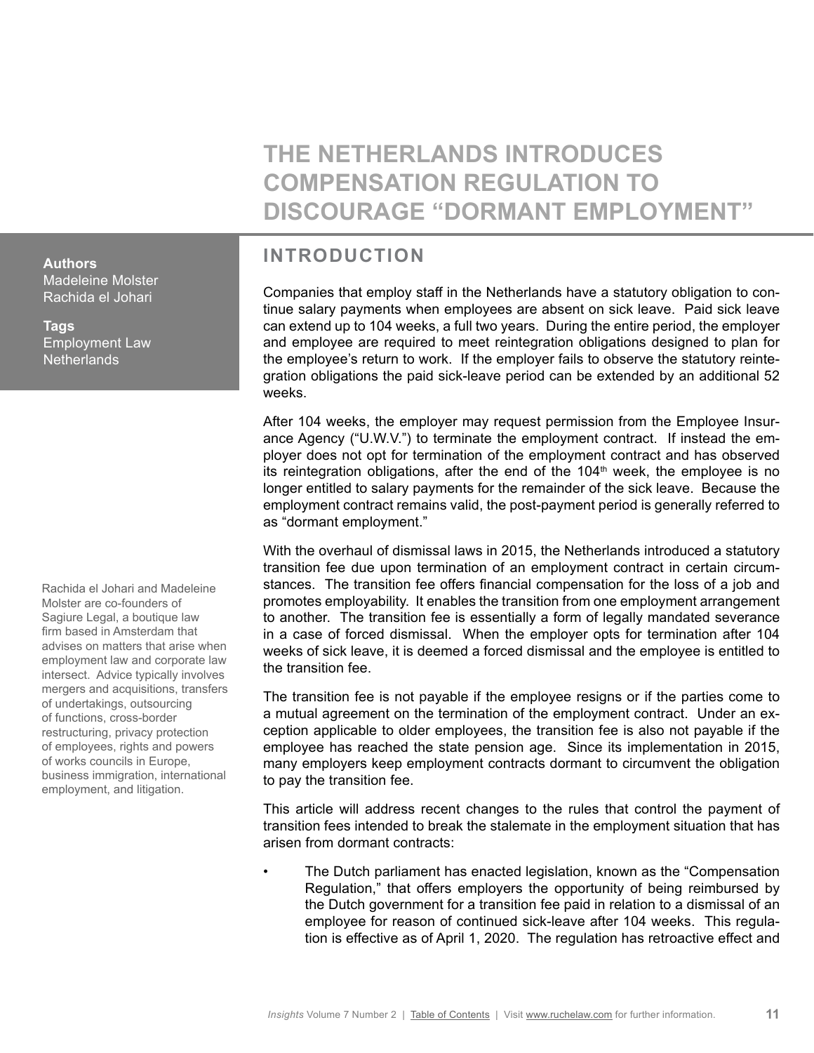# THE NETHERLANDS INTRODUCES COMPENSATION REGULATION TO DISCOURAGE "DORMANT EMPLOYMENT"

**Authors**
Madeleine Molster
Rachida el Johari

**Tags**
Employment Law
Netherlands

Rachida el Johari and Madeleine Molster are co-founders of Sagiure Legal, a boutique law firm based in Amsterdam that advises on matters that arise when employment law and corporate law intersect. Advice typically involves mergers and acquisitions, transfers of undertakings, outsourcing of functions, cross-border restructuring, privacy protection of employees, rights and powers of works councils in Europe, business immigration, international employment, and litigation.

## INTRODUCTION

Companies that employ staff in the Netherlands have a statutory obligation to continue salary payments when employees are absent on sick leave. Paid sick leave can extend up to 104 weeks, a full two years. During the entire period, the employer and employee are required to meet reintegration obligations designed to plan for the employee's return to work. If the employer fails to observe the statutory reintegration obligations the paid sick-leave period can be extended by an additional 52 weeks.

After 104 weeks, the employer may request permission from the Employee Insurance Agency ("U.W.V.") to terminate the employment contract. If instead the employer does not opt for termination of the employment contract and has observed its reintegration obligations, after the end of the 104th week, the employee is no longer entitled to salary payments for the remainder of the sick leave. Because the employment contract remains valid, the post-payment period is generally referred to as "dormant employment."

With the overhaul of dismissal laws in 2015, the Netherlands introduced a statutory transition fee due upon termination of an employment contract in certain circumstances. The transition fee offers financial compensation for the loss of a job and promotes employability. It enables the transition from one employment arrangement to another. The transition fee is essentially a form of legally mandated severance in a case of forced dismissal. When the employer opts for termination after 104 weeks of sick leave, it is deemed a forced dismissal and the employee is entitled to the transition fee.

The transition fee is not payable if the employee resigns or if the parties come to a mutual agreement on the termination of the employment contract. Under an exception applicable to older employees, the transition fee is also not payable if the employee has reached the state pension age. Since its implementation in 2015, many employers keep employment contracts dormant to circumvent the obligation to pay the transition fee.

This article will address recent changes to the rules that control the payment of transition fees intended to break the stalemate in the employment situation that has arisen from dormant contracts:

- The Dutch parliament has enacted legislation, known as the "Compensation Regulation," that offers employers the opportunity of being reimbursed by the Dutch government for a transition fee paid in relation to a dismissal of an employee for reason of continued sick-leave after 104 weeks. This regulation is effective as of April 1, 2020. The regulation has retroactive effect and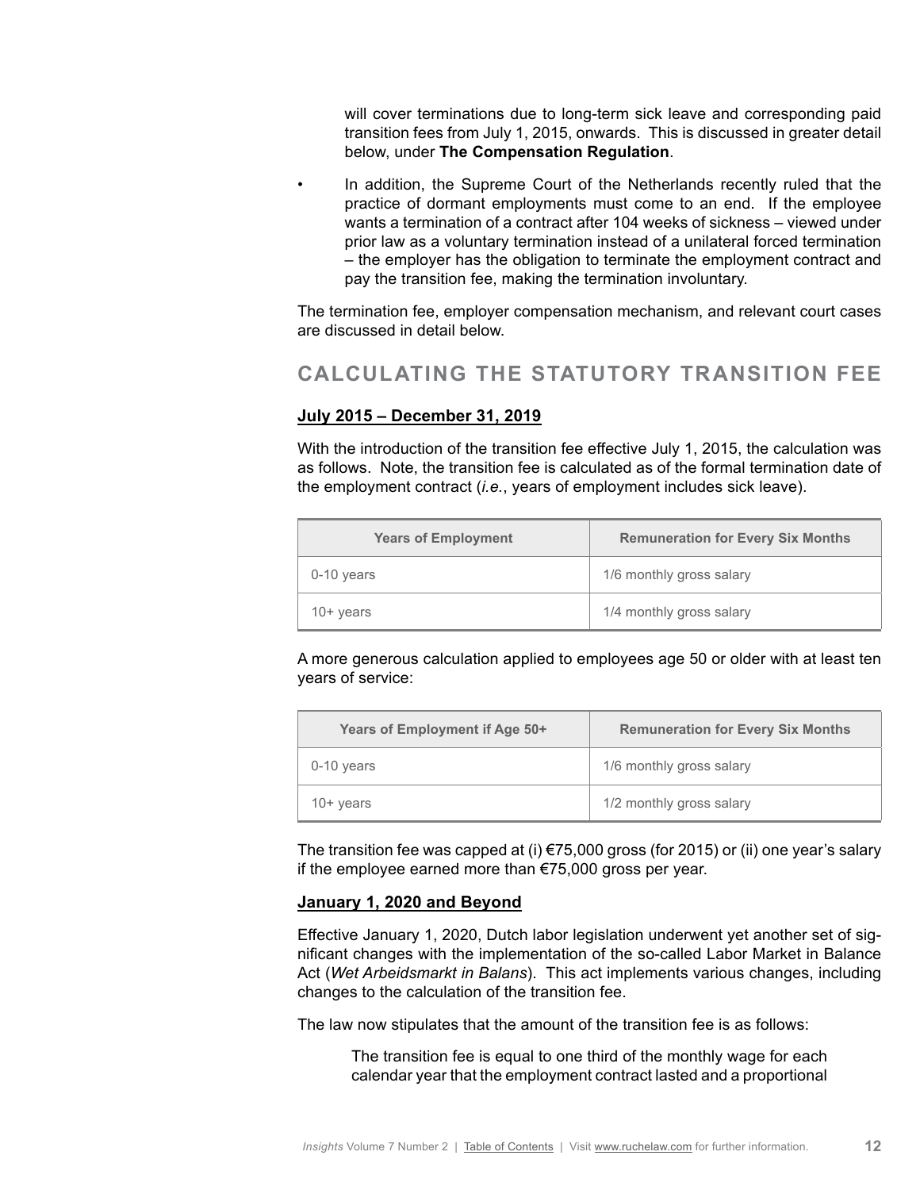will cover terminations due to long-term sick leave and corresponding paid transition fees from July 1, 2015, onwards. This is discussed in greater detail below, under **The Compensation Regulation**.

- In addition, the Supreme Court of the Netherlands recently ruled that the practice of dormant employments must come to an end. If the employee wants a termination of a contract after 104 weeks of sickness – viewed under prior law as a voluntary termination instead of a unilateral forced termination – the employer has the obligation to terminate the employment contract and pay the transition fee, making the termination involuntary.

The termination fee, employer compensation mechanism, and relevant court cases are discussed in detail below.

## CALCULATING THE STATUTORY TRANSITION FEE

**July 2015 – December 31, 2019**

With the introduction of the transition fee effective July 1, 2015, the calculation was as follows. Note, the transition fee is calculated as of the formal termination date of the employment contract (*i.e.*, years of employment includes sick leave).

| Years of Employment | Remuneration for Every Six Months |
|---|---|
| 0-10 years | 1/6 monthly gross salary |
| 10+ years | 1/4 monthly gross salary |

A more generous calculation applied to employees age 50 or older with at least ten years of service:

| Years of Employment if Age 50+ | Remuneration for Every Six Months |
|---|---|
| 0-10 years | 1/6 monthly gross salary |
| 10+ years | 1/2 monthly gross salary |

The transition fee was capped at (i) €75,000 gross (for 2015) or (ii) one year's salary if the employee earned more than €75,000 gross per year.

**January 1, 2020 and Beyond**

Effective January 1, 2020, Dutch labor legislation underwent yet another set of significant changes with the implementation of the so-called Labor Market in Balance Act (*Wet Arbeidsmarkt in Balans*). This act implements various changes, including changes to the calculation of the transition fee.

The law now stipulates that the amount of the transition fee is as follows:

> The transition fee is equal to one third of the monthly wage for each calendar year that the employment contract lasted and a proportional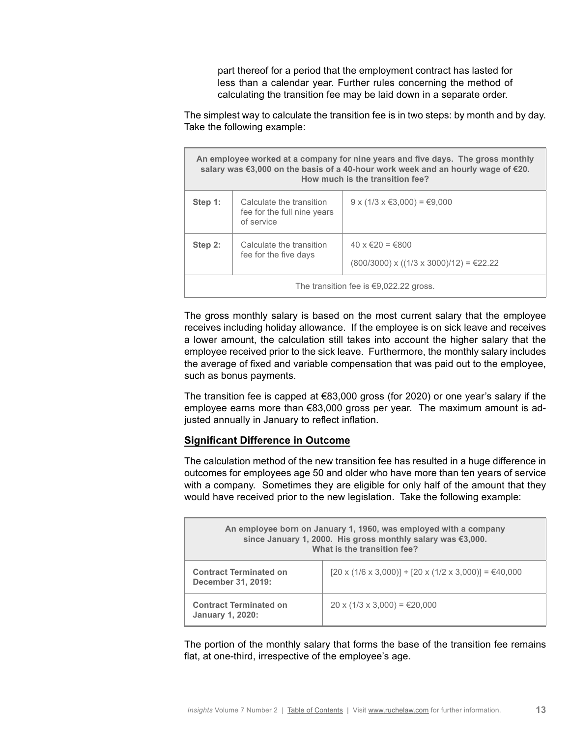part thereof for a period that the employment contract has lasted for less than a calendar year. Further rules concerning the method of calculating the transition fee may be laid down in a separate order.

The simplest way to calculate the transition fee is in two steps: by month and by day. Take the following example:

| **An employee worked at a company for nine years and five days. The gross monthly salary was €3,000 on the basis of a 40-hour work week and an hourly wage of €20. How much is the transition fee?** | | |
|---|---|---|
| **Step 1:** | Calculate the transition fee for the full nine years of service | 9 x (1/3 x €3,000) = €9,000 |
| **Step 2:** | Calculate the transition fee for the five days | 40 x €20 = €800<br>(800/3000) x ((1/3 x 3000)/12) = €22.22 |
| The transition fee is €9,022.22 gross. | | |

The gross monthly salary is based on the most current salary that the employee receives including holiday allowance. If the employee is on sick leave and receives a lower amount, the calculation still takes into account the higher salary that the employee received prior to the sick leave. Furthermore, the monthly salary includes the average of fixed and variable compensation that was paid out to the employee, such as bonus payments.

The transition fee is capped at €83,000 gross (for 2020) or one year's salary if the employee earns more than €83,000 gross per year. The maximum amount is adjusted annually in January to reflect inflation.

**Significant Difference in Outcome**

The calculation method of the new transition fee has resulted in a huge difference in outcomes for employees age 50 and older who have more than ten years of service with a company. Sometimes they are eligible for only half of the amount that they would have received prior to the new legislation. Take the following example:

| **An employee born on January 1, 1960, was employed with a company since January 1, 2000. His gross monthly salary was €3,000. What is the transition fee?** | |
|---|---|
| **Contract Terminated on December 31, 2019:** | [20 x (1/6 x 3,000)] + [20 x (1/2 x 3,000)] = €40,000 |
| **Contract Terminated on January 1, 2020:** | 20 x (1/3 x 3,000) = €20,000 |

The portion of the monthly salary that forms the base of the transition fee remains flat, at one-third, irrespective of the employee's age.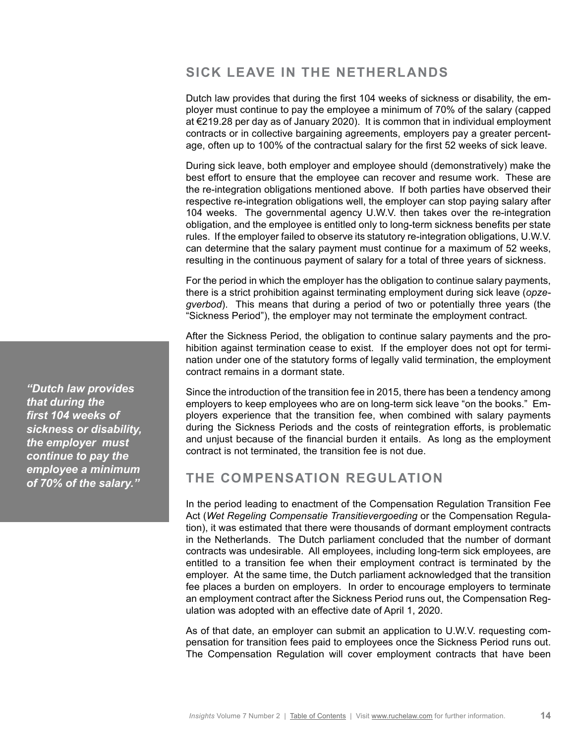## SICK LEAVE IN THE NETHERLANDS

Dutch law provides that during the first 104 weeks of sickness or disability, the employer must continue to pay the employee a minimum of 70% of the salary (capped at €219.28 per day as of January 2020). It is common that in individual employment contracts or in collective bargaining agreements, employers pay a greater percentage, often up to 100% of the contractual salary for the first 52 weeks of sick leave.

During sick leave, both employer and employee should (demonstratively) make the best effort to ensure that the employee can recover and resume work. These are the re-integration obligations mentioned above. If both parties have observed their respective re-integration obligations well, the employer can stop paying salary after 104 weeks. The governmental agency U.W.V. then takes over the re-integration obligation, and the employee is entitled only to long-term sickness benefits per state rules. If the employer failed to observe its statutory re-integration obligations, U.W.V. can determine that the salary payment must continue for a maximum of 52 weeks, resulting in the continuous payment of salary for a total of three years of sickness.

For the period in which the employer has the obligation to continue salary payments, there is a strict prohibition against terminating employment during sick leave (*opzegverbod*). This means that during a period of two or potentially three years (the "Sickness Period"), the employer may not terminate the employment contract.

After the Sickness Period, the obligation to continue salary payments and the prohibition against termination cease to exist. If the employer does not opt for termination under one of the statutory forms of legally valid termination, the employment contract remains in a dormant state.

> ***"Dutch law provides that during the first 104 weeks of sickness or disability, the employer must continue to pay the employee a minimum of 70% of the salary."***

Since the introduction of the transition fee in 2015, there has been a tendency among employers to keep employees who are on long-term sick leave "on the books." Employers experience that the transition fee, when combined with salary payments during the Sickness Periods and the costs of reintegration efforts, is problematic and unjust because of the financial burden it entails. As long as the employment contract is not terminated, the transition fee is not due.

## THE COMPENSATION REGULATION

In the period leading to enactment of the Compensation Regulation Transition Fee Act (*Wet Regeling Compensatie Transitievergoeding* or the Compensation Regulation), it was estimated that there were thousands of dormant employment contracts in the Netherlands. The Dutch parliament concluded that the number of dormant contracts was undesirable. All employees, including long-term sick employees, are entitled to a transition fee when their employment contract is terminated by the employer. At the same time, the Dutch parliament acknowledged that the transition fee places a burden on employers. In order to encourage employers to terminate an employment contract after the Sickness Period runs out, the Compensation Regulation was adopted with an effective date of April 1, 2020.

As of that date, an employer can submit an application to U.W.V. requesting compensation for transition fees paid to employees once the Sickness Period runs out. The Compensation Regulation will cover employment contracts that have been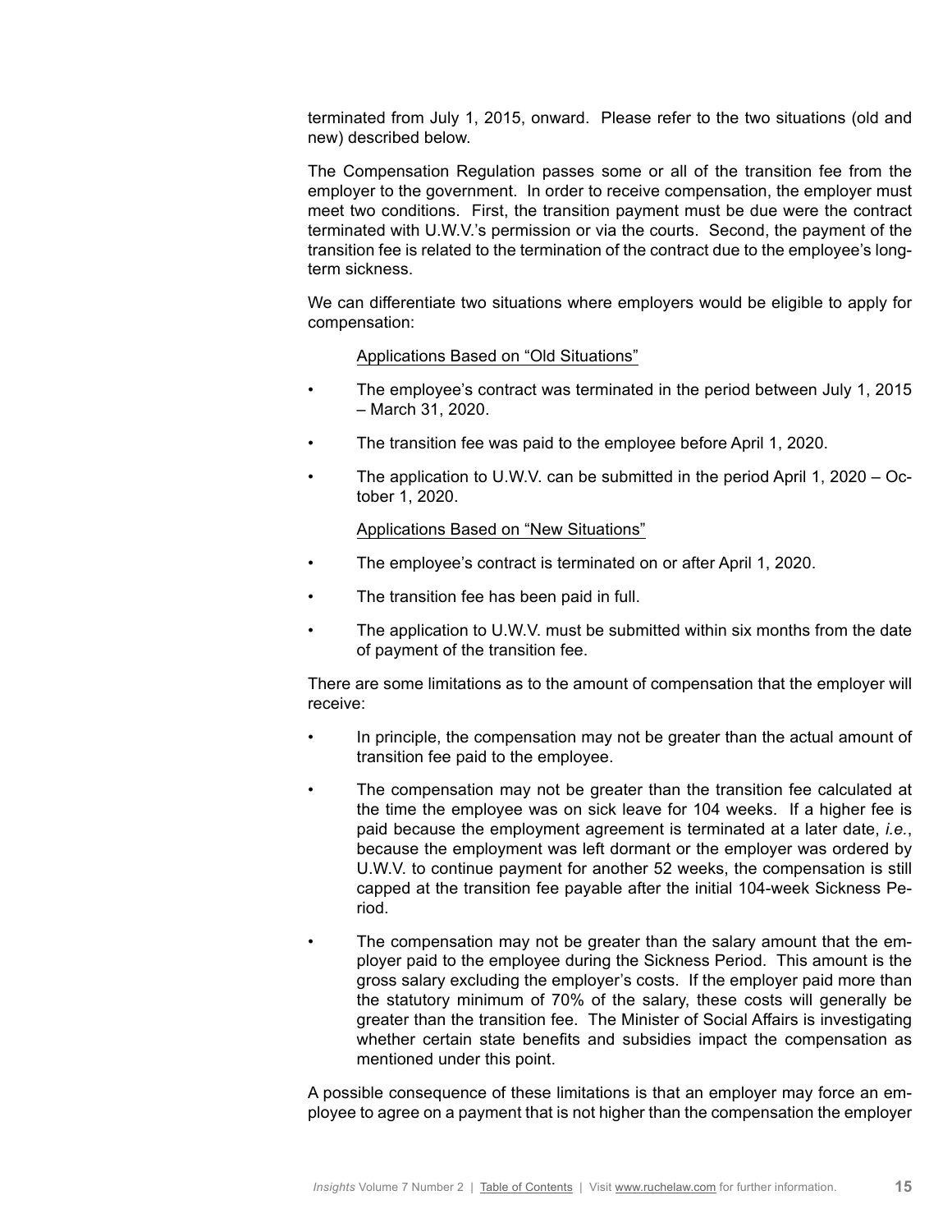terminated from July 1, 2015, onward. Please refer to the two situations (old and new) described below.

The Compensation Regulation passes some or all of the transition fee from the employer to the government. In order to receive compensation, the employer must meet two conditions. First, the transition payment must be due were the contract terminated with U.W.V.'s permission or via the courts. Second, the payment of the transition fee is related to the termination of the contract due to the employee's long-term sickness.

We can differentiate two situations where employers would be eligible to apply for compensation:

Applications Based on "Old Situations"

- The employee's contract was terminated in the period between July 1, 2015 – March 31, 2020.
- The transition fee was paid to the employee before April 1, 2020.
- The application to U.W.V. can be submitted in the period April 1, 2020 – October 1, 2020.

Applications Based on "New Situations"

- The employee's contract is terminated on or after April 1, 2020.
- The transition fee has been paid in full.
- The application to U.W.V. must be submitted within six months from the date of payment of the transition fee.

There are some limitations as to the amount of compensation that the employer will receive:

- In principle, the compensation may not be greater than the actual amount of transition fee paid to the employee.
- The compensation may not be greater than the transition fee calculated at the time the employee was on sick leave for 104 weeks. If a higher fee is paid because the employment agreement is terminated at a later date, *i.e.*, because the employment was left dormant or the employer was ordered by U.W.V. to continue payment for another 52 weeks, the compensation is still capped at the transition fee payable after the initial 104-week Sickness Period.
- The compensation may not be greater than the salary amount that the employer paid to the employee during the Sickness Period. This amount is the gross salary excluding the employer's costs. If the employer paid more than the statutory minimum of 70% of the salary, these costs will generally be greater than the transition fee. The Minister of Social Affairs is investigating whether certain state benefits and subsidies impact the compensation as mentioned under this point.

A possible consequence of these limitations is that an employer may force an employee to agree on a payment that is not higher than the compensation the employer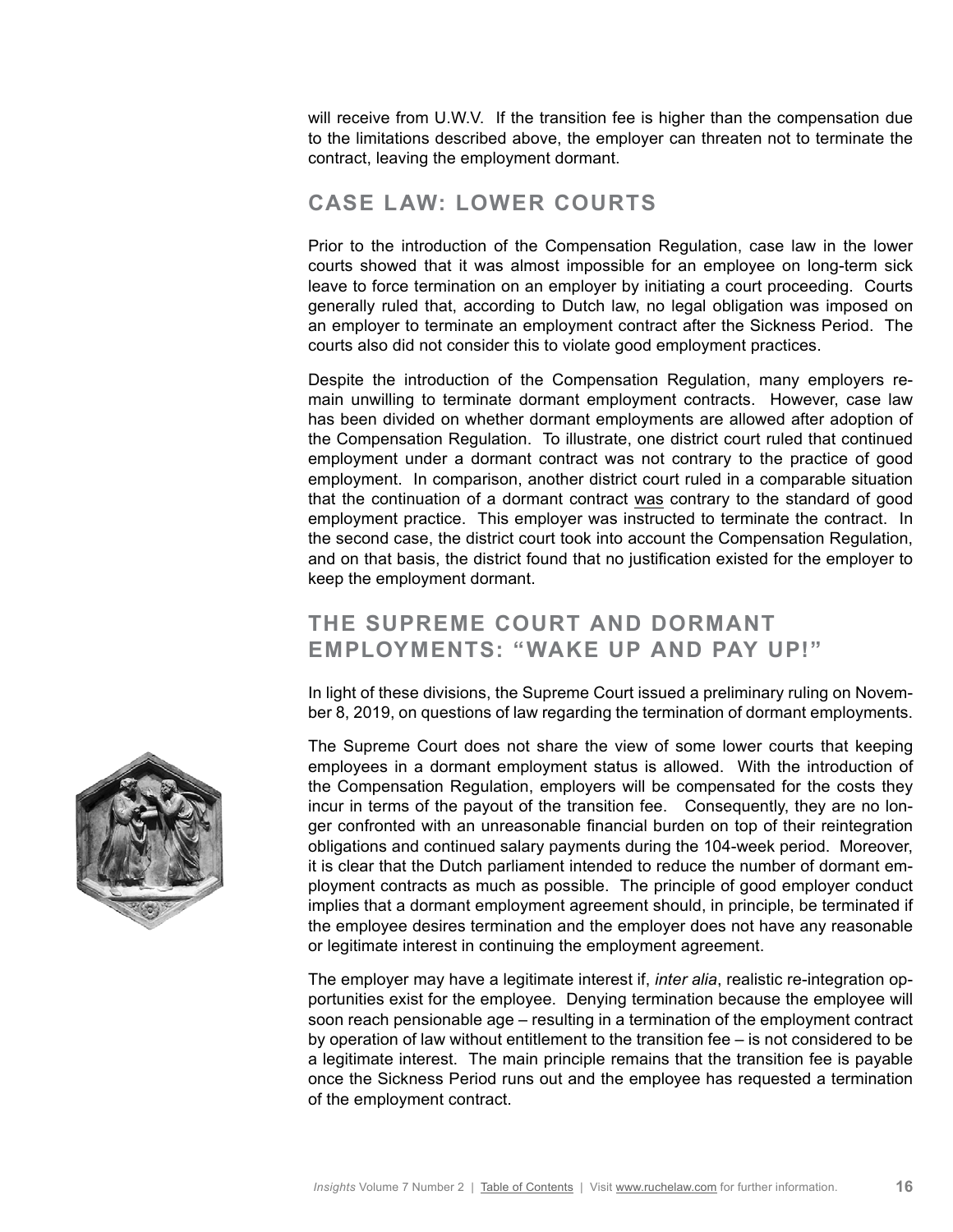will receive from U.W.V. If the transition fee is higher than the compensation due to the limitations described above, the employer can threaten not to terminate the contract, leaving the employment dormant.

## CASE LAW: LOWER COURTS

Prior to the introduction of the Compensation Regulation, case law in the lower courts showed that it was almost impossible for an employee on long-term sick leave to force termination on an employer by initiating a court proceeding. Courts generally ruled that, according to Dutch law, no legal obligation was imposed on an employer to terminate an employment contract after the Sickness Period. The courts also did not consider this to violate good employment practices.

Despite the introduction of the Compensation Regulation, many employers remain unwilling to terminate dormant employment contracts. However, case law has been divided on whether dormant employments are allowed after adoption of the Compensation Regulation. To illustrate, one district court ruled that continued employment under a dormant contract was not contrary to the practice of good employment. In comparison, another district court ruled in a comparable situation that the continuation of a dormant contract was contrary to the standard of good employment practice. This employer was instructed to terminate the contract. In the second case, the district court took into account the Compensation Regulation, and on that basis, the district found that no justification existed for the employer to keep the employment dormant.

## THE SUPREME COURT AND DORMANT EMPLOYMENTS: "WAKE UP AND PAY UP!"

In light of these divisions, the Supreme Court issued a preliminary ruling on November 8, 2019, on questions of law regarding the termination of dormant employments.

The Supreme Court does not share the view of some lower courts that keeping employees in a dormant employment status is allowed. With the introduction of the Compensation Regulation, employers will be compensated for the costs they incur in terms of the payout of the transition fee. Consequently, they are no longer confronted with an unreasonable financial burden on top of their reintegration obligations and continued salary payments during the 104-week period. Moreover, it is clear that the Dutch parliament intended to reduce the number of dormant employment contracts as much as possible. The principle of good employer conduct implies that a dormant employment agreement should, in principle, be terminated if the employee desires termination and the employer does not have any reasonable or legitimate interest in continuing the employment agreement.

The employer may have a legitimate interest if, *inter alia*, realistic re-integration opportunities exist for the employee. Denying termination because the employee will soon reach pensionable age – resulting in a termination of the employment contract by operation of law without entitlement to the transition fee – is not considered to be a legitimate interest. The main principle remains that the transition fee is payable once the Sickness Period runs out and the employee has requested a termination of the employment contract.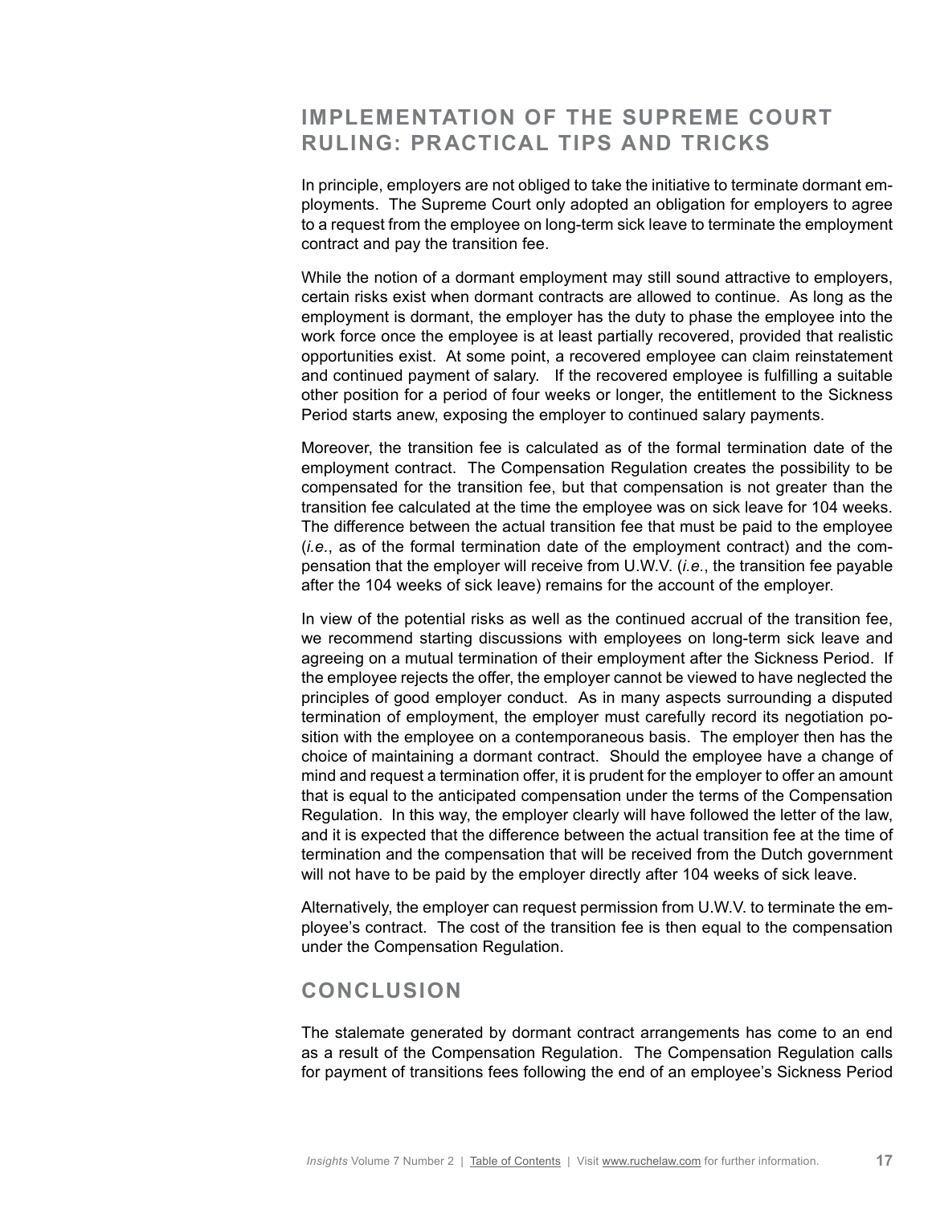## IMPLEMENTATION OF THE SUPREME COURT RULING: PRACTICAL TIPS AND TRICKS

In principle, employers are not obliged to take the initiative to terminate dormant employments. The Supreme Court only adopted an obligation for employers to agree to a request from the employee on long-term sick leave to terminate the employment contract and pay the transition fee.

While the notion of a dormant employment may still sound attractive to employers, certain risks exist when dormant contracts are allowed to continue. As long as the employment is dormant, the employer has the duty to phase the employee into the work force once the employee is at least partially recovered, provided that realistic opportunities exist. At some point, a recovered employee can claim reinstatement and continued payment of salary. If the recovered employee is fulfilling a suitable other position for a period of four weeks or longer, the entitlement to the Sickness Period starts anew, exposing the employer to continued salary payments.

Moreover, the transition fee is calculated as of the formal termination date of the employment contract. The Compensation Regulation creates the possibility to be compensated for the transition fee, but that compensation is not greater than the transition fee calculated at the time the employee was on sick leave for 104 weeks. The difference between the actual transition fee that must be paid to the employee (*i.e.*, as of the formal termination date of the employment contract) and the compensation that the employer will receive from U.W.V. (*i.e.*, the transition fee payable after the 104 weeks of sick leave) remains for the account of the employer.

In view of the potential risks as well as the continued accrual of the transition fee, we recommend starting discussions with employees on long-term sick leave and agreeing on a mutual termination of their employment after the Sickness Period. If the employee rejects the offer, the employer cannot be viewed to have neglected the principles of good employer conduct. As in many aspects surrounding a disputed termination of employment, the employer must carefully record its negotiation position with the employee on a contemporaneous basis. The employer then has the choice of maintaining a dormant contract. Should the employee have a change of mind and request a termination offer, it is prudent for the employer to offer an amount that is equal to the anticipated compensation under the terms of the Compensation Regulation. In this way, the employer clearly will have followed the letter of the law, and it is expected that the difference between the actual transition fee at the time of termination and the compensation that will be received from the Dutch government will not have to be paid by the employer directly after 104 weeks of sick leave.

Alternatively, the employer can request permission from U.W.V. to terminate the employee's contract. The cost of the transition fee is then equal to the compensation under the Compensation Regulation.

## CONCLUSION

The stalemate generated by dormant contract arrangements has come to an end as a result of the Compensation Regulation. The Compensation Regulation calls for payment of transitions fees following the end of an employee's Sickness Period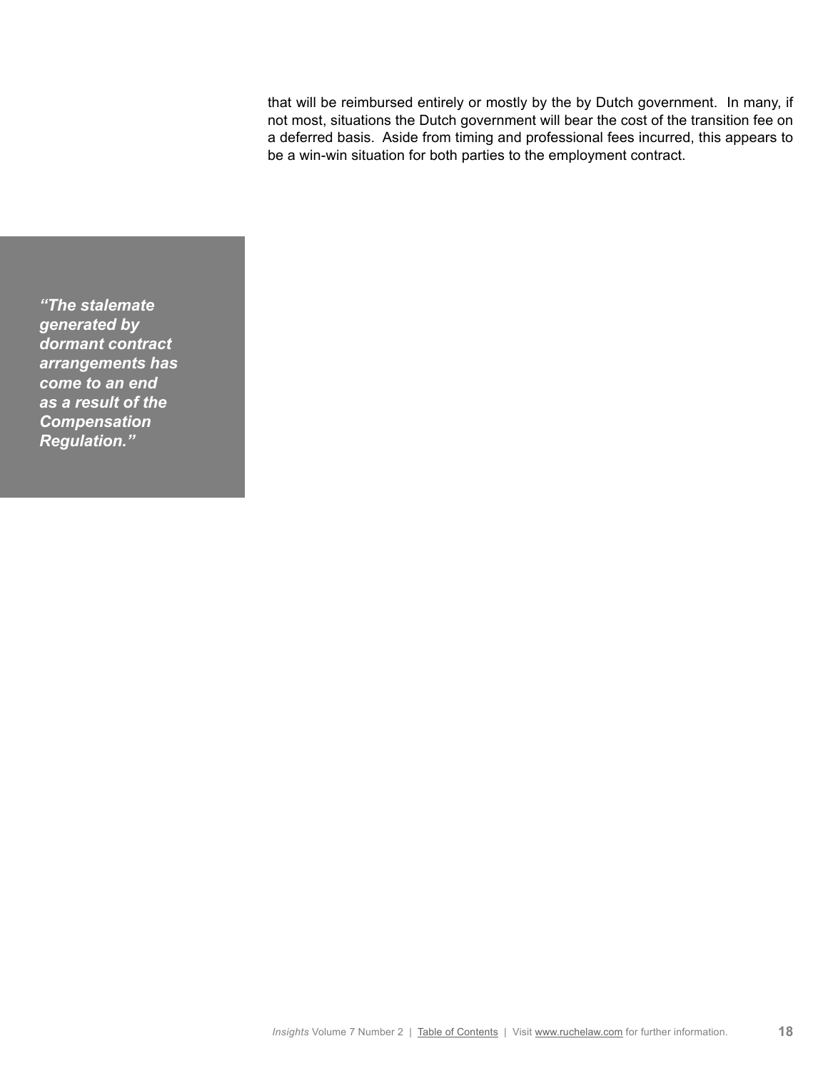that will be reimbursed entirely or mostly by the by Dutch government. In many, if not most, situations the Dutch government will bear the cost of the transition fee on a deferred basis. Aside from timing and professional fees incurred, this appears to be a win-win situation for both parties to the employment contract.

> ***"The stalemate generated by dormant contract arrangements has come to an end as a result of the Compensation Regulation."***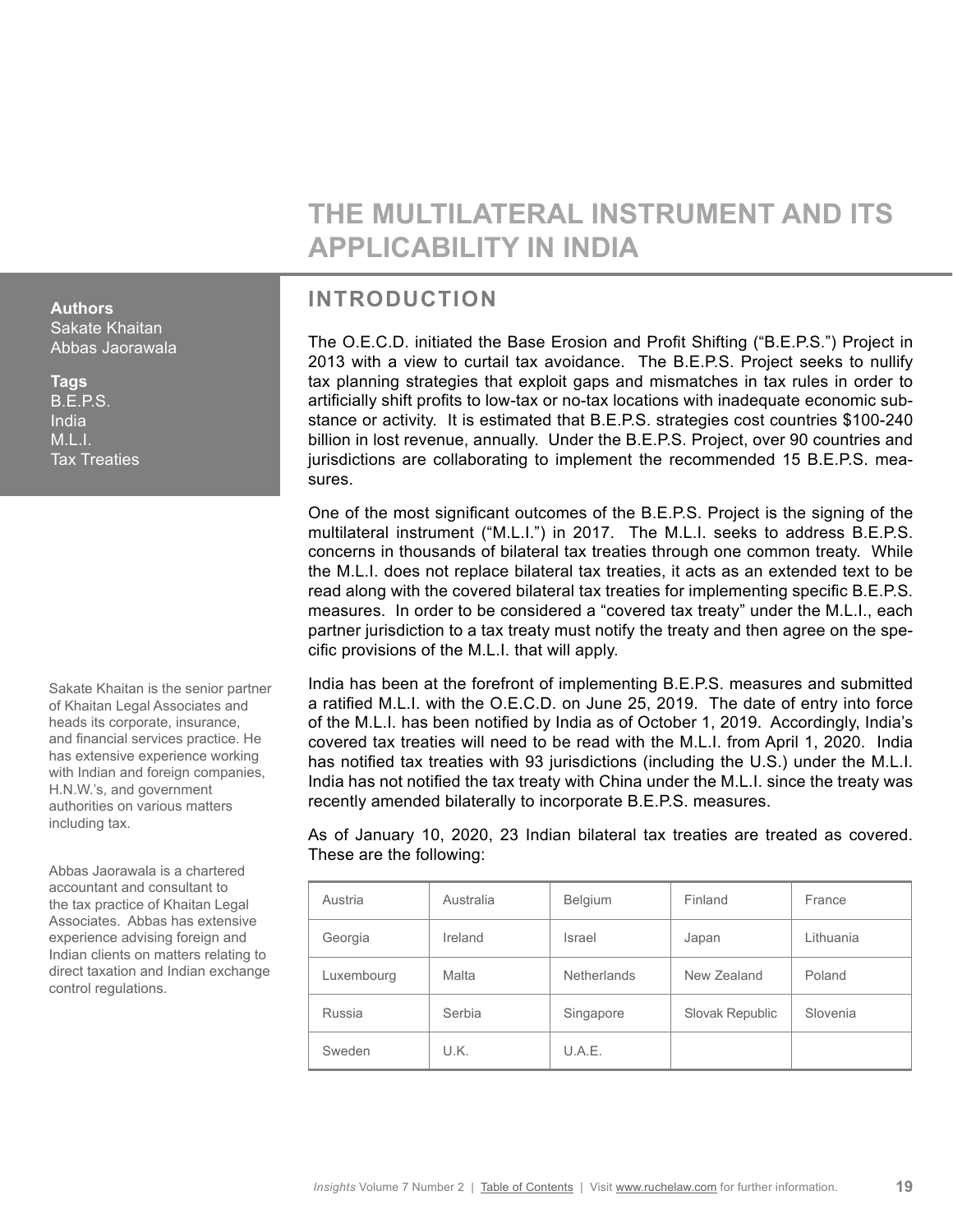# THE MULTILATERAL INSTRUMENT AND ITS APPLICABILITY IN INDIA

**Authors**
Sakate Khaitan
Abbas Jaorawala

**Tags**
B.E.P.S.
India
M.L.I.
Tax Treaties

Sakate Khaitan is the senior partner of Khaitan Legal Associates and heads its corporate, insurance, and financial services practice. He has extensive experience working with Indian and foreign companies, H.N.W.'s, and government authorities on various matters including tax.

Abbas Jaorawala is a chartered accountant and consultant to the tax practice of Khaitan Legal Associates. Abbas has extensive experience advising foreign and Indian clients on matters relating to direct taxation and Indian exchange control regulations.

## INTRODUCTION

The O.E.C.D. initiated the Base Erosion and Profit Shifting ("B.E.P.S.") Project in 2013 with a view to curtail tax avoidance. The B.E.P.S. Project seeks to nullify tax planning strategies that exploit gaps and mismatches in tax rules in order to artificially shift profits to low-tax or no-tax locations with inadequate economic substance or activity. It is estimated that B.E.P.S. strategies cost countries $100-240 billion in lost revenue, annually. Under the B.E.P.S. Project, over 90 countries and jurisdictions are collaborating to implement the recommended 15 B.E.P.S. measures.

One of the most significant outcomes of the B.E.P.S. Project is the signing of the multilateral instrument ("M.L.I.") in 2017. The M.L.I. seeks to address B.E.P.S. concerns in thousands of bilateral tax treaties through one common treaty. While the M.L.I. does not replace bilateral tax treaties, it acts as an extended text to be read along with the covered bilateral tax treaties for implementing specific B.E.P.S. measures. In order to be considered a "covered tax treaty" under the M.L.I., each partner jurisdiction to a tax treaty must notify the treaty and then agree on the specific provisions of the M.L.I. that will apply.

India has been at the forefront of implementing B.E.P.S. measures and submitted a ratified M.L.I. with the O.E.C.D. on June 25, 2019. The date of entry into force of the M.L.I. has been notified by India as of October 1, 2019. Accordingly, India's covered tax treaties will need to be read with the M.L.I. from April 1, 2020. India has notified tax treaties with 93 jurisdictions (including the U.S.) under the M.L.I. India has not notified the tax treaty with China under the M.L.I. since the treaty was recently amended bilaterally to incorporate B.E.P.S. measures.

As of January 10, 2020, 23 Indian bilateral tax treaties are treated as covered. These are the following:

| | | | | |
|---|---|---|---|---|
| Austria | Australia | Belgium | Finland | France |
| Georgia | Ireland | Israel | Japan | Lithuania |
| Luxembourg | Malta | Netherlands | New Zealand | Poland |
| Russia | Serbia | Singapore | Slovak Republic | Slovenia |
| Sweden | U.K. | U.A.E. | | |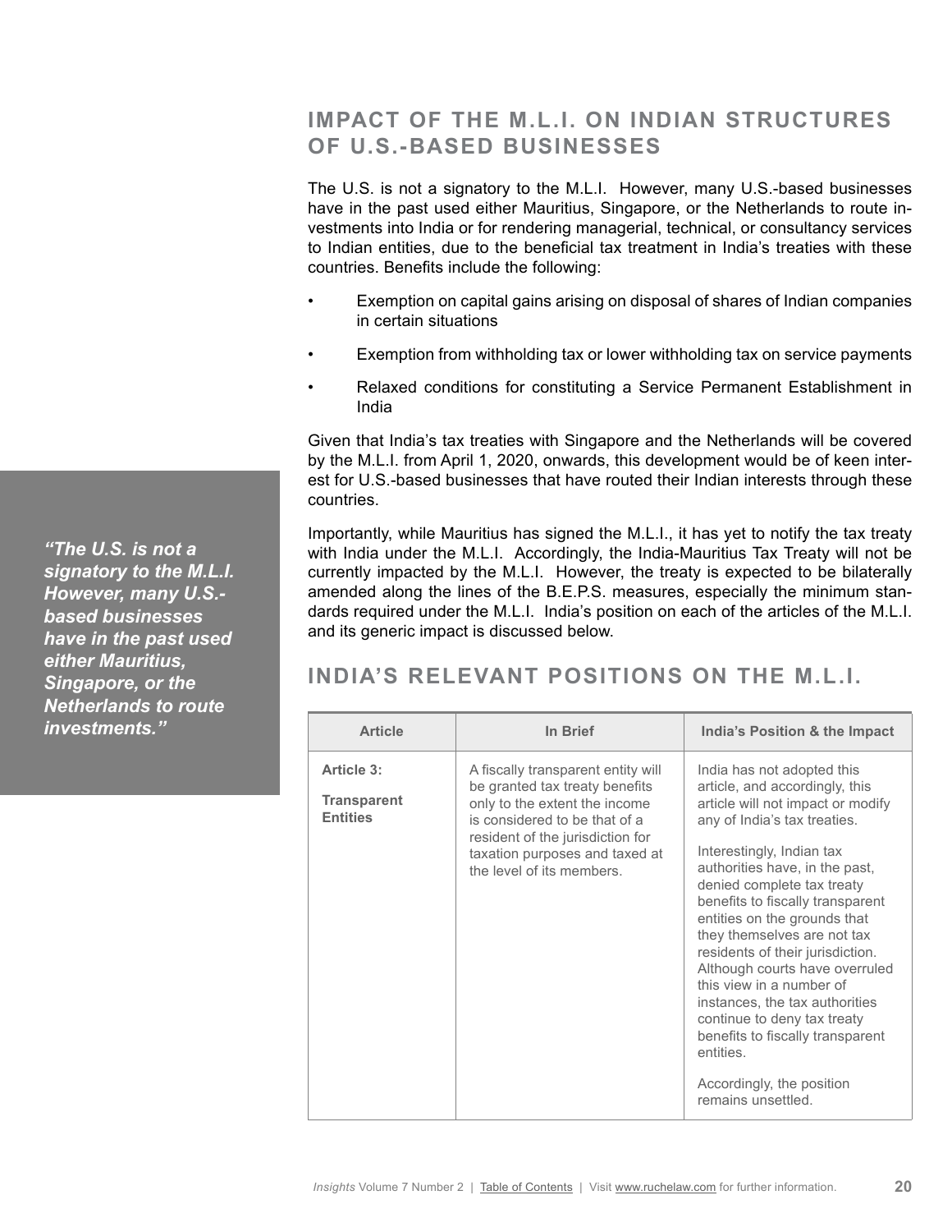## IMPACT OF THE M.L.I. ON INDIAN STRUCTURES OF U.S.-BASED BUSINESSES

The U.S. is not a signatory to the M.L.I. However, many U.S.-based businesses have in the past used either Mauritius, Singapore, or the Netherlands to route investments into India or for rendering managerial, technical, or consultancy services to Indian entities, due to the beneficial tax treatment in India's treaties with these countries. Benefits include the following:

- Exemption on capital gains arising on disposal of shares of Indian companies in certain situations
- Exemption from withholding tax or lower withholding tax on service payments
- Relaxed conditions for constituting a Service Permanent Establishment in India

Given that India's tax treaties with Singapore and the Netherlands will be covered by the M.L.I. from April 1, 2020, onwards, this development would be of keen interest for U.S.-based businesses that have routed their Indian interests through these countries.

*"The U.S. is not a signatory to the M.L.I. However, many U.S.-based businesses have in the past used either Mauritius, Singapore, or the Netherlands to route investments."*

Importantly, while Mauritius has signed the M.L.I., it has yet to notify the tax treaty with India under the M.L.I. Accordingly, the India-Mauritius Tax Treaty will not be currently impacted by the M.L.I. However, the treaty is expected to be bilaterally amended along the lines of the B.E.P.S. measures, especially the minimum standards required under the M.L.I. India's position on each of the articles of the M.L.I. and its generic impact is discussed below.

## INDIA'S RELEVANT POSITIONS ON THE M.L.I.

| Article | In Brief | India's Position & the Impact |
|---|---|---|
| **Article 3:**<br><br>**Transparent Entities** | A fiscally transparent entity will be granted tax treaty benefits only to the extent the income is considered to be that of a resident of the jurisdiction for taxation purposes and taxed at the level of its members. | India has not adopted this article, and accordingly, this article will not impact or modify any of India's tax treaties.<br><br>Interestingly, Indian tax authorities have, in the past, denied complete tax treaty benefits to fiscally transparent entities on the grounds that they themselves are not tax residents of their jurisdiction. Although courts have overruled this view in a number of instances, the tax authorities continue to deny tax treaty benefits to fiscally transparent entities.<br><br>Accordingly, the position remains unsettled. |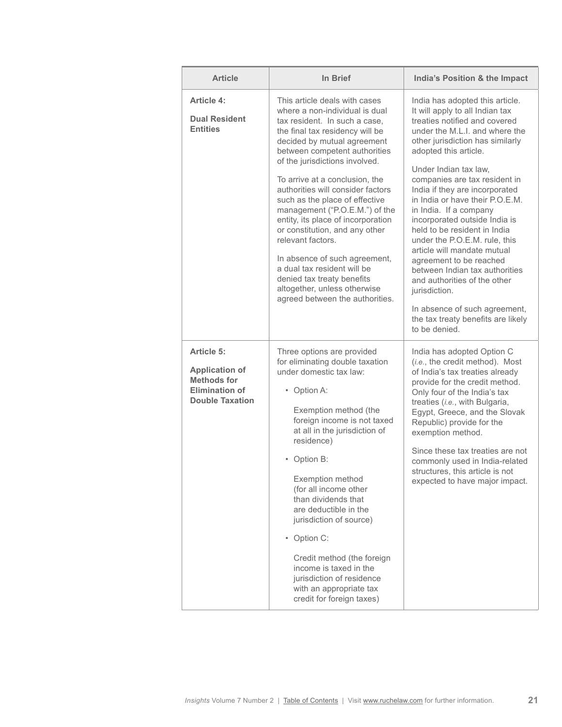| Article | In Brief | India's Position & the Impact |
|---|---|---|
| **Article 4:** <br><br> **Dual Resident Entities** | This article deals with cases where a non-individual is dual tax resident. In such a case, the final tax residency will be decided by mutual agreement between competent authorities of the jurisdictions involved. <br><br> To arrive at a conclusion, the authorities will consider factors such as the place of effective management ("P.O.E.M.") of the entity, its place of incorporation or constitution, and any other relevant factors. <br><br> In absence of such agreement, a dual tax resident will be denied tax treaty benefits altogether, unless otherwise agreed between the authorities. | India has adopted this article. It will apply to all Indian tax treaties notified and covered under the M.L.I. and where the other jurisdiction has similarly adopted this article. <br><br> Under Indian tax law, companies are tax resident in India if they are incorporated in India or have their P.O.E.M. in India. If a company incorporated outside India is held to be resident in India under the P.O.E.M. rule, this article will mandate mutual agreement to be reached between Indian tax authorities and authorities of the other jurisdiction. <br><br> In absence of such agreement, the tax treaty benefits are likely to be denied. |
| **Article 5:** <br><br> **Application of Methods for Elimination of Double Taxation** | Three options are provided for eliminating double taxation under domestic tax law: <br><br> • Option A: <br><br> Exemption method (the foreign income is not taxed at all in the jurisdiction of residence) <br><br> • Option B: <br><br> Exemption method (for all income other than dividends that are deductible in the jurisdiction of source) <br><br> • Option C: <br><br> Credit method (the foreign income is taxed in the jurisdiction of residence with an appropriate tax credit for foreign taxes) | India has adopted Option C (*i.e.*, the credit method). Most of India's tax treaties already provide for the credit method. Only four of the India's tax treaties (*i.e.*, with Bulgaria, Egypt, Greece, and the Slovak Republic) provide for the exemption method. <br><br> Since these tax treaties are not commonly used in India-related structures, this article is not expected to have major impact. |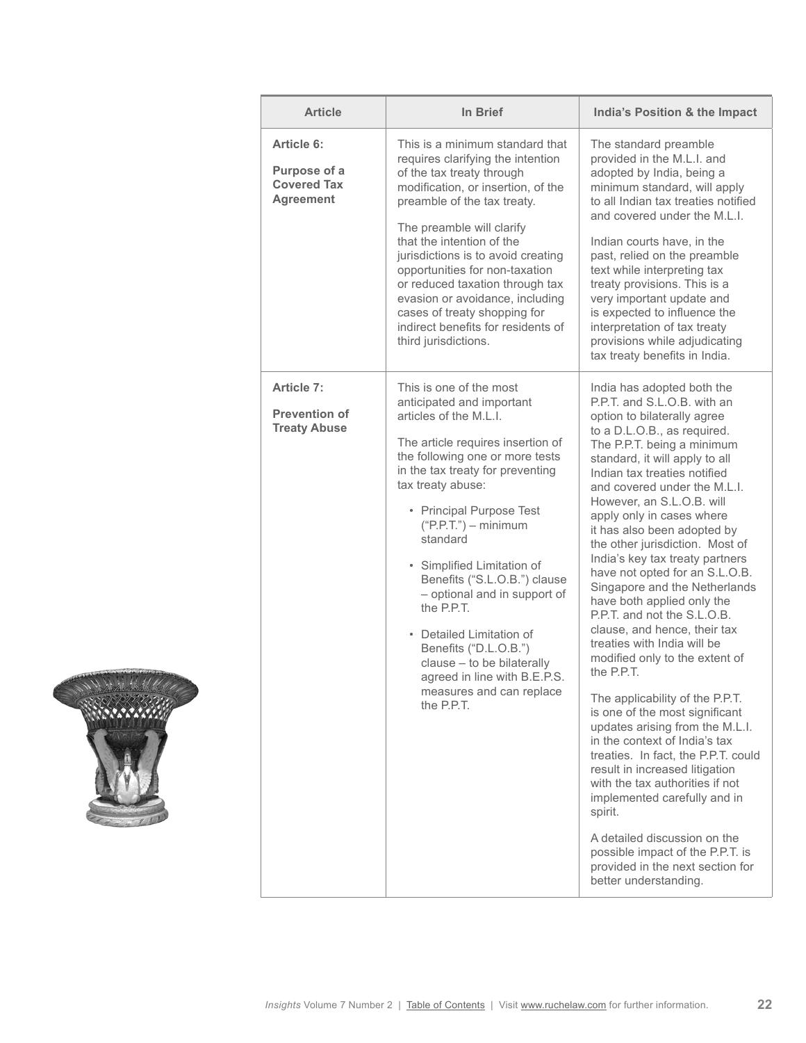| Article | In Brief | India's Position & the Impact |
|---|---|---|
| **Article 6:**<br><br>**Purpose of a Covered Tax Agreement** | This is a minimum standard that requires clarifying the intention of the tax treaty through modification, or insertion, of the preamble of the tax treaty.<br><br>The preamble will clarify that the intention of the jurisdictions is to avoid creating opportunities for non-taxation or reduced taxation through tax evasion or avoidance, including cases of treaty shopping for indirect benefits for residents of third jurisdictions. | The standard preamble provided in the M.L.I. and adopted by India, being a minimum standard, will apply to all Indian tax treaties notified and covered under the M.L.I.<br><br>Indian courts have, in the past, relied on the preamble text while interpreting tax treaty provisions. This is a very important update and is expected to influence the interpretation of tax treaty provisions while adjudicating tax treaty benefits in India. |
| **Article 7:**<br><br>**Prevention of Treaty Abuse** | This is one of the most anticipated and important articles of the M.L.I.<br><br>The article requires insertion of the following one or more tests in the tax treaty for preventing tax treaty abuse:<br><br>• Principal Purpose Test ("P.P.T.") – minimum standard<br><br>• Simplified Limitation of Benefits ("S.L.O.B.") clause – optional and in support of the P.P.T.<br><br>• Detailed Limitation of Benefits ("D.L.O.B.") clause – to be bilaterally agreed in line with B.E.P.S. measures and can replace the P.P.T. | India has adopted both the P.P.T. and S.L.O.B. with an option to bilaterally agree to a D.L.O.B., as required. The P.P.T. being a minimum standard, it will apply to all Indian tax treaties notified and covered under the M.L.I. However, an S.L.O.B. will apply only in cases where it has also been adopted by the other jurisdiction. Most of India's key tax treaty partners have not opted for an S.L.O.B. Singapore and the Netherlands have both applied only the P.P.T. and not the S.L.O.B. clause, and hence, their tax treaties with India will be modified only to the extent of the P.P.T.<br><br>The applicability of the P.P.T. is one of the most significant updates arising from the M.L.I. in the context of India's tax treaties. In fact, the P.P.T. could result in increased litigation with the tax authorities if not implemented carefully and in spirit.<br><br>A detailed discussion on the possible impact of the P.P.T. is provided in the next section for better understanding. |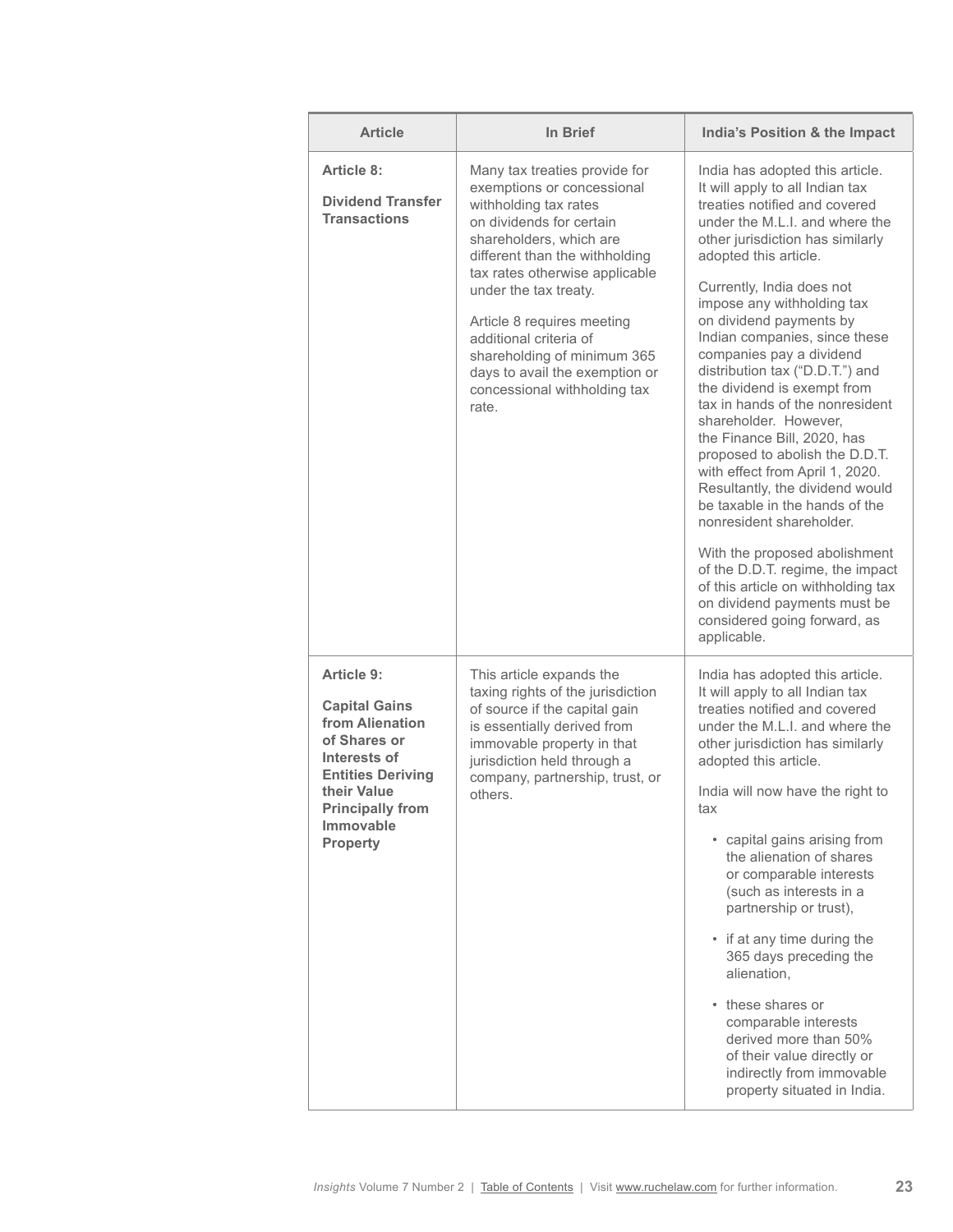| Article | In Brief | India's Position & the Impact |
|---|---|---|
| **Article 8:**<br><br>**Dividend Transfer Transactions** | Many tax treaties provide for exemptions or concessional withholding tax rates on dividends for certain shareholders, which are different than the withholding tax rates otherwise applicable under the tax treaty.<br><br>Article 8 requires meeting additional criteria of shareholding of minimum 365 days to avail the exemption or concessional withholding tax rate. | India has adopted this article. It will apply to all Indian tax treaties notified and covered under the M.L.I. and where the other jurisdiction has similarly adopted this article.<br><br>Currently, India does not impose any withholding tax on dividend payments by Indian companies, since these companies pay a dividend distribution tax ("D.D.T.") and the dividend is exempt from tax in hands of the nonresident shareholder. However, the Finance Bill, 2020, has proposed to abolish the D.D.T. with effect from April 1, 2020. Resultantly, the dividend would be taxable in the hands of the nonresident shareholder.<br><br>With the proposed abolishment of the D.D.T. regime, the impact of this article on withholding tax on dividend payments must be considered going forward, as applicable. |
| **Article 9:**<br><br>**Capital Gains from Alienation of Shares or Interests of Entities Deriving their Value Principally from Immovable Property** | This article expands the taxing rights of the jurisdiction of source if the capital gain is essentially derived from immovable property in that jurisdiction held through a company, partnership, trust, or others. | India has adopted this article. It will apply to all Indian tax treaties notified and covered under the M.L.I. and where the other jurisdiction has similarly adopted this article.<br><br>India will now have the right to tax<br><br>• capital gains arising from the alienation of shares or comparable interests (such as interests in a partnership or trust),<br><br>• if at any time during the 365 days preceding the alienation,<br><br>• these shares or comparable interests derived more than 50% of their value directly or indirectly from immovable property situated in India. |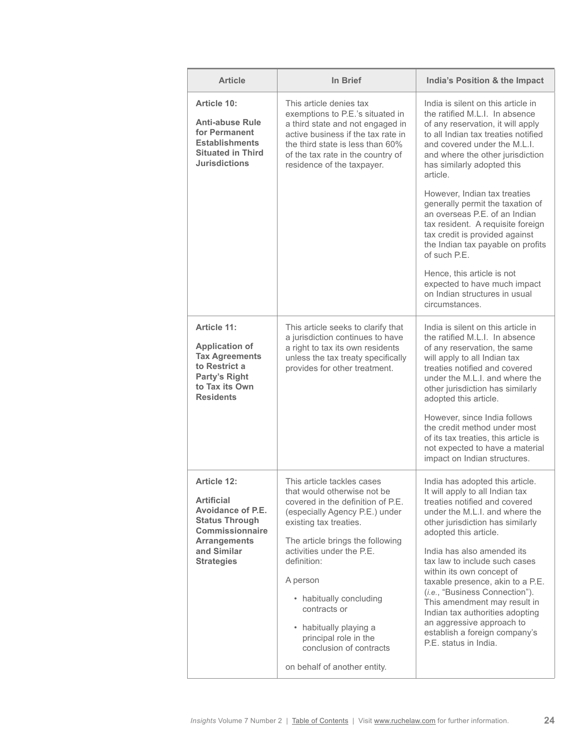| Article | In Brief | India's Position & the Impact |
|---|---|---|
| **Article 10:** **Anti-abuse Rule for Permanent Establishments Situated in Third Jurisdictions** | This article denies tax exemptions to P.E.'s situated in a third state and not engaged in active business if the tax rate in the third state is less than 60% of the tax rate in the country of residence of the taxpayer. | India is silent on this article in the ratified M.L.I. In absence of any reservation, it will apply to all Indian tax treaties notified and covered under the M.L.I. and where the other jurisdiction has similarly adopted this article. <br><br> However, Indian tax treaties generally permit the taxation of an overseas P.E. of an Indian tax resident. A requisite foreign tax credit is provided against the Indian tax payable on profits of such P.E. <br><br> Hence, this article is not expected to have much impact on Indian structures in usual circumstances. |
| **Article 11:** **Application of Tax Agreements to Restrict a Party's Right to Tax its Own Residents** | This article seeks to clarify that a jurisdiction continues to have a right to tax its own residents unless the tax treaty specifically provides for other treatment. | India is silent on this article in the ratified M.L.I. In absence of any reservation, the same will apply to all Indian tax treaties notified and covered under the M.L.I. and where the other jurisdiction has similarly adopted this article. <br><br> However, since India follows the credit method under most of its tax treaties, this article is not expected to have a material impact on Indian structures. |
| **Article 12:** **Artificial Avoidance of P.E. Status Through Commissionnaire Arrangements and Similar Strategies** | This article tackles cases that would otherwise not be covered in the definition of P.E. (especially Agency P.E.) under existing tax treaties. <br><br> The article brings the following activities under the P.E. definition: <br><br> A person <br><br> • habitually concluding contracts or <br><br> • habitually playing a principal role in the conclusion of contracts <br><br> on behalf of another entity. | India has adopted this article. It will apply to all Indian tax treaties notified and covered under the M.L.I. and where the other jurisdiction has similarly adopted this article. <br><br> India has also amended its tax law to include such cases within its own concept of taxable presence, akin to a P.E. (*i.e.*, "Business Connection"). This amendment may result in Indian tax authorities adopting an aggressive approach to establish a foreign company's P.E. status in India. |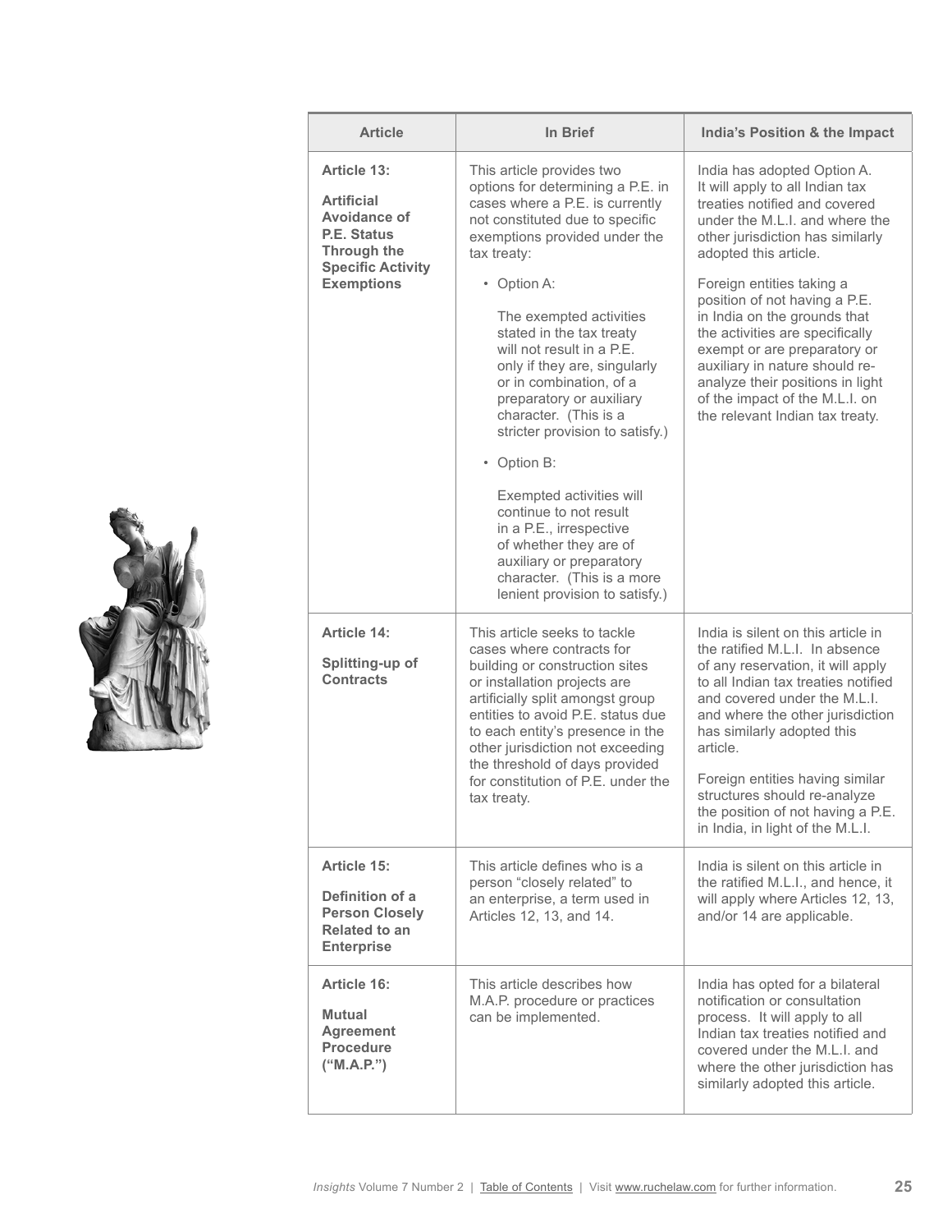| Article | In Brief | India's Position & the Impact |
|---|---|---|
| **Article 13:** **Artificial Avoidance of P.E. Status Through the Specific Activity Exemptions** | This article provides two options for determining a P.E. in cases where a P.E. is currently not constituted due to specific exemptions provided under the tax treaty: • Option A: The exempted activities stated in the tax treaty will not result in a P.E. only if they are, singularly or in combination, of a preparatory or auxiliary character. (This is a stricter provision to satisfy.) • Option B: Exempted activities will continue to not result in a P.E., irrespective of whether they are of auxiliary or preparatory character. (This is a more lenient provision to satisfy.) | India has adopted Option A. It will apply to all Indian tax treaties notified and covered under the M.L.I. and where the other jurisdiction has similarly adopted this article. Foreign entities taking a position of not having a P.E. in India on the grounds that the activities are specifically exempt or are preparatory or auxiliary in nature should re-analyze their positions in light of the impact of the M.L.I. on the relevant Indian tax treaty. |
| **Article 14:** **Splitting-up of Contracts** | This article seeks to tackle cases where contracts for building or construction sites or installation projects are artificially split amongst group entities to avoid P.E. status due to each entity's presence in the other jurisdiction not exceeding the threshold of days provided for constitution of P.E. under the tax treaty. | India is silent on this article in the ratified M.L.I. In absence of any reservation, it will apply to all Indian tax treaties notified and covered under the M.L.I. and where the other jurisdiction has similarly adopted this article. Foreign entities having similar structures should re-analyze the position of not having a P.E. in India, in light of the M.L.I. |
| **Article 15:** **Definition of a Person Closely Related to an Enterprise** | This article defines who is a person "closely related" to an enterprise, a term used in Articles 12, 13, and 14. | India is silent on this article in the ratified M.L.I., and hence, it will apply where Articles 12, 13, and/or 14 are applicable. |
| **Article 16:** **Mutual Agreement Procedure ("M.A.P.")** | This article describes how M.A.P. procedure or practices can be implemented. | India has opted for a bilateral notification or consultation process. It will apply to all Indian tax treaties notified and covered under the M.L.I. and where the other jurisdiction has similarly adopted this article. |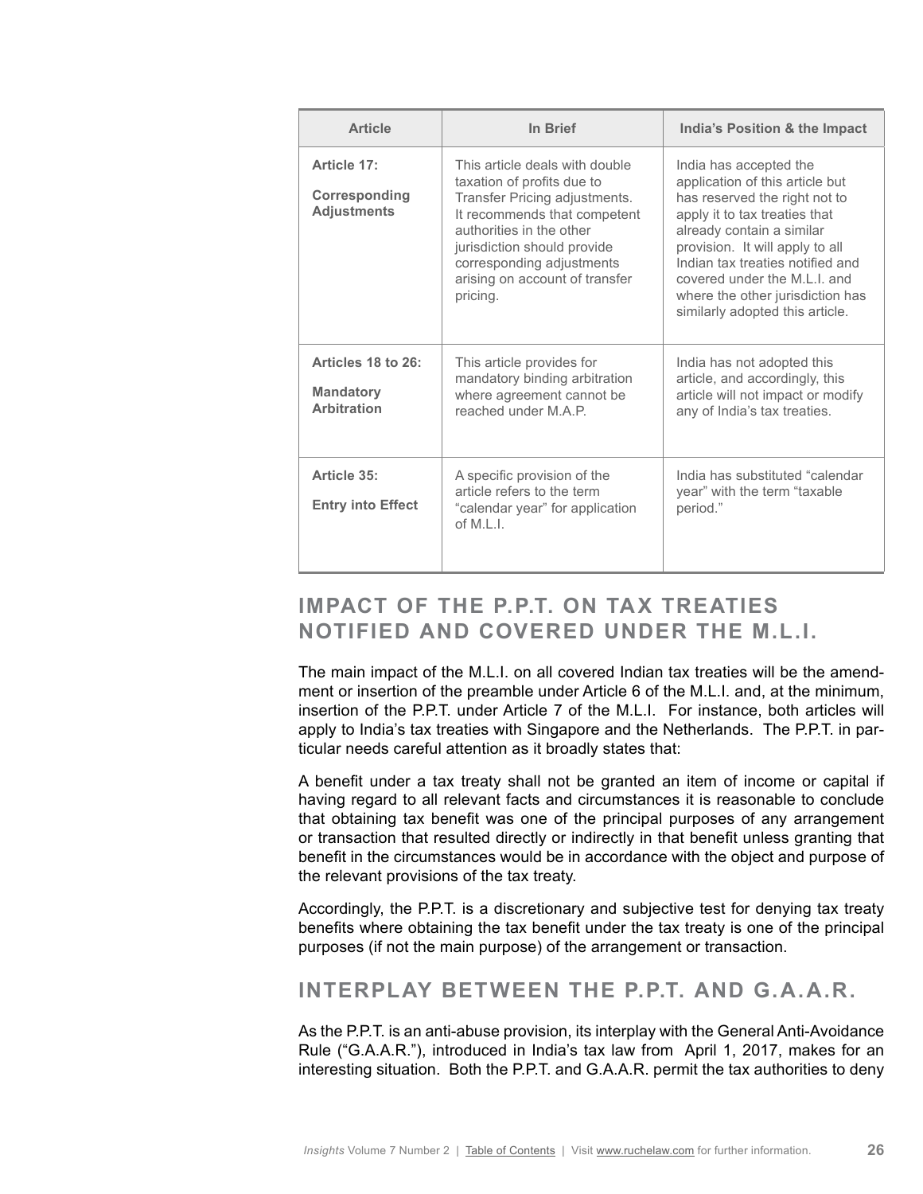| Article | In Brief | India's Position & the Impact |
|---|---|---|
| **Article 17:** **Corresponding Adjustments** | This article deals with double taxation of profits due to Transfer Pricing adjustments. It recommends that competent authorities in the other jurisdiction should provide corresponding adjustments arising on account of transfer pricing. | India has accepted the application of this article but has reserved the right not to apply it to tax treaties that already contain a similar provision. It will apply to all Indian tax treaties notified and covered under the M.L.I. and where the other jurisdiction has similarly adopted this article. |
| **Articles 18 to 26:** **Mandatory Arbitration** | This article provides for mandatory binding arbitration where agreement cannot be reached under M.A.P. | India has not adopted this article, and accordingly, this article will not impact or modify any of India's tax treaties. |
| **Article 35:** **Entry into Effect** | A specific provision of the article refers to the term "calendar year" for application of M.L.I. | India has substituted "calendar year" with the term "taxable period." |

## IMPACT OF THE P.P.T. ON TAX TREATIES NOTIFIED AND COVERED UNDER THE M.L.I.

The main impact of the M.L.I. on all covered Indian tax treaties will be the amendment or insertion of the preamble under Article 6 of the M.L.I. and, at the minimum, insertion of the P.P.T. under Article 7 of the M.L.I. For instance, both articles will apply to India's tax treaties with Singapore and the Netherlands. The P.P.T. in particular needs careful attention as it broadly states that:

A benefit under a tax treaty shall not be granted an item of income or capital if having regard to all relevant facts and circumstances it is reasonable to conclude that obtaining tax benefit was one of the principal purposes of any arrangement or transaction that resulted directly or indirectly in that benefit unless granting that benefit in the circumstances would be in accordance with the object and purpose of the relevant provisions of the tax treaty.

Accordingly, the P.P.T. is a discretionary and subjective test for denying tax treaty benefits where obtaining the tax benefit under the tax treaty is one of the principal purposes (if not the main purpose) of the arrangement or transaction.

## INTERPLAY BETWEEN THE P.P.T. AND G.A.A.R.

As the P.P.T. is an anti-abuse provision, its interplay with the General Anti-Avoidance Rule ("G.A.A.R."), introduced in India's tax law from April 1, 2017, makes for an interesting situation. Both the P.P.T. and G.A.A.R. permit the tax authorities to deny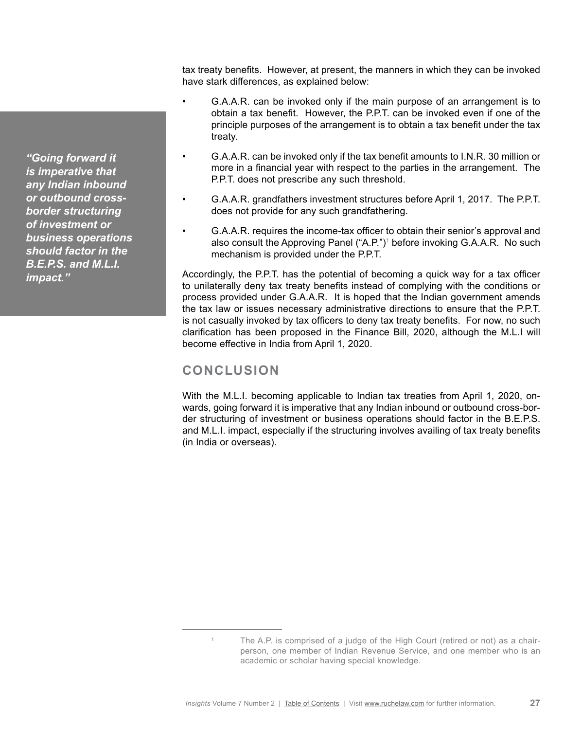tax treaty benefits. However, at present, the manners in which they can be invoked have stark differences, as explained below:

- G.A.A.R. can be invoked only if the main purpose of an arrangement is to obtain a tax benefit. However, the P.P.T. can be invoked even if one of the principle purposes of the arrangement is to obtain a tax benefit under the tax treaty.
- G.A.A.R. can be invoked only if the tax benefit amounts to I.N.R. 30 million or more in a financial year with respect to the parties in the arrangement. The P.P.T. does not prescribe any such threshold.
- G.A.A.R. grandfathers investment structures before April 1, 2017. The P.P.T. does not provide for any such grandfathering.
- G.A.A.R. requires the income-tax officer to obtain their senior's approval and also consult the Approving Panel ("A.P.")[1] before invoking G.A.A.R. No such mechanism is provided under the P.P.T.

*"Going forward it is imperative that any Indian inbound or outbound cross-border structuring of investment or business operations should factor in the B.E.P.S. and M.L.I. impact."*

Accordingly, the P.P.T. has the potential of becoming a quick way for a tax officer to unilaterally deny tax treaty benefits instead of complying with the conditions or process provided under G.A.A.R. It is hoped that the Indian government amends the tax law or issues necessary administrative directions to ensure that the P.P.T. is not casually invoked by tax officers to deny tax treaty benefits. For now, no such clarification has been proposed in the Finance Bill, 2020, although the M.L.I will become effective in India from April 1, 2020.

## CONCLUSION

With the M.L.I. becoming applicable to Indian tax treaties from April 1, 2020, onwards, going forward it is imperative that any Indian inbound or outbound cross-border structuring of investment or business operations should factor in the B.E.P.S. and M.L.I. impact, especially if the structuring involves availing of tax treaty benefits (in India or overseas).

---

[1] The A.P. is comprised of a judge of the High Court (retired or not) as a chairperson, one member of Indian Revenue Service, and one member who is an academic or scholar having special knowledge.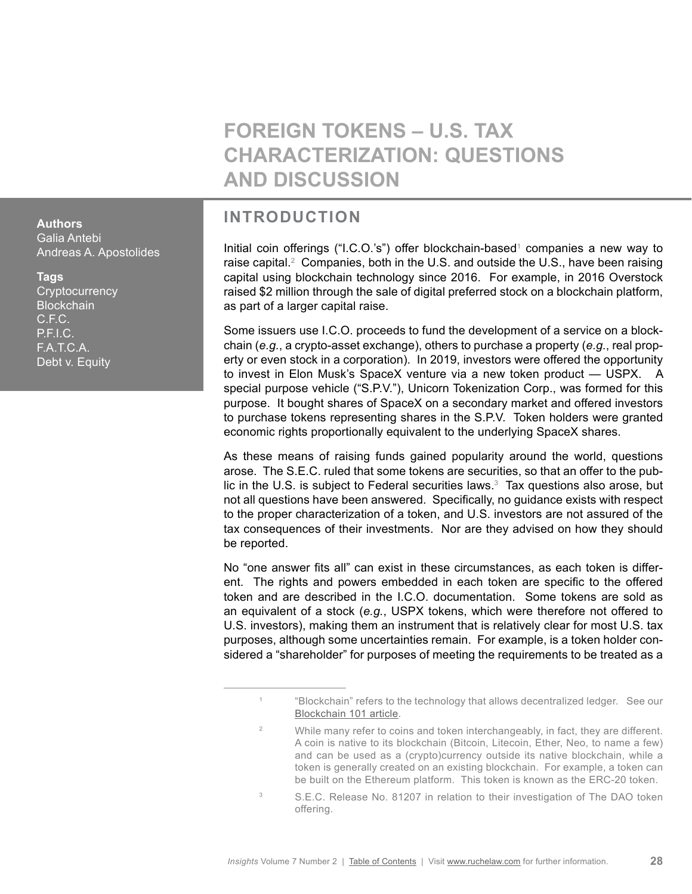# FOREIGN TOKENS – U.S. TAX CHARACTERIZATION: QUESTIONS AND DISCUSSION

**Authors**
Galia Antebi
Andreas A. Apostolides

**Tags**
Cryptocurrency
Blockchain
C.F.C.
P.F.I.C.
F.A.T.C.A.
Debt v. Equity

## INTRODUCTION

Initial coin offerings ("I.C.O.'s") offer blockchain-based[1] companies a new way to raise capital.[2] Companies, both in the U.S. and outside the U.S., have been raising capital using blockchain technology since 2016. For example, in 2016 Overstock raised $2 million through the sale of digital preferred stock on a blockchain platform, as part of a larger capital raise.

Some issuers use I.C.O. proceeds to fund the development of a service on a blockchain (*e.g.*, a crypto-asset exchange), others to purchase a property (*e.g.*, real property or even stock in a corporation). In 2019, investors were offered the opportunity to invest in Elon Musk's SpaceX venture via a new token product — USPX. A special purpose vehicle ("S.P.V."), Unicorn Tokenization Corp., was formed for this purpose. It bought shares of SpaceX on a secondary market and offered investors to purchase tokens representing shares in the S.P.V. Token holders were granted economic rights proportionally equivalent to the underlying SpaceX shares.

As these means of raising funds gained popularity around the world, questions arose. The S.E.C. ruled that some tokens are securities, so that an offer to the public in the U.S. is subject to Federal securities laws.[3] Tax questions also arose, but not all questions have been answered. Specifically, no guidance exists with respect to the proper characterization of a token, and U.S. investors are not assured of the tax consequences of their investments. Nor are they advised on how they should be reported.

No "one answer fits all" can exist in these circumstances, as each token is different. The rights and powers embedded in each token are specific to the offered token and are described in the I.C.O. documentation. Some tokens are sold as an equivalent of a stock (*e.g.*, USPX tokens, which were therefore not offered to U.S. investors), making them an instrument that is relatively clear for most U.S. tax purposes, although some uncertainties remain. For example, is a token holder considered a "shareholder" for purposes of meeting the requirements to be treated as a

---

[1] "Blockchain" refers to the technology that allows decentralized ledger. See our Blockchain 101 article.

[2] While many refer to coins and token interchangeably, in fact, they are different. A coin is native to its blockchain (Bitcoin, Litecoin, Ether, Neo, to name a few) and can be used as a (crypto)currency outside its native blockchain, while a token is generally created on an existing blockchain. For example, a token can be built on the Ethereum platform. This token is known as the ERC-20 token.

[3] S.E.C. Release No. 81207 in relation to their investigation of The DAO token offering.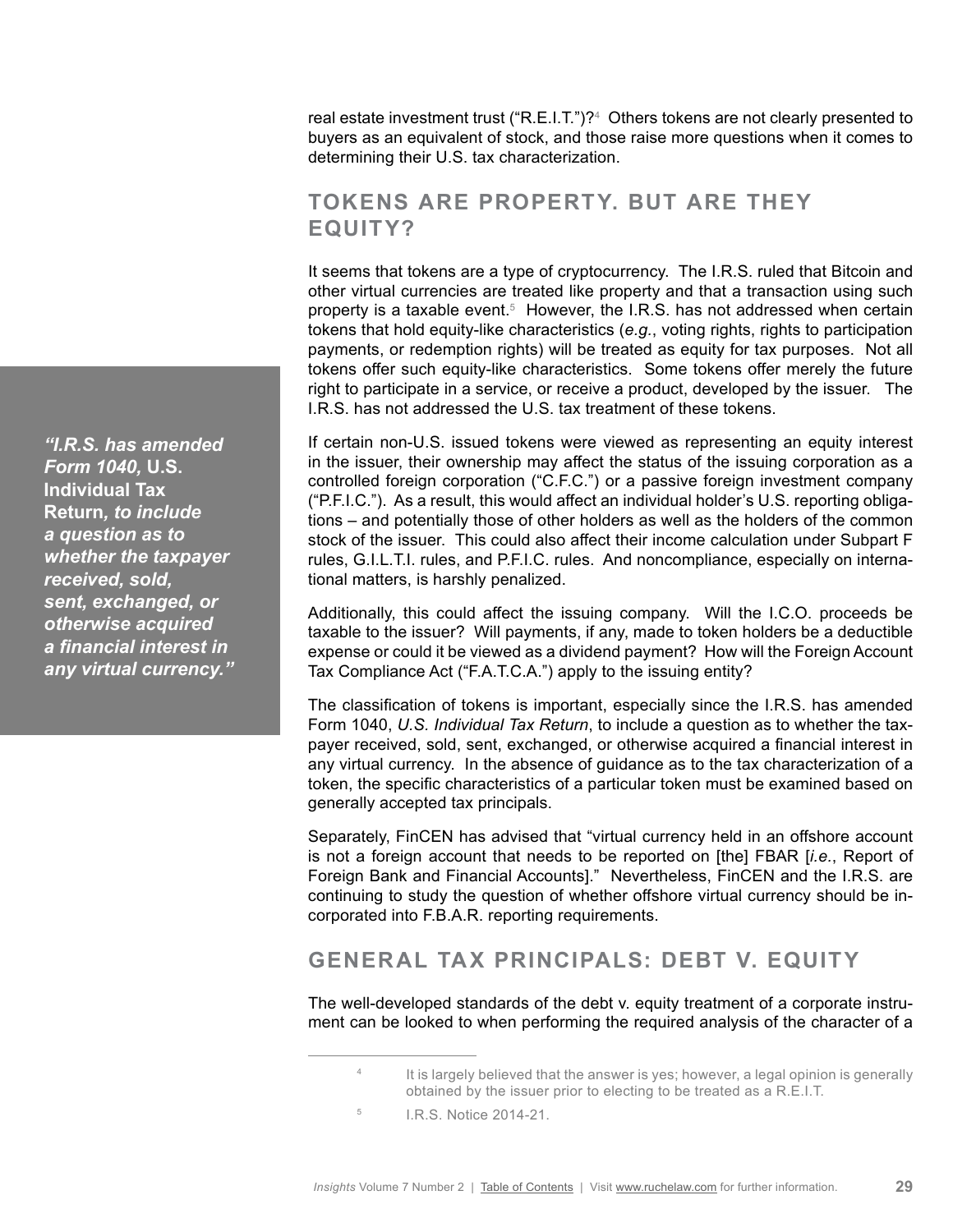real estate investment trust ("R.E.I.T.")?[4] Others tokens are not clearly presented to buyers as an equivalent of stock, and those raise more questions when it comes to determining their U.S. tax characterization.

## TOKENS ARE PROPERTY. BUT ARE THEY EQUITY?

It seems that tokens are a type of cryptocurrency. The I.R.S. ruled that Bitcoin and other virtual currencies are treated like property and that a transaction using such property is a taxable event.[5] However, the I.R.S. has not addressed when certain tokens that hold equity-like characteristics (*e.g.*, voting rights, rights to participation payments, or redemption rights) will be treated as equity for tax purposes. Not all tokens offer such equity-like characteristics. Some tokens offer merely the future right to participate in a service, or receive a product, developed by the issuer. The I.R.S. has not addressed the U.S. tax treatment of these tokens.

> ***"I.R.S. has amended Form 1040,* U.S. Individual Tax Return*, to include a question as to whether the taxpayer received, sold, sent, exchanged, or otherwise acquired a financial interest in any virtual currency."***

If certain non-U.S. issued tokens were viewed as representing an equity interest in the issuer, their ownership may affect the status of the issuing corporation as a controlled foreign corporation ("C.F.C.") or a passive foreign investment company ("P.F.I.C."). As a result, this would affect an individual holder's U.S. reporting obligations – and potentially those of other holders as well as the holders of the common stock of the issuer. This could also affect their income calculation under Subpart F rules, G.I.L.T.I. rules, and P.F.I.C. rules. And noncompliance, especially on international matters, is harshly penalized.

Additionally, this could affect the issuing company. Will the I.C.O. proceeds be taxable to the issuer? Will payments, if any, made to token holders be a deductible expense or could it be viewed as a dividend payment? How will the Foreign Account Tax Compliance Act ("F.A.T.C.A.") apply to the issuing entity?

The classification of tokens is important, especially since the I.R.S. has amended Form 1040, *U.S. Individual Tax Return*, to include a question as to whether the taxpayer received, sold, sent, exchanged, or otherwise acquired a financial interest in any virtual currency. In the absence of guidance as to the tax characterization of a token, the specific characteristics of a particular token must be examined based on generally accepted tax principals.

Separately, FinCEN has advised that "virtual currency held in an offshore account is not a foreign account that needs to be reported on [the] FBAR [*i.e.*, Report of Foreign Bank and Financial Accounts]." Nevertheless, FinCEN and the I.R.S. are continuing to study the question of whether offshore virtual currency should be incorporated into F.B.A.R. reporting requirements.

## GENERAL TAX PRINCIPALS: DEBT V. EQUITY

The well-developed standards of the debt v. equity treatment of a corporate instrument can be looked to when performing the required analysis of the character of a

---

[4] It is largely believed that the answer is yes; however, a legal opinion is generally obtained by the issuer prior to electing to be treated as a R.E.I.T.

[5] I.R.S. Notice 2014-21.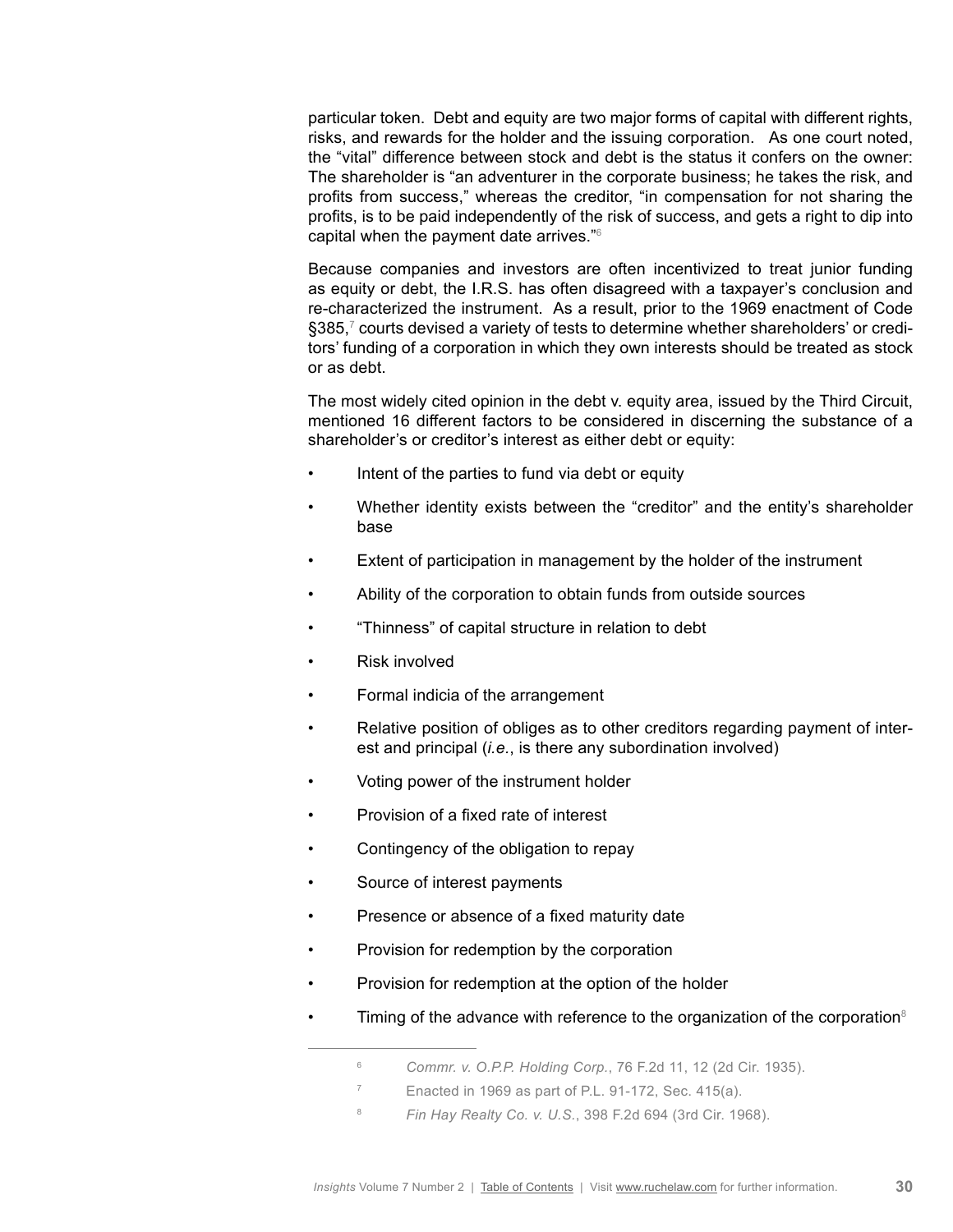particular token. Debt and equity are two major forms of capital with different rights, risks, and rewards for the holder and the issuing corporation. As one court noted, the "vital" difference between stock and debt is the status it confers on the owner: The shareholder is "an adventurer in the corporate business; he takes the risk, and profits from success," whereas the creditor, "in compensation for not sharing the profits, is to be paid independently of the risk of success, and gets a right to dip into capital when the payment date arrives."[6]

Because companies and investors are often incentivized to treat junior funding as equity or debt, the I.R.S. has often disagreed with a taxpayer's conclusion and re-characterized the instrument. As a result, prior to the 1969 enactment of Code §385,[7] courts devised a variety of tests to determine whether shareholders' or creditors' funding of a corporation in which they own interests should be treated as stock or as debt.

The most widely cited opinion in the debt v. equity area, issued by the Third Circuit, mentioned 16 different factors to be considered in discerning the substance of a shareholder's or creditor's interest as either debt or equity:

- Intent of the parties to fund via debt or equity
- Whether identity exists between the "creditor" and the entity's shareholder base
- Extent of participation in management by the holder of the instrument
- Ability of the corporation to obtain funds from outside sources
- "Thinness" of capital structure in relation to debt
- Risk involved
- Formal indicia of the arrangement
- Relative position of obliges as to other creditors regarding payment of interest and principal (*i.e.*, is there any subordination involved)
- Voting power of the instrument holder
- Provision of a fixed rate of interest
- Contingency of the obligation to repay
- Source of interest payments
- Presence or absence of a fixed maturity date
- Provision for redemption by the corporation
- Provision for redemption at the option of the holder
- Timing of the advance with reference to the organization of the corporation[8]

---

[6] *Commr. v. O.P.P. Holding Corp.*, 76 F.2d 11, 12 (2d Cir. 1935).

[7] Enacted in 1969 as part of P.L. 91-172, Sec. 415(a).

[8] *Fin Hay Realty Co. v. U.S.*, 398 F.2d 694 (3rd Cir. 1968).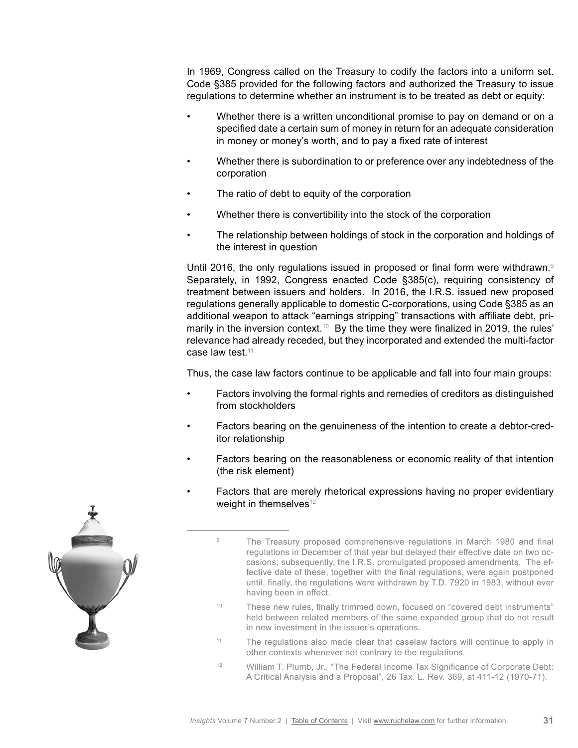In 1969, Congress called on the Treasury to codify the factors into a uniform set. Code §385 provided for the following factors and authorized the Treasury to issue regulations to determine whether an instrument is to be treated as debt or equity:

- Whether there is a written unconditional promise to pay on demand or on a specified date a certain sum of money in return for an adequate consideration in money or money's worth, and to pay a fixed rate of interest
- Whether there is subordination to or preference over any indebtedness of the corporation
- The ratio of debt to equity of the corporation
- Whether there is convertibility into the stock of the corporation
- The relationship between holdings of stock in the corporation and holdings of the interest in question

Until 2016, the only regulations issued in proposed or final form were withdrawn.[9] Separately, in 1992, Congress enacted Code §385(c), requiring consistency of treatment between issuers and holders. In 2016, the I.R.S. issued new proposed regulations generally applicable to domestic C-corporations, using Code §385 as an additional weapon to attack "earnings stripping" transactions with affiliate debt, primarily in the inversion context.[10] By the time they were finalized in 2019, the rules' relevance had already receded, but they incorporated and extended the multi-factor case law test.[11]

Thus, the case law factors continue to be applicable and fall into four main groups:

- Factors involving the formal rights and remedies of creditors as distinguished from stockholders
- Factors bearing on the genuineness of the intention to create a debtor-creditor relationship
- Factors bearing on the reasonableness or economic reality of that intention (the risk element)
- Factors that are merely rhetorical expressions having no proper evidentiary weight in themselves[12]

---

[9] The Treasury proposed comprehensive regulations in March 1980 and final regulations in December of that year but delayed their effective date on two occasions; subsequently, the I.R.S. promulgated proposed amendments. The effective date of these, together with the final regulations, were again postponed until, finally, the regulations were withdrawn by T.D. 7920 in 1983, without ever having been in effect.

[10] These new rules, finally trimmed down, focused on "covered debt instruments" held between related members of the same expanded group that do not result in new investment in the issuer's operations.

[11] The regulations also made clear that caselaw factors will continue to apply in other contexts whenever not contrary to the regulations.

[12] William T. Plumb, Jr., "The Federal Income Tax Significance of Corporate Debt: A Critical Analysis and a Proposal", 26 Tax. L. Rev. 369, at 411-12 (1970-71).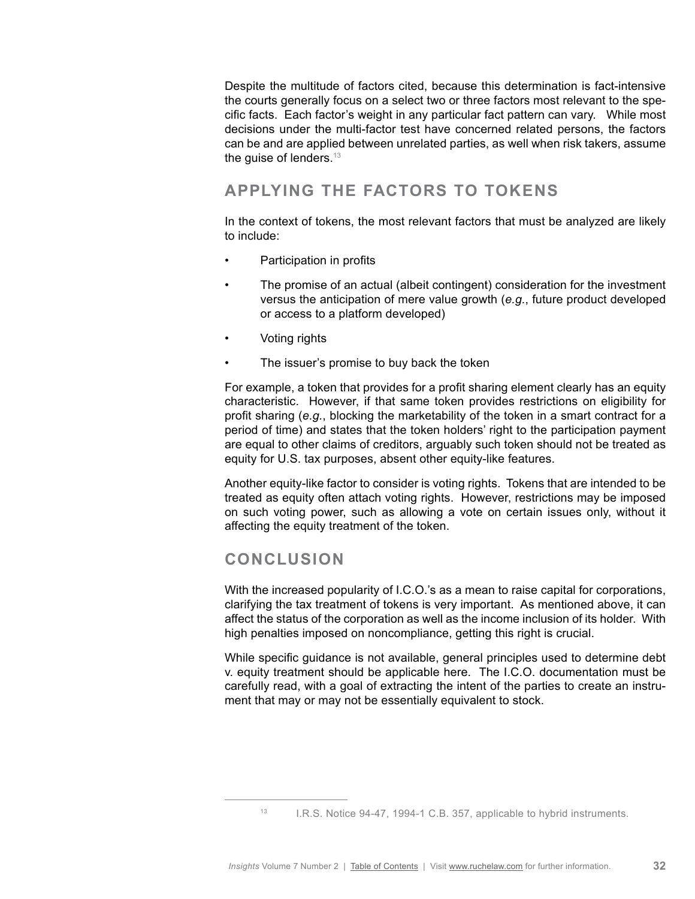Despite the multitude of factors cited, because this determination is fact-intensive the courts generally focus on a select two or three factors most relevant to the specific facts. Each factor's weight in any particular fact pattern can vary. While most decisions under the multi-factor test have concerned related persons, the factors can be and are applied between unrelated parties, as well when risk takers, assume the guise of lenders.[13]

## APPLYING THE FACTORS TO TOKENS

In the context of tokens, the most relevant factors that must be analyzed are likely to include:

- Participation in profits
- The promise of an actual (albeit contingent) consideration for the investment versus the anticipation of mere value growth (*e.g.*, future product developed or access to a platform developed)
- Voting rights
- The issuer's promise to buy back the token

For example, a token that provides for a profit sharing element clearly has an equity characteristic. However, if that same token provides restrictions on eligibility for profit sharing (*e.g.*, blocking the marketability of the token in a smart contract for a period of time) and states that the token holders' right to the participation payment are equal to other claims of creditors, arguably such token should not be treated as equity for U.S. tax purposes, absent other equity-like features.

Another equity-like factor to consider is voting rights. Tokens that are intended to be treated as equity often attach voting rights. However, restrictions may be imposed on such voting power, such as allowing a vote on certain issues only, without it affecting the equity treatment of the token.

## CONCLUSION

With the increased popularity of I.C.O.'s as a mean to raise capital for corporations, clarifying the tax treatment of tokens is very important. As mentioned above, it can affect the status of the corporation as well as the income inclusion of its holder. With high penalties imposed on noncompliance, getting this right is crucial.

While specific guidance is not available, general principles used to determine debt v. equity treatment should be applicable here. The I.C.O. documentation must be carefully read, with a goal of extracting the intent of the parties to create an instrument that may or may not be essentially equivalent to stock.

---

[13] I.R.S. Notice 94-47, 1994-1 C.B. 357, applicable to hybrid instruments.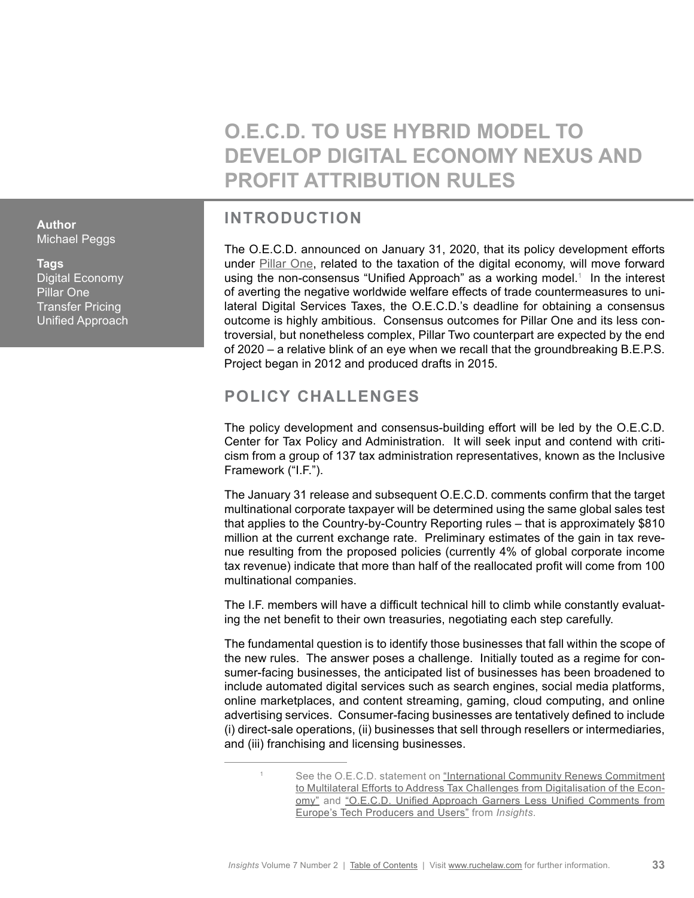# O.E.C.D. TO USE HYBRID MODEL TO DEVELOP DIGITAL ECONOMY NEXUS AND PROFIT ATTRIBUTION RULES

**Author**
Michael Peggs

**Tags**
Digital Economy
Pillar One
Transfer Pricing
Unified Approach

## INTRODUCTION

The O.E.C.D. announced on January 31, 2020, that its policy development efforts under Pillar One, related to the taxation of the digital economy, will move forward using the non-consensus "Unified Approach" as a working model.[1] In the interest of averting the negative worldwide welfare effects of trade countermeasures to unilateral Digital Services Taxes, the O.E.C.D.'s deadline for obtaining a consensus outcome is highly ambitious. Consensus outcomes for Pillar One and its less controversial, but nonetheless complex, Pillar Two counterpart are expected by the end of 2020 – a relative blink of an eye when we recall that the groundbreaking B.E.P.S. Project began in 2012 and produced drafts in 2015.

## POLICY CHALLENGES

The policy development and consensus-building effort will be led by the O.E.C.D. Center for Tax Policy and Administration. It will seek input and contend with criticism from a group of 137 tax administration representatives, known as the Inclusive Framework ("I.F.").

The January 31 release and subsequent O.E.C.D. comments confirm that the target multinational corporate taxpayer will be determined using the same global sales test that applies to the Country-by-Country Reporting rules – that is approximately $810 million at the current exchange rate. Preliminary estimates of the gain in tax revenue resulting from the proposed policies (currently 4% of global corporate income tax revenue) indicate that more than half of the reallocated profit will come from 100 multinational companies.

The I.F. members will have a difficult technical hill to climb while constantly evaluating the net benefit to their own treasuries, negotiating each step carefully.

The fundamental question is to identify those businesses that fall within the scope of the new rules. The answer poses a challenge. Initially touted as a regime for consumer-facing businesses, the anticipated list of businesses has been broadened to include automated digital services such as search engines, social media platforms, online marketplaces, and content streaming, gaming, cloud computing, and online advertising services. Consumer-facing businesses are tentatively defined to include (i) direct-sale operations, (ii) businesses that sell through resellers or intermediaries, and (iii) franchising and licensing businesses.

---

[1] See the O.E.C.D. statement on "International Community Renews Commitment to Multilateral Efforts to Address Tax Challenges from Digitalisation of the Economy" and "O.E.C.D. Unified Approach Garners Less Unified Comments from Europe's Tech Producers and Users" from *Insights*.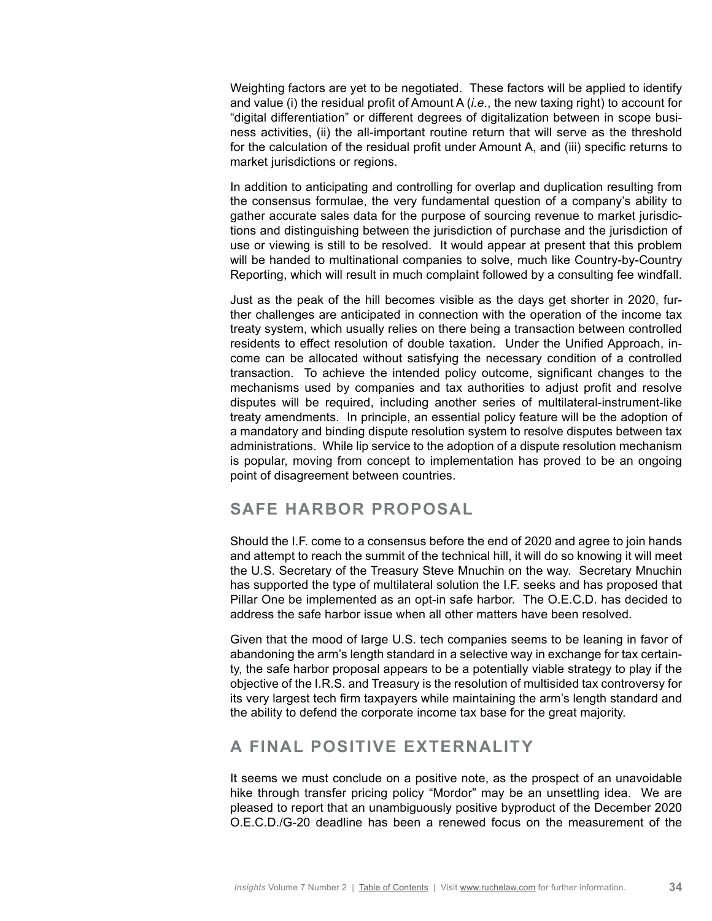Weighting factors are yet to be negotiated. These factors will be applied to identify and value (i) the residual profit of Amount A (*i.e.*, the new taxing right) to account for "digital differentiation" or different degrees of digitalization between in scope business activities, (ii) the all-important routine return that will serve as the threshold for the calculation of the residual profit under Amount A, and (iii) specific returns to market jurisdictions or regions.

In addition to anticipating and controlling for overlap and duplication resulting from the consensus formulae, the very fundamental question of a company's ability to gather accurate sales data for the purpose of sourcing revenue to market jurisdictions and distinguishing between the jurisdiction of purchase and the jurisdiction of use or viewing is still to be resolved. It would appear at present that this problem will be handed to multinational companies to solve, much like Country-by-Country Reporting, which will result in much complaint followed by a consulting fee windfall.

Just as the peak of the hill becomes visible as the days get shorter in 2020, further challenges are anticipated in connection with the operation of the income tax treaty system, which usually relies on there being a transaction between controlled residents to effect resolution of double taxation. Under the Unified Approach, income can be allocated without satisfying the necessary condition of a controlled transaction. To achieve the intended policy outcome, significant changes to the mechanisms used by companies and tax authorities to adjust profit and resolve disputes will be required, including another series of multilateral-instrument-like treaty amendments. In principle, an essential policy feature will be the adoption of a mandatory and binding dispute resolution system to resolve disputes between tax administrations. While lip service to the adoption of a dispute resolution mechanism is popular, moving from concept to implementation has proved to be an ongoing point of disagreement between countries.

## SAFE HARBOR PROPOSAL

Should the I.F. come to a consensus before the end of 2020 and agree to join hands and attempt to reach the summit of the technical hill, it will do so knowing it will meet the U.S. Secretary of the Treasury Steve Mnuchin on the way. Secretary Mnuchin has supported the type of multilateral solution the I.F. seeks and has proposed that Pillar One be implemented as an opt-in safe harbor. The O.E.C.D. has decided to address the safe harbor issue when all other matters have been resolved.

Given that the mood of large U.S. tech companies seems to be leaning in favor of abandoning the arm's length standard in a selective way in exchange for tax certainty, the safe harbor proposal appears to be a potentially viable strategy to play if the objective of the I.R.S. and Treasury is the resolution of multisided tax controversy for its very largest tech firm taxpayers while maintaining the arm's length standard and the ability to defend the corporate income tax base for the great majority.

## A FINAL POSITIVE EXTERNALITY

It seems we must conclude on a positive note, as the prospect of an unavoidable hike through transfer pricing policy "Mordor" may be an unsettling idea. We are pleased to report that an unambiguously positive byproduct of the December 2020 O.E.C.D./G-20 deadline has been a renewed focus on the measurement of the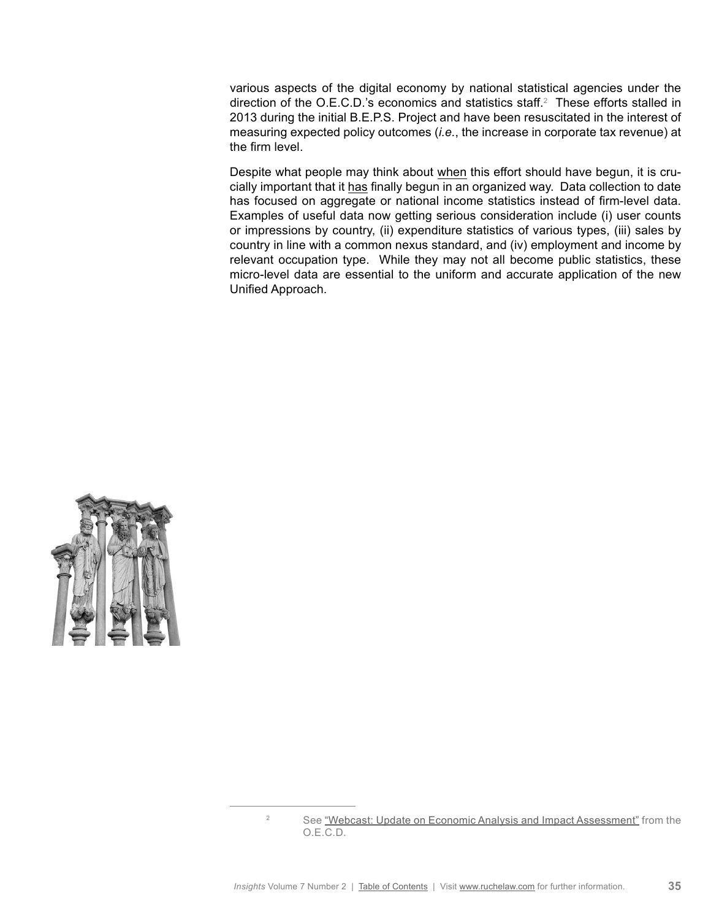various aspects of the digital economy by national statistical agencies under the direction of the O.E.C.D.'s economics and statistics staff.[2] These efforts stalled in 2013 during the initial B.E.P.S. Project and have been resuscitated in the interest of measuring expected policy outcomes (*i.e.*, the increase in corporate tax revenue) at the firm level.

Despite what people may think about <u>when</u> this effort should have begun, it is crucially important that it <u>has</u> finally begun in an organized way. Data collection to date has focused on aggregate or national income statistics instead of firm-level data. Examples of useful data now getting serious consideration include (i) user counts or impressions by country, (ii) expenditure statistics of various types, (iii) sales by country in line with a common nexus standard, and (iv) employment and income by relevant occupation type. While they may not all become public statistics, these micro-level data are essential to the uniform and accurate application of the new Unified Approach.

---

[2] See "Webcast: Update on Economic Analysis and Impact Assessment" from the O.E.C.D.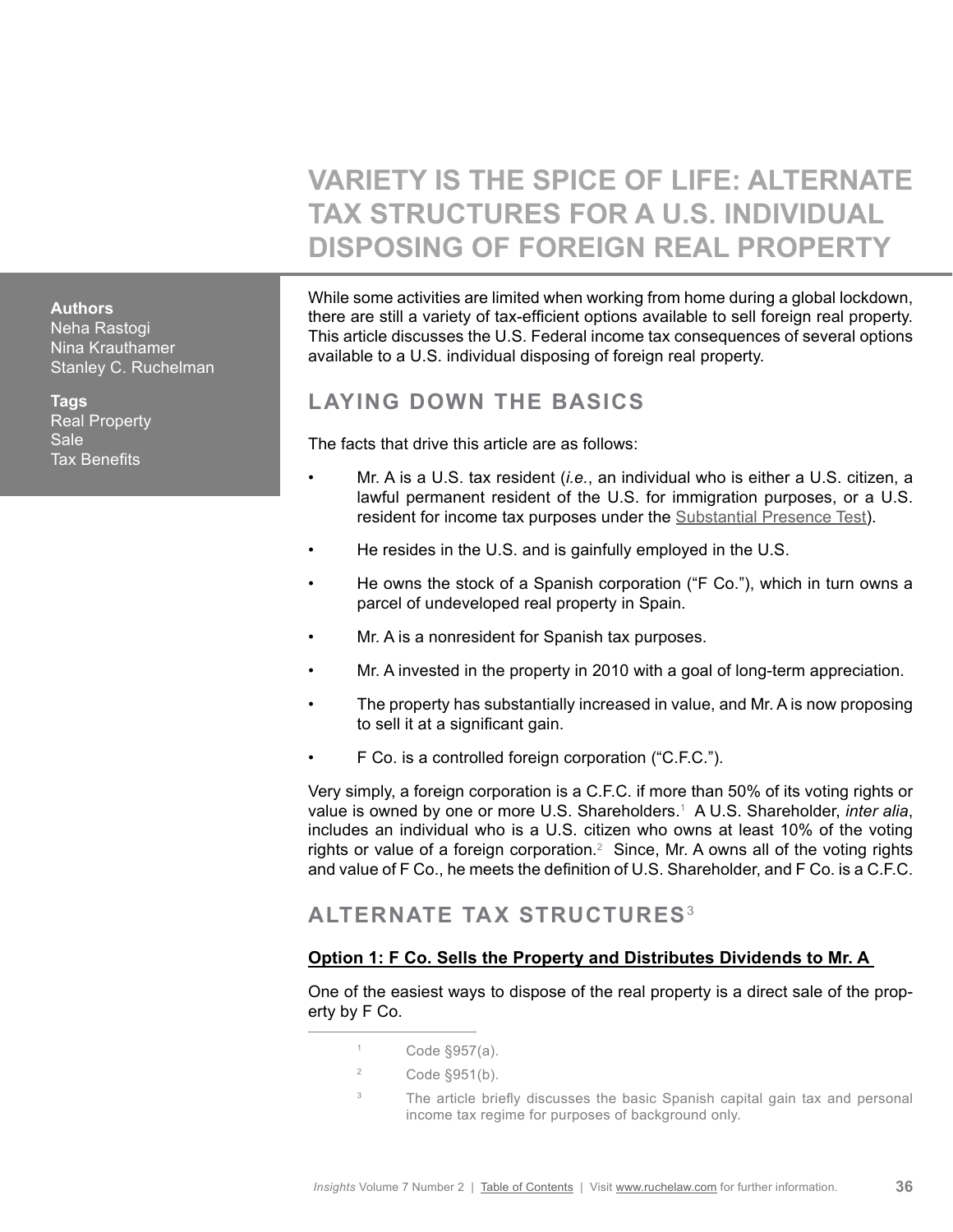# VARIETY IS THE SPICE OF LIFE: ALTERNATE TAX STRUCTURES FOR A U.S. INDIVIDUAL DISPOSING OF FOREIGN REAL PROPERTY

**Authors**
Neha Rastogi
Nina Krauthamer
Stanley C. Ruchelman

**Tags**
Real Property
Sale
Tax Benefits

While some activities are limited when working from home during a global lockdown, there are still a variety of tax-efficient options available to sell foreign real property. This article discusses the U.S. Federal income tax consequences of several options available to a U.S. individual disposing of foreign real property.

## LAYING DOWN THE BASICS

The facts that drive this article are as follows:

- Mr. A is a U.S. tax resident (*i.e.*, an individual who is either a U.S. citizen, a lawful permanent resident of the U.S. for immigration purposes, or a U.S. resident for income tax purposes under the Substantial Presence Test).
- He resides in the U.S. and is gainfully employed in the U.S.
- He owns the stock of a Spanish corporation ("F Co."), which in turn owns a parcel of undeveloped real property in Spain.
- Mr. A is a nonresident for Spanish tax purposes.
- Mr. A invested in the property in 2010 with a goal of long-term appreciation.
- The property has substantially increased in value, and Mr. A is now proposing to sell it at a significant gain.
- F Co. is a controlled foreign corporation ("C.F.C.").

Very simply, a foreign corporation is a C.F.C. if more than 50% of its voting rights or value is owned by one or more U.S. Shareholders.[1] A U.S. Shareholder, *inter alia*, includes an individual who is a U.S. citizen who owns at least 10% of the voting rights or value of a foreign corporation.[2] Since, Mr. A owns all of the voting rights and value of F Co., he meets the definition of U.S. Shareholder, and F Co. is a C.F.C.

## ALTERNATE TAX STRUCTURES[3]

### Option 1: F Co. Sells the Property and Distributes Dividends to Mr. A

One of the easiest ways to dispose of the real property is a direct sale of the property by F Co.

---

[1] Code §957(a).

[2] Code §951(b).

[3] The article briefly discusses the basic Spanish capital gain tax and personal income tax regime for purposes of background only.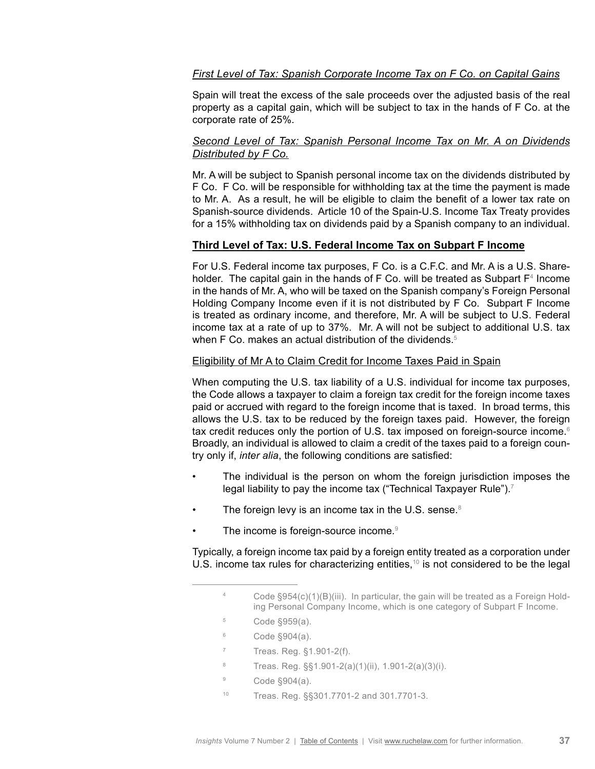*First Level of Tax: Spanish Corporate Income Tax on F Co. on Capital Gains*

Spain will treat the excess of the sale proceeds over the adjusted basis of the real property as a capital gain, which will be subject to tax in the hands of F Co. at the corporate rate of 25%.

*Second Level of Tax: Spanish Personal Income Tax on Mr. A on Dividends Distributed by F Co.*

Mr. A will be subject to Spanish personal income tax on the dividends distributed by F Co. F Co. will be responsible for withholding tax at the time the payment is made to Mr. A. As a result, he will be eligible to claim the benefit of a lower tax rate on Spanish-source dividends. Article 10 of the Spain-U.S. Income Tax Treaty provides for a 15% withholding tax on dividends paid by a Spanish company to an individual.

**Third Level of Tax: U.S. Federal Income Tax on Subpart F Income**

For U.S. Federal income tax purposes, F Co. is a C.F.C. and Mr. A is a U.S. Shareholder. The capital gain in the hands of F Co. will be treated as Subpart F[4] Income in the hands of Mr. A, who will be taxed on the Spanish company's Foreign Personal Holding Company Income even if it is not distributed by F Co. Subpart F Income is treated as ordinary income, and therefore, Mr. A will be subject to U.S. Federal income tax at a rate of up to 37%. Mr. A will not be subject to additional U.S. tax when F Co. makes an actual distribution of the dividends.[5]

Eligibility of Mr A to Claim Credit for Income Taxes Paid in Spain

When computing the U.S. tax liability of a U.S. individual for income tax purposes, the Code allows a taxpayer to claim a foreign tax credit for the foreign income taxes paid or accrued with regard to the foreign income that is taxed. In broad terms, this allows the U.S. tax to be reduced by the foreign taxes paid. However, the foreign tax credit reduces only the portion of U.S. tax imposed on foreign-source income.[6] Broadly, an individual is allowed to claim a credit of the taxes paid to a foreign country only if, *inter alia*, the following conditions are satisfied:

- The individual is the person on whom the foreign jurisdiction imposes the legal liability to pay the income tax ("Technical Taxpayer Rule").[7]
- The foreign levy is an income tax in the U.S. sense.[8]
- The income is foreign-source income.[9]

Typically, a foreign income tax paid by a foreign entity treated as a corporation under U.S. income tax rules for characterizing entities,[10] is not considered to be the legal

---

[4] Code §954(c)(1)(B)(iii). In particular, the gain will be treated as a Foreign Holding Personal Company Income, which is one category of Subpart F Income.

[5] Code §959(a).

[6] Code §904(a).

[7] Treas. Reg. §1.901-2(f).

[8] Treas. Reg. §§1.901-2(a)(1)(ii), 1.901-2(a)(3)(i).

[9] Code §904(a).

[10] Treas. Reg. §§301.7701-2 and 301.7701-3.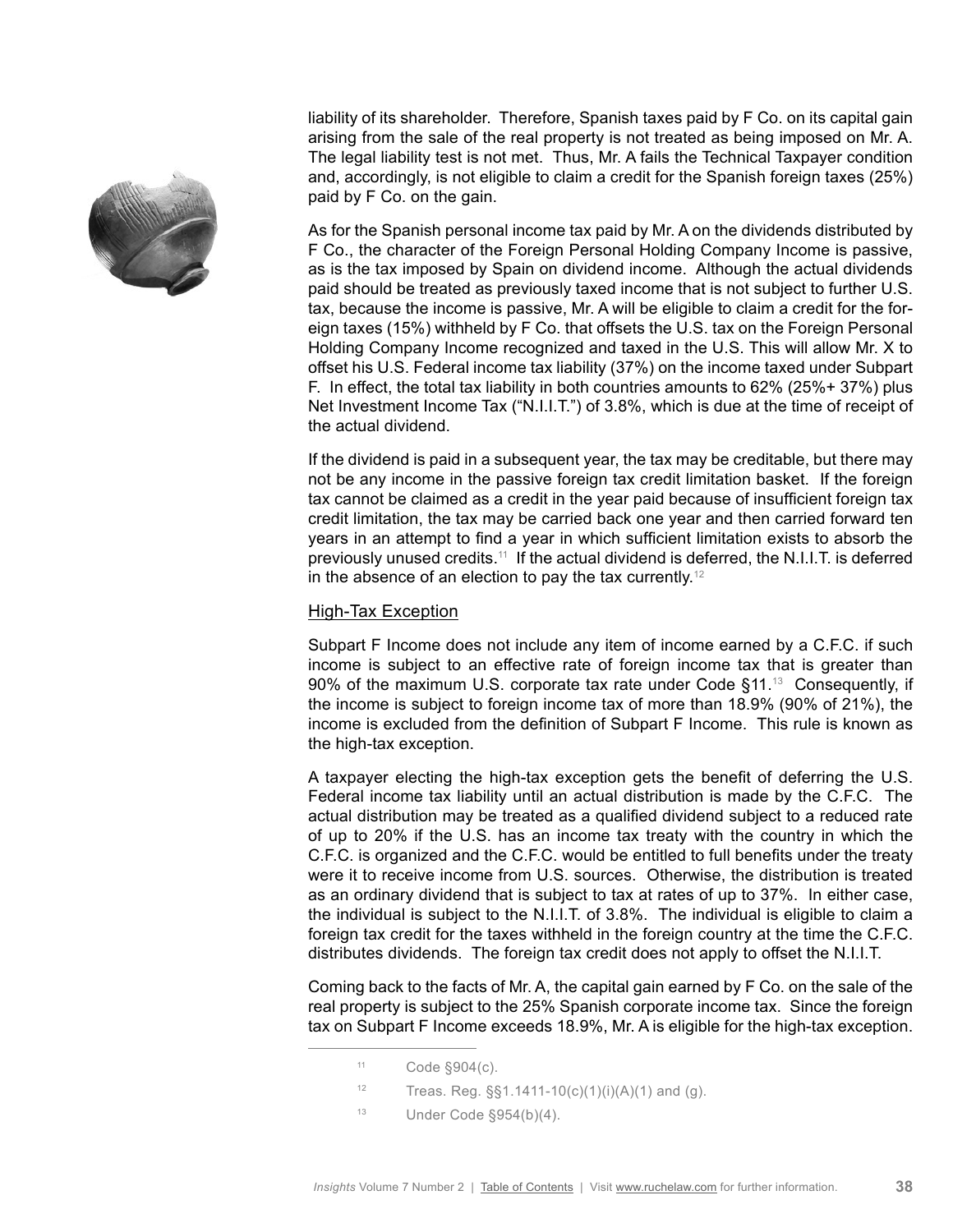liability of its shareholder. Therefore, Spanish taxes paid by F Co. on its capital gain arising from the sale of the real property is not treated as being imposed on Mr. A. The legal liability test is not met. Thus, Mr. A fails the Technical Taxpayer condition and, accordingly, is not eligible to claim a credit for the Spanish foreign taxes (25%) paid by F Co. on the gain.

As for the Spanish personal income tax paid by Mr. A on the dividends distributed by F Co., the character of the Foreign Personal Holding Company Income is passive, as is the tax imposed by Spain on dividend income. Although the actual dividends paid should be treated as previously taxed income that is not subject to further U.S. tax, because the income is passive, Mr. A will be eligible to claim a credit for the foreign taxes (15%) withheld by F Co. that offsets the U.S. tax on the Foreign Personal Holding Company Income recognized and taxed in the U.S. This will allow Mr. X to offset his U.S. Federal income tax liability (37%) on the income taxed under Subpart F. In effect, the total tax liability in both countries amounts to 62% (25%+ 37%) plus Net Investment Income Tax ("N.I.I.T.") of 3.8%, which is due at the time of receipt of the actual dividend.

If the dividend is paid in a subsequent year, the tax may be creditable, but there may not be any income in the passive foreign tax credit limitation basket. If the foreign tax cannot be claimed as a credit in the year paid because of insufficient foreign tax credit limitation, the tax may be carried back one year and then carried forward ten years in an attempt to find a year in which sufficient limitation exists to absorb the previously unused credits.[11] If the actual dividend is deferred, the N.I.I.T. is deferred in the absence of an election to pay the tax currently.[12]

## High-Tax Exception

Subpart F Income does not include any item of income earned by a C.F.C. if such income is subject to an effective rate of foreign income tax that is greater than 90% of the maximum U.S. corporate tax rate under Code §11.[13] Consequently, if the income is subject to foreign income tax of more than 18.9% (90% of 21%), the income is excluded from the definition of Subpart F Income. This rule is known as the high-tax exception.

A taxpayer electing the high-tax exception gets the benefit of deferring the U.S. Federal income tax liability until an actual distribution is made by the C.F.C. The actual distribution may be treated as a qualified dividend subject to a reduced rate of up to 20% if the U.S. has an income tax treaty with the country in which the C.F.C. is organized and the C.F.C. would be entitled to full benefits under the treaty were it to receive income from U.S. sources. Otherwise, the distribution is treated as an ordinary dividend that is subject to tax at rates of up to 37%. In either case, the individual is subject to the N.I.I.T. of 3.8%. The individual is eligible to claim a foreign tax credit for the taxes withheld in the foreign country at the time the C.F.C. distributes dividends. The foreign tax credit does not apply to offset the N.I.I.T.

Coming back to the facts of Mr. A, the capital gain earned by F Co. on the sale of the real property is subject to the 25% Spanish corporate income tax. Since the foreign tax on Subpart F Income exceeds 18.9%, Mr. A is eligible for the high-tax exception.

---

[11] Code §904(c).

[12] Treas. Reg. §§1.1411-10(c)(1)(i)(A)(1) and (g).

[13] Under Code §954(b)(4).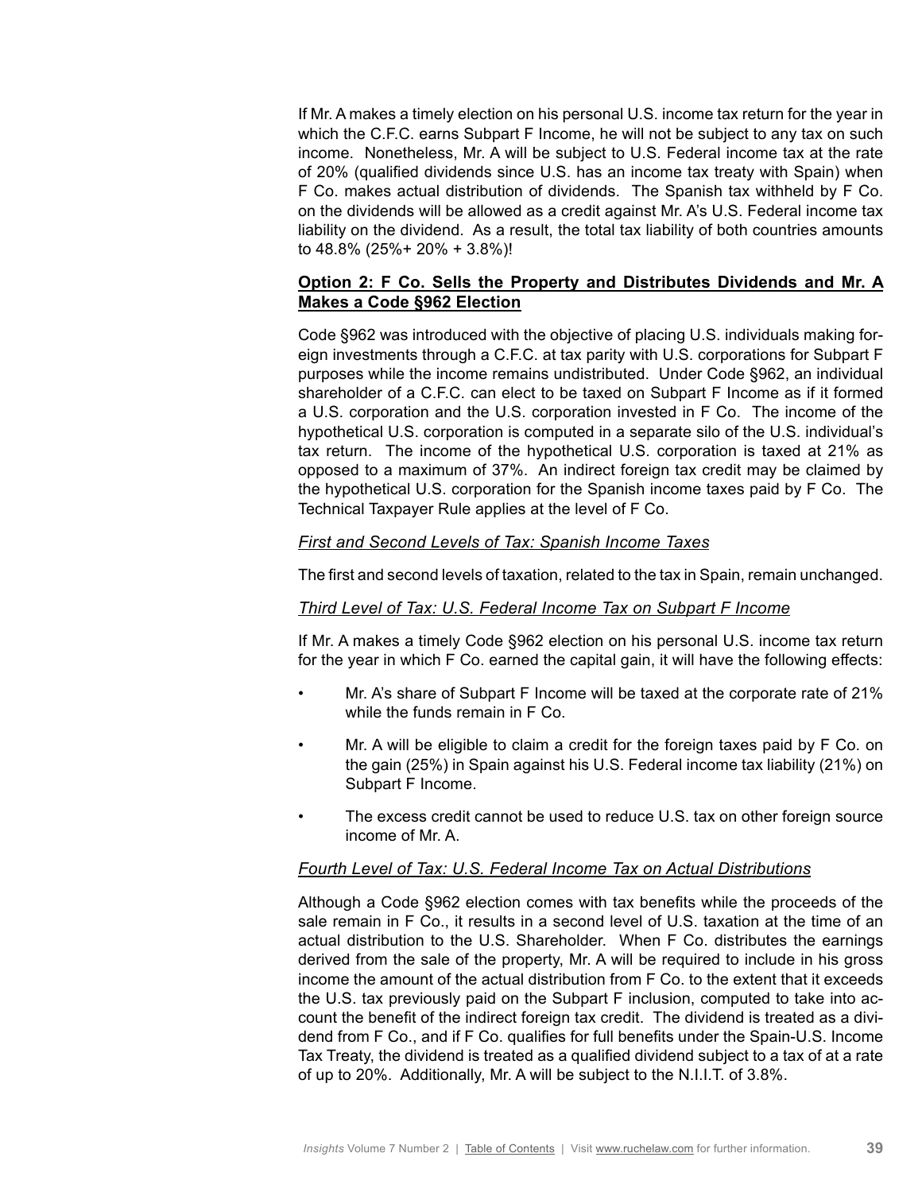If Mr. A makes a timely election on his personal U.S. income tax return for the year in which the C.F.C. earns Subpart F Income, he will not be subject to any tax on such income. Nonetheless, Mr. A will be subject to U.S. Federal income tax at the rate of 20% (qualified dividends since U.S. has an income tax treaty with Spain) when F Co. makes actual distribution of dividends. The Spanish tax withheld by F Co. on the dividends will be allowed as a credit against Mr. A's U.S. Federal income tax liability on the dividend. As a result, the total tax liability of both countries amounts to 48.8% (25%+ 20% + 3.8%)!

### Option 2: F Co. Sells the Property and Distributes Dividends and Mr. A Makes a Code §962 Election

Code §962 was introduced with the objective of placing U.S. individuals making foreign investments through a C.F.C. at tax parity with U.S. corporations for Subpart F purposes while the income remains undistributed. Under Code §962, an individual shareholder of a C.F.C. can elect to be taxed on Subpart F Income as if it formed a U.S. corporation and the U.S. corporation invested in F Co. The income of the hypothetical U.S. corporation is computed in a separate silo of the U.S. individual's tax return. The income of the hypothetical U.S. corporation is taxed at 21% as opposed to a maximum of 37%. An indirect foreign tax credit may be claimed by the hypothetical U.S. corporation for the Spanish income taxes paid by F Co. The Technical Taxpayer Rule applies at the level of F Co.

#### *First and Second Levels of Tax: Spanish Income Taxes*

The first and second levels of taxation, related to the tax in Spain, remain unchanged.

#### *Third Level of Tax: U.S. Federal Income Tax on Subpart F Income*

If Mr. A makes a timely Code §962 election on his personal U.S. income tax return for the year in which F Co. earned the capital gain, it will have the following effects:

- Mr. A's share of Subpart F Income will be taxed at the corporate rate of 21% while the funds remain in F Co.
- Mr. A will be eligible to claim a credit for the foreign taxes paid by F Co. on the gain (25%) in Spain against his U.S. Federal income tax liability (21%) on Subpart F Income.
- The excess credit cannot be used to reduce U.S. tax on other foreign source income of Mr. A.

#### *Fourth Level of Tax: U.S. Federal Income Tax on Actual Distributions*

Although a Code §962 election comes with tax benefits while the proceeds of the sale remain in F Co., it results in a second level of U.S. taxation at the time of an actual distribution to the U.S. Shareholder. When F Co. distributes the earnings derived from the sale of the property, Mr. A will be required to include in his gross income the amount of the actual distribution from F Co. to the extent that it exceeds the U.S. tax previously paid on the Subpart F inclusion, computed to take into account the benefit of the indirect foreign tax credit. The dividend is treated as a dividend from F Co., and if F Co. qualifies for full benefits under the Spain-U.S. Income Tax Treaty, the dividend is treated as a qualified dividend subject to a tax of at a rate of up to 20%. Additionally, Mr. A will be subject to the N.I.I.T. of 3.8%.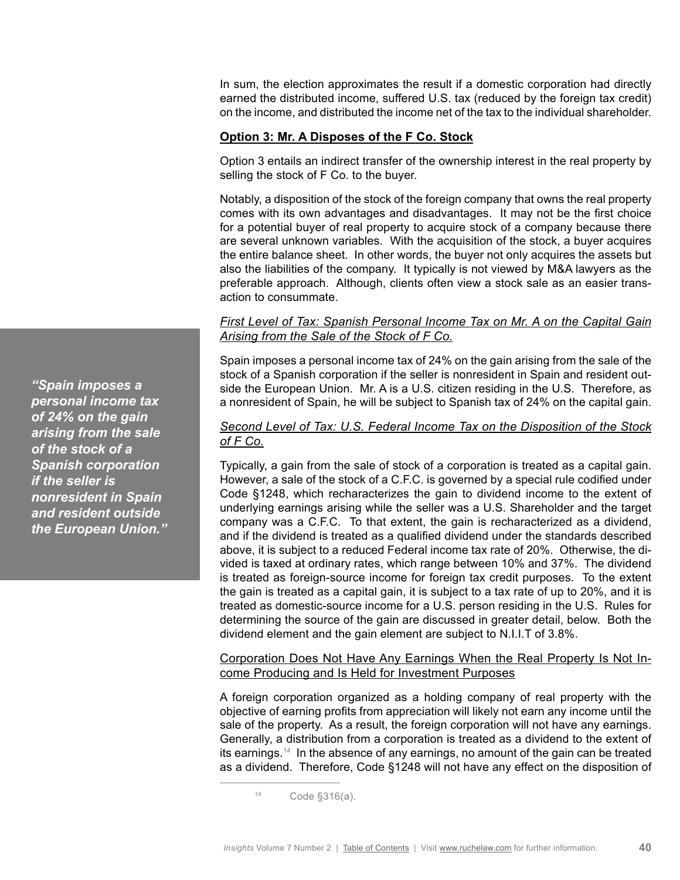In sum, the election approximates the result if a domestic corporation had directly earned the distributed income, suffered U.S. tax (reduced by the foreign tax credit) on the income, and distributed the income net of the tax to the individual shareholder.

**Option 3: Mr. A Disposes of the F Co. Stock**

Option 3 entails an indirect transfer of the ownership interest in the real property by selling the stock of F Co. to the buyer.

Notably, a disposition of the stock of the foreign company that owns the real property comes with its own advantages and disadvantages. It may not be the first choice for a potential buyer of real property to acquire stock of a company because there are several unknown variables. With the acquisition of the stock, a buyer acquires the entire balance sheet. In other words, the buyer not only acquires the assets but also the liabilities of the company. It typically is not viewed by M&A lawyers as the preferable approach. Although, clients often view a stock sale as an easier transaction to consummate.

*First Level of Tax: Spanish Personal Income Tax on Mr. A on the Capital Gain Arising from the Sale of the Stock of F Co.*

Spain imposes a personal income tax of 24% on the gain arising from the sale of the stock of a Spanish corporation if the seller is nonresident in Spain and resident outside the European Union. Mr. A is a U.S. citizen residing in the U.S. Therefore, as a nonresident of Spain, he will be subject to Spanish tax of 24% on the capital gain.

> ***"Spain imposes a personal income tax of 24% on the gain arising from the sale of the stock of a Spanish corporation if the seller is nonresident in Spain and resident outside the European Union."***

*Second Level of Tax: U.S. Federal Income Tax on the Disposition of the Stock of F Co.*

Typically, a gain from the sale of stock of a corporation is treated as a capital gain. However, a sale of the stock of a C.F.C. is governed by a special rule codified under Code §1248, which recharacterizes the gain to dividend income to the extent of underlying earnings arising while the seller was a U.S. Shareholder and the target company was a C.F.C. To that extent, the gain is recharacterized as a dividend, and if the dividend is treated as a qualified dividend under the standards described above, it is subject to a reduced Federal income tax rate of 20%. Otherwise, the dividend is taxed at ordinary rates, which range between 10% and 37%. The dividend is treated as foreign-source income for foreign tax credit purposes. To the extent the gain is treated as a capital gain, it is subject to a tax rate of up to 20%, and it is treated as domestic-source income for a U.S. person residing in the U.S. Rules for determining the source of the gain are discussed in greater detail, below. Both the dividend element and the gain element are subject to N.I.I.T of 3.8%.

Corporation Does Not Have Any Earnings When the Real Property Is Not Income Producing and Is Held for Investment Purposes

A foreign corporation organized as a holding company of real property with the objective of earning profits from appreciation will likely not earn any income until the sale of the property. As a result, the foreign corporation will not have any earnings. Generally, a distribution from a corporation is treated as a dividend to the extent of its earnings.[14] In the absence of any earnings, no amount of the gain can be treated as a dividend. Therefore, Code §1248 will not have any effect on the disposition of

[14] Code §316(a).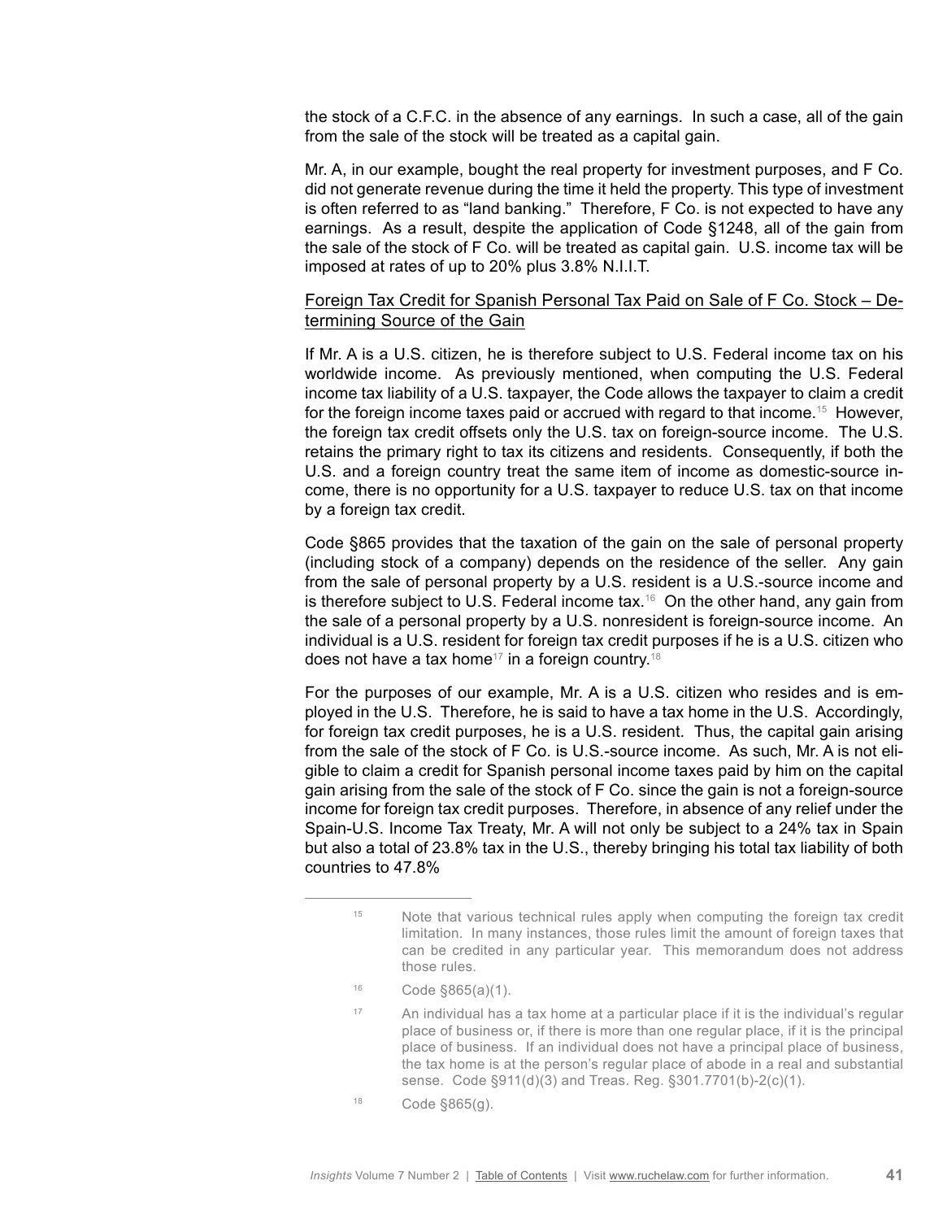the stock of a C.F.C. in the absence of any earnings. In such a case, all of the gain from the sale of the stock will be treated as a capital gain.

Mr. A, in our example, bought the real property for investment purposes, and F Co. did not generate revenue during the time it held the property. This type of investment is often referred to as "land banking." Therefore, F Co. is not expected to have any earnings. As a result, despite the application of Code §1248, all of the gain from the sale of the stock of F Co. will be treated as capital gain. U.S. income tax will be imposed at rates of up to 20% plus 3.8% N.I.I.T.

Foreign Tax Credit for Spanish Personal Tax Paid on Sale of F Co. Stock – Determining Source of the Gain

If Mr. A is a U.S. citizen, he is therefore subject to U.S. Federal income tax on his worldwide income. As previously mentioned, when computing the U.S. Federal income tax liability of a U.S. taxpayer, the Code allows the taxpayer to claim a credit for the foreign income taxes paid or accrued with regard to that income.[15] However, the foreign tax credit offsets only the U.S. tax on foreign-source income. The U.S. retains the primary right to tax its citizens and residents. Consequently, if both the U.S. and a foreign country treat the same item of income as domestic-source income, there is no opportunity for a U.S. taxpayer to reduce U.S. tax on that income by a foreign tax credit.

Code §865 provides that the taxation of the gain on the sale of personal property (including stock of a company) depends on the residence of the seller. Any gain from the sale of personal property by a U.S. resident is a U.S.-source income and is therefore subject to U.S. Federal income tax.[16] On the other hand, any gain from the sale of a personal property by a U.S. nonresident is foreign-source income. An individual is a U.S. resident for foreign tax credit purposes if he is a U.S. citizen who does not have a tax home[17] in a foreign country.[18]

For the purposes of our example, Mr. A is a U.S. citizen who resides and is employed in the U.S. Therefore, he is said to have a tax home in the U.S. Accordingly, for foreign tax credit purposes, he is a U.S. resident. Thus, the capital gain arising from the sale of the stock of F Co. is U.S.-source income. As such, Mr. A is not eligible to claim a credit for Spanish personal income taxes paid by him on the capital gain arising from the sale of the stock of F Co. since the gain is not a foreign-source income for foreign tax credit purposes. Therefore, in absence of any relief under the Spain-U.S. Income Tax Treaty, Mr. A will not only be subject to a 24% tax in Spain but also a total of 23.8% tax in the U.S., thereby bringing his total tax liability of both countries to 47.8%

---

[15] Note that various technical rules apply when computing the foreign tax credit limitation. In many instances, those rules limit the amount of foreign taxes that can be credited in any particular year. This memorandum does not address those rules.

[16] Code §865(a)(1).

[17] An individual has a tax home at a particular place if it is the individual's regular place of business or, if there is more than one regular place, if it is the principal place of business. If an individual does not have a principal place of business, the tax home is at the person's regular place of abode in a real and substantial sense. Code §911(d)(3) and Treas. Reg. §301.7701(b)-2(c)(1).

[18] Code §865(g).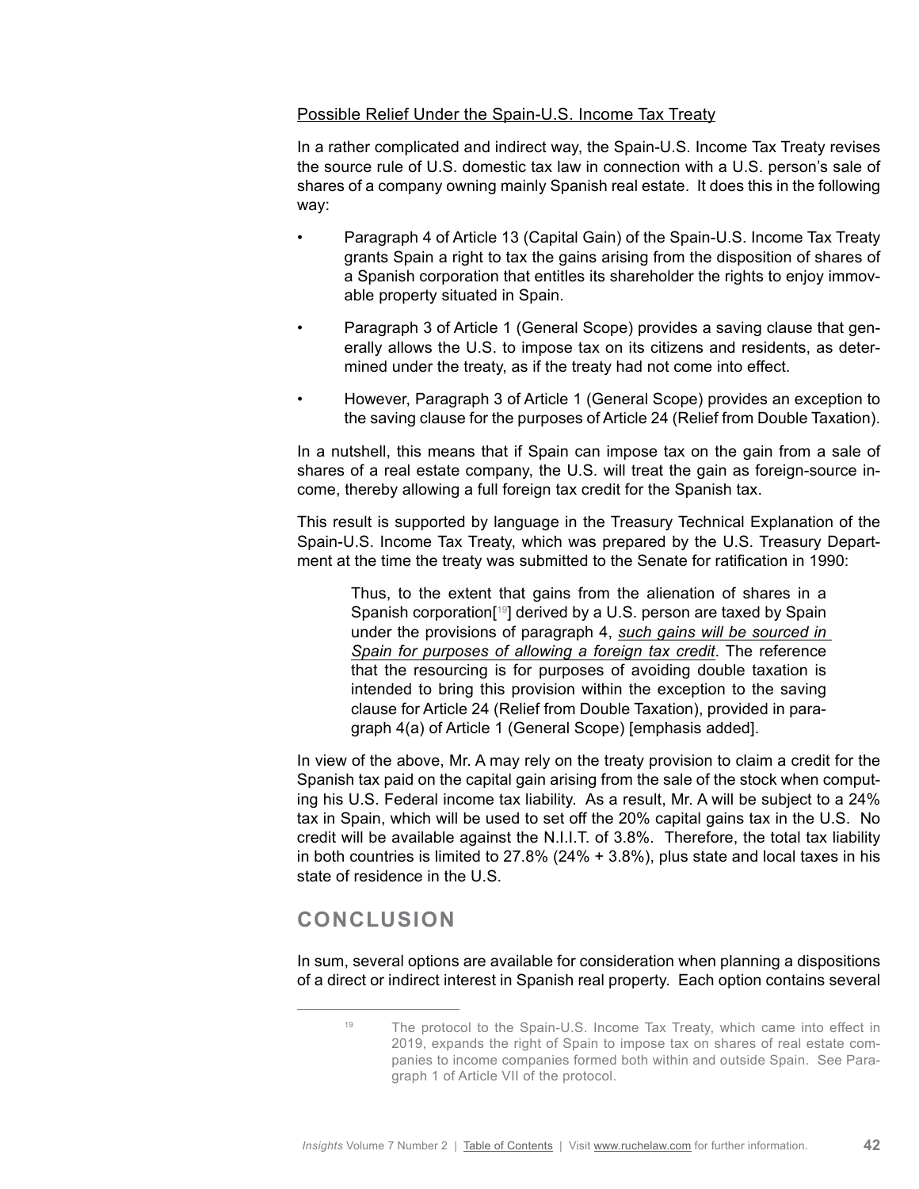Possible Relief Under the Spain-U.S. Income Tax Treaty

In a rather complicated and indirect way, the Spain-U.S. Income Tax Treaty revises the source rule of U.S. domestic tax law in connection with a U.S. person's sale of shares of a company owning mainly Spanish real estate. It does this in the following way:

- Paragraph 4 of Article 13 (Capital Gain) of the Spain-U.S. Income Tax Treaty grants Spain a right to tax the gains arising from the disposition of shares of a Spanish corporation that entitles its shareholder the rights to enjoy immovable property situated in Spain.
- Paragraph 3 of Article 1 (General Scope) provides a saving clause that generally allows the U.S. to impose tax on its citizens and residents, as determined under the treaty, as if the treaty had not come into effect.
- However, Paragraph 3 of Article 1 (General Scope) provides an exception to the saving clause for the purposes of Article 24 (Relief from Double Taxation).

In a nutshell, this means that if Spain can impose tax on the gain from a sale of shares of a real estate company, the U.S. will treat the gain as foreign-source income, thereby allowing a full foreign tax credit for the Spanish tax.

This result is supported by language in the Treasury Technical Explanation of the Spain-U.S. Income Tax Treaty, which was prepared by the U.S. Treasury Department at the time the treaty was submitted to the Senate for ratification in 1990:

> Thus, to the extent that gains from the alienation of shares in a Spanish corporation[19] derived by a U.S. person are taxed by Spain under the provisions of paragraph 4, *such gains will be sourced in Spain for purposes of allowing a foreign tax credit*. The reference that the resourcing is for purposes of avoiding double taxation is intended to bring this provision within the exception to the saving clause for Article 24 (Relief from Double Taxation), provided in paragraph 4(a) of Article 1 (General Scope) [emphasis added].

In view of the above, Mr. A may rely on the treaty provision to claim a credit for the Spanish tax paid on the capital gain arising from the sale of the stock when computing his U.S. Federal income tax liability. As a result, Mr. A will be subject to a 24% tax in Spain, which will be used to set off the 20% capital gains tax in the U.S. No credit will be available against the N.I.I.T. of 3.8%. Therefore, the total tax liability in both countries is limited to 27.8% (24% + 3.8%), plus state and local taxes in his state of residence in the U.S.

## CONCLUSION

In sum, several options are available for consideration when planning a dispositions of a direct or indirect interest in Spanish real property. Each option contains several

---

[19] The protocol to the Spain-U.S. Income Tax Treaty, which came into effect in 2019, expands the right of Spain to impose tax on shares of real estate companies to income companies formed both within and outside Spain. See Paragraph 1 of Article VII of the protocol.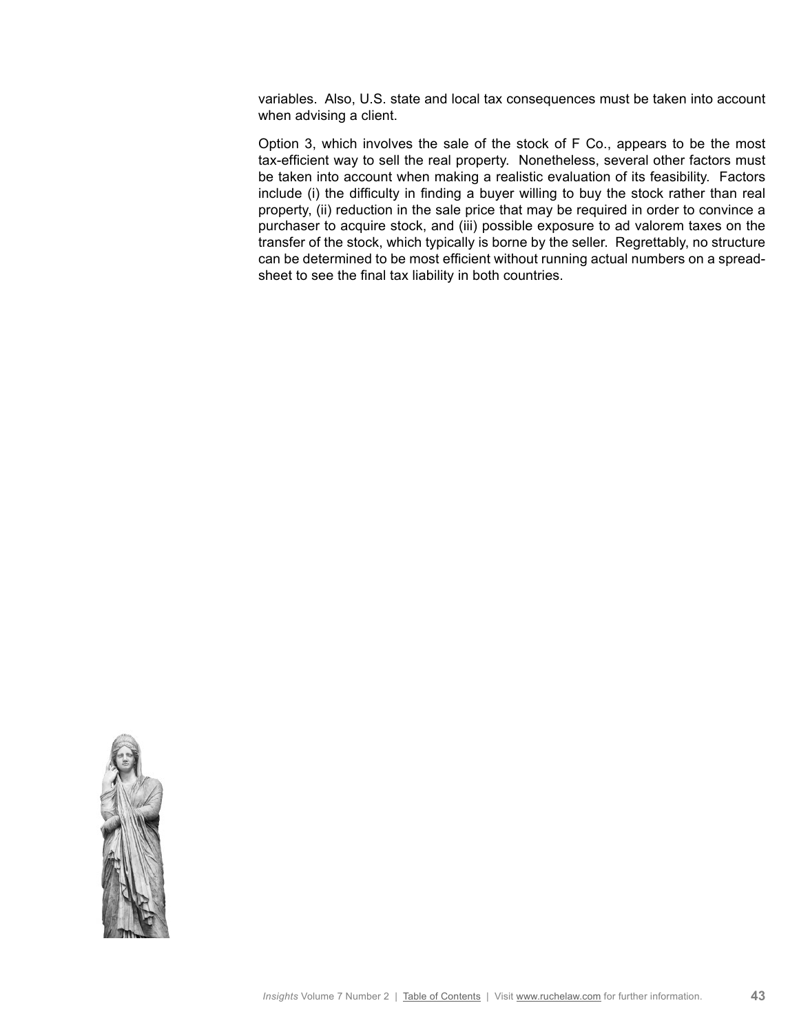variables. Also, U.S. state and local tax consequences must be taken into account when advising a client.

Option 3, which involves the sale of the stock of F Co., appears to be the most tax-efficient way to sell the real property. Nonetheless, several other factors must be taken into account when making a realistic evaluation of its feasibility. Factors include (i) the difficulty in finding a buyer willing to buy the stock rather than real property, (ii) reduction in the sale price that may be required in order to convince a purchaser to acquire stock, and (iii) possible exposure to ad valorem taxes on the transfer of the stock, which typically is borne by the seller. Regrettably, no structure can be determined to be most efficient without running actual numbers on a spreadsheet to see the final tax liability in both countries.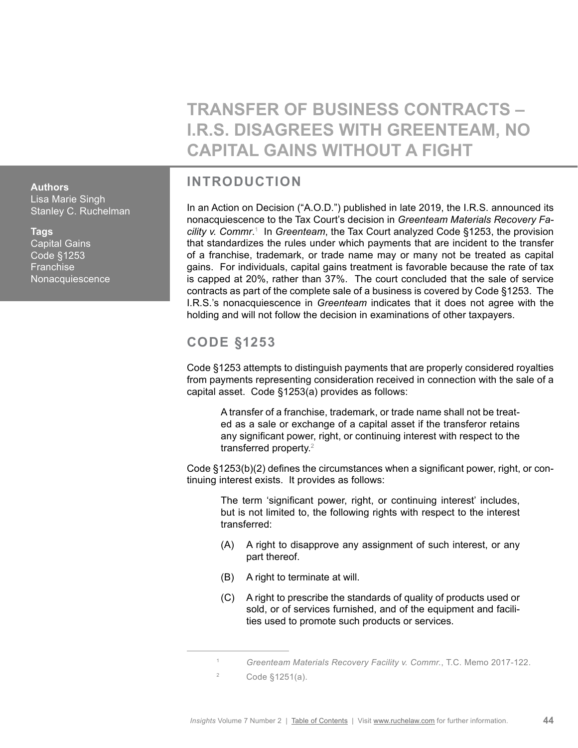# TRANSFER OF BUSINESS CONTRACTS – I.R.S. DISAGREES WITH GREENTEAM, NO CAPITAL GAINS WITHOUT A FIGHT

**Authors**
Lisa Marie Singh
Stanley C. Ruchelman

**Tags**
Capital Gains
Code §1253
Franchise
Nonacquiescence

## INTRODUCTION

In an Action on Decision ("A.O.D.") published in late 2019, the I.R.S. announced its nonacquiescence to the Tax Court's decision in *Greenteam Materials Recovery Facility v. Commr.*[1] In *Greenteam*, the Tax Court analyzed Code §1253, the provision that standardizes the rules under which payments that are incident to the transfer of a franchise, trademark, or trade name may or many not be treated as capital gains. For individuals, capital gains treatment is favorable because the rate of tax is capped at 20%, rather than 37%. The court concluded that the sale of service contracts as part of the complete sale of a business is covered by Code §1253. The I.R.S.'s nonacquiescence in *Greenteam* indicates that it does not agree with the holding and will not follow the decision in examinations of other taxpayers.

## CODE §1253

Code §1253 attempts to distinguish payments that are properly considered royalties from payments representing consideration received in connection with the sale of a capital asset. Code §1253(a) provides as follows:

> A transfer of a franchise, trademark, or trade name shall not be treated as a sale or exchange of a capital asset if the transferor retains any significant power, right, or continuing interest with respect to the transferred property.[2]

Code §1253(b)(2) defines the circumstances when a significant power, right, or continuing interest exists. It provides as follows:

> The term 'significant power, right, or continuing interest' includes, but is not limited to, the following rights with respect to the interest transferred:
>
> (A) A right to disapprove any assignment of such interest, or any part thereof.
>
> (B) A right to terminate at will.
>
> (C) A right to prescribe the standards of quality of products used or sold, or of services furnished, and of the equipment and facilities used to promote such products or services.

---

[1] *Greenteam Materials Recovery Facility v. Commr.*, T.C. Memo 2017-122.

[2] Code §1251(a).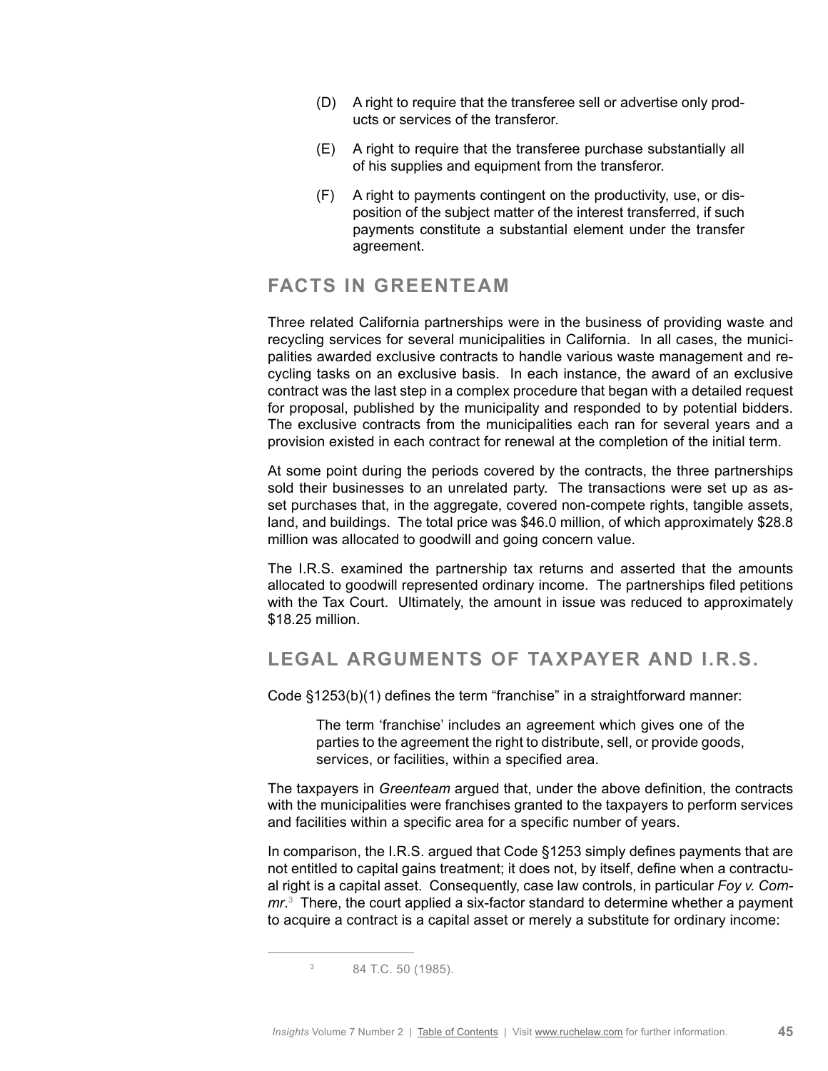(D) A right to require that the transferee sell or advertise only products or services of the transferor.

(E) A right to require that the transferee purchase substantially all of his supplies and equipment from the transferor.

(F) A right to payments contingent on the productivity, use, or disposition of the subject matter of the interest transferred, if such payments constitute a substantial element under the transfer agreement.

## FACTS IN GREENTEAM

Three related California partnerships were in the business of providing waste and recycling services for several municipalities in California. In all cases, the municipalities awarded exclusive contracts to handle various waste management and recycling tasks on an exclusive basis. In each instance, the award of an exclusive contract was the last step in a complex procedure that began with a detailed request for proposal, published by the municipality and responded to by potential bidders. The exclusive contracts from the municipalities each ran for several years and a provision existed in each contract for renewal at the completion of the initial term.

At some point during the periods covered by the contracts, the three partnerships sold their businesses to an unrelated party. The transactions were set up as asset purchases that, in the aggregate, covered non-compete rights, tangible assets, land, and buildings. The total price was $46.0 million, of which approximately $28.8 million was allocated to goodwill and going concern value.

The I.R.S. examined the partnership tax returns and asserted that the amounts allocated to goodwill represented ordinary income. The partnerships filed petitions with the Tax Court. Ultimately, the amount in issue was reduced to approximately $18.25 million.

## LEGAL ARGUMENTS OF TAXPAYER AND I.R.S.

Code §1253(b)(1) defines the term "franchise" in a straightforward manner:

> The term 'franchise' includes an agreement which gives one of the parties to the agreement the right to distribute, sell, or provide goods, services, or facilities, within a specified area.

The taxpayers in *Greenteam* argued that, under the above definition, the contracts with the municipalities were franchises granted to the taxpayers to perform services and facilities within a specific area for a specific number of years.

In comparison, the I.R.S. argued that Code §1253 simply defines payments that are not entitled to capital gains treatment; it does not, by itself, define when a contractual right is a capital asset. Consequently, case law controls, in particular *Foy v. Commr.*[3] There, the court applied a six-factor standard to determine whether a payment to acquire a contract is a capital asset or merely a substitute for ordinary income:

---

[3] 84 T.C. 50 (1985).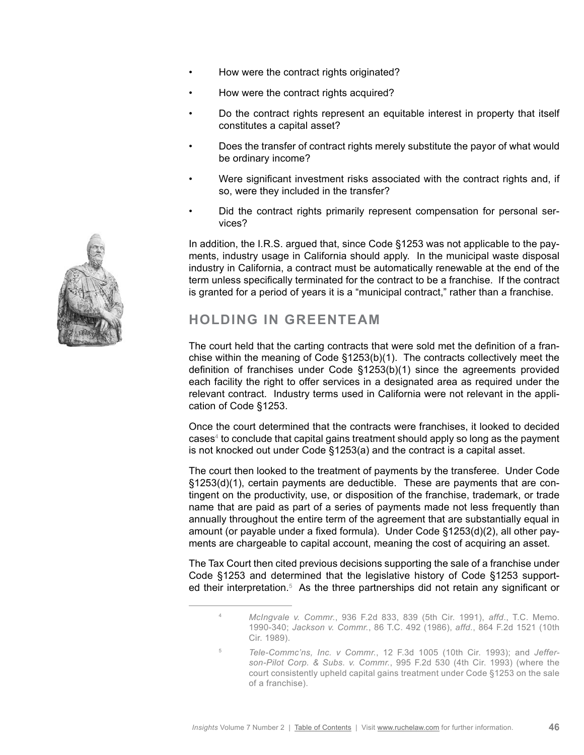- How were the contract rights originated?
- How were the contract rights acquired?
- Do the contract rights represent an equitable interest in property that itself constitutes a capital asset?
- Does the transfer of contract rights merely substitute the payor of what would be ordinary income?
- Were significant investment risks associated with the contract rights and, if so, were they included in the transfer?
- Did the contract rights primarily represent compensation for personal services?

In addition, the I.R.S. argued that, since Code §1253 was not applicable to the payments, industry usage in California should apply. In the municipal waste disposal industry in California, a contract must be automatically renewable at the end of the term unless specifically terminated for the contract to be a franchise. If the contract is granted for a period of years it is a "municipal contract," rather than a franchise.

## HOLDING IN GREENTEAM

The court held that the carting contracts that were sold met the definition of a franchise within the meaning of Code §1253(b)(1). The contracts collectively meet the definition of franchises under Code §1253(b)(1) since the agreements provided each facility the right to offer services in a designated area as required under the relevant contract. Industry terms used in California were not relevant in the application of Code §1253.

Once the court determined that the contracts were franchises, it looked to decided cases[4] to conclude that capital gains treatment should apply so long as the payment is not knocked out under Code §1253(a) and the contract is a capital asset.

The court then looked to the treatment of payments by the transferee. Under Code §1253(d)(1), certain payments are deductible. These are payments that are contingent on the productivity, use, or disposition of the franchise, trademark, or trade name that are paid as part of a series of payments made not less frequently than annually throughout the entire term of the agreement that are substantially equal in amount (or payable under a fixed formula). Under Code §1253(d)(2), all other payments are chargeable to capital account, meaning the cost of acquiring an asset.

The Tax Court then cited previous decisions supporting the sale of a franchise under Code §1253 and determined that the legislative history of Code §1253 supported their interpretation.[5] As the three partnerships did not retain any significant or

---

[4] *McIngvale v. Commr.*, 936 F.2d 833, 839 (5th Cir. 1991), *affd.*, T.C. Memo. 1990-340; *Jackson v. Commr.*, 86 T.C. 492 (1986), *affd.*, 864 F.2d 1521 (10th Cir. 1989).

[5] *Tele-Commc'ns, Inc. v Commr.*, 12 F.3d 1005 (10th Cir. 1993); and *Jefferson-Pilot Corp. & Subs. v. Commr.*, 995 F.2d 530 (4th Cir. 1993) (where the court consistently upheld capital gains treatment under Code §1253 on the sale of a franchise).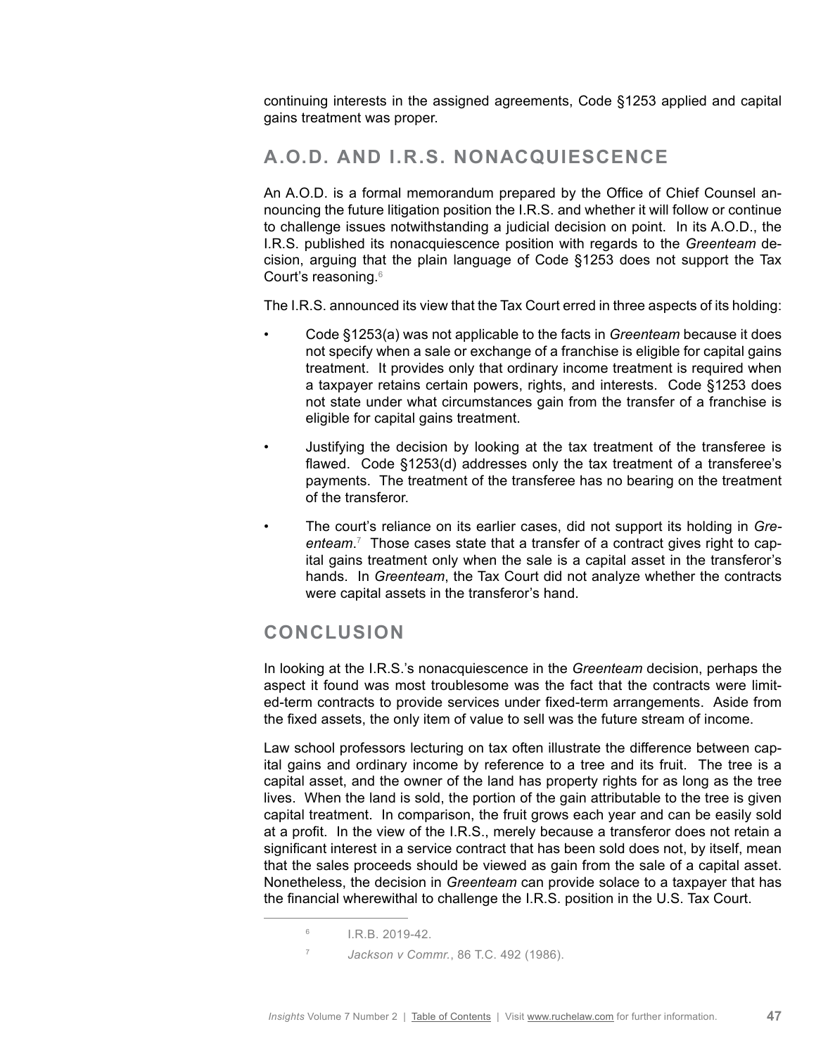continuing interests in the assigned agreements, Code §1253 applied and capital gains treatment was proper.

## A.O.D. AND I.R.S. NONACQUIESCENCE

An A.O.D. is a formal memorandum prepared by the Office of Chief Counsel announcing the future litigation position the I.R.S. and whether it will follow or continue to challenge issues notwithstanding a judicial decision on point. In its A.O.D., the I.R.S. published its nonacquiescence position with regards to the *Greenteam* decision, arguing that the plain language of Code §1253 does not support the Tax Court's reasoning.[6]

The I.R.S. announced its view that the Tax Court erred in three aspects of its holding:

- Code §1253(a) was not applicable to the facts in *Greenteam* because it does not specify when a sale or exchange of a franchise is eligible for capital gains treatment. It provides only that ordinary income treatment is required when a taxpayer retains certain powers, rights, and interests. Code §1253 does not state under what circumstances gain from the transfer of a franchise is eligible for capital gains treatment.
- Justifying the decision by looking at the tax treatment of the transferee is flawed. Code §1253(d) addresses only the tax treatment of a transferee's payments. The treatment of the transferee has no bearing on the treatment of the transferor.
- The court's reliance on its earlier cases, did not support its holding in *Greenteam*.[7] Those cases state that a transfer of a contract gives right to capital gains treatment only when the sale is a capital asset in the transferor's hands. In *Greenteam*, the Tax Court did not analyze whether the contracts were capital assets in the transferor's hand.

## CONCLUSION

In looking at the I.R.S.'s nonacquiescence in the *Greenteam* decision, perhaps the aspect it found was most troublesome was the fact that the contracts were limited-term contracts to provide services under fixed-term arrangements. Aside from the fixed assets, the only item of value to sell was the future stream of income.

Law school professors lecturing on tax often illustrate the difference between capital gains and ordinary income by reference to a tree and its fruit. The tree is a capital asset, and the owner of the land has property rights for as long as the tree lives. When the land is sold, the portion of the gain attributable to the tree is given capital treatment. In comparison, the fruit grows each year and can be easily sold at a profit. In the view of the I.R.S., merely because a transferor does not retain a significant interest in a service contract that has been sold does not, by itself, mean that the sales proceeds should be viewed as gain from the sale of a capital asset. Nonetheless, the decision in *Greenteam* can provide solace to a taxpayer that has the financial wherewithal to challenge the I.R.S. position in the U.S. Tax Court.

---

[6] I.R.B. 2019-42.

[7] *Jackson v Commr.*, 86 T.C. 492 (1986).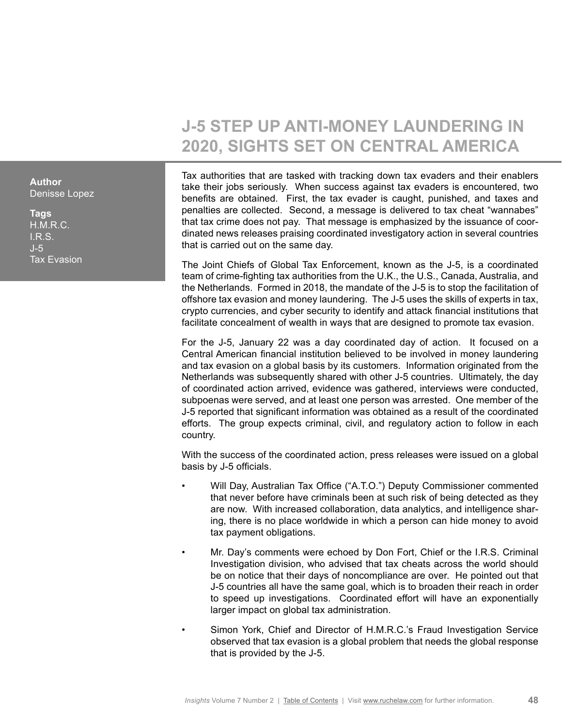# J-5 STEP UP ANTI-MONEY LAUNDERING IN 2020, SIGHTS SET ON CENTRAL AMERICA

**Author**
Denisse Lopez

**Tags**
H.M.R.C.
I.R.S.
J-5
Tax Evasion

Tax authorities that are tasked with tracking down tax evaders and their enablers take their jobs seriously. When success against tax evaders is encountered, two benefits are obtained. First, the tax evader is caught, punished, and taxes and penalties are collected. Second, a message is delivered to tax cheat "wannabes" that tax crime does not pay. That message is emphasized by the issuance of coordinated news releases praising coordinated investigatory action in several countries that is carried out on the same day.

The Joint Chiefs of Global Tax Enforcement, known as the J-5, is a coordinated team of crime-fighting tax authorities from the U.K., the U.S., Canada, Australia, and the Netherlands. Formed in 2018, the mandate of the J-5 is to stop the facilitation of offshore tax evasion and money laundering. The J-5 uses the skills of experts in tax, crypto currencies, and cyber security to identify and attack financial institutions that facilitate concealment of wealth in ways that are designed to promote tax evasion.

For the J-5, January 22 was a day coordinated day of action. It focused on a Central American financial institution believed to be involved in money laundering and tax evasion on a global basis by its customers. Information originated from the Netherlands was subsequently shared with other J-5 countries. Ultimately, the day of coordinated action arrived, evidence was gathered, interviews were conducted, subpoenas were served, and at least one person was arrested. One member of the J-5 reported that significant information was obtained as a result of the coordinated efforts. The group expects criminal, civil, and regulatory action to follow in each country.

With the success of the coordinated action, press releases were issued on a global basis by J-5 officials.

- Will Day, Australian Tax Office ("A.T.O.") Deputy Commissioner commented that never before have criminals been at such risk of being detected as they are now. With increased collaboration, data analytics, and intelligence sharing, there is no place worldwide in which a person can hide money to avoid tax payment obligations.

- Mr. Day's comments were echoed by Don Fort, Chief or the I.R.S. Criminal Investigation division, who advised that tax cheats across the world should be on notice that their days of noncompliance are over. He pointed out that J-5 countries all have the same goal, which is to broaden their reach in order to speed up investigations. Coordinated effort will have an exponentially larger impact on global tax administration.

- Simon York, Chief and Director of H.M.R.C.'s Fraud Investigation Service observed that tax evasion is a global problem that needs the global response that is provided by the J-5.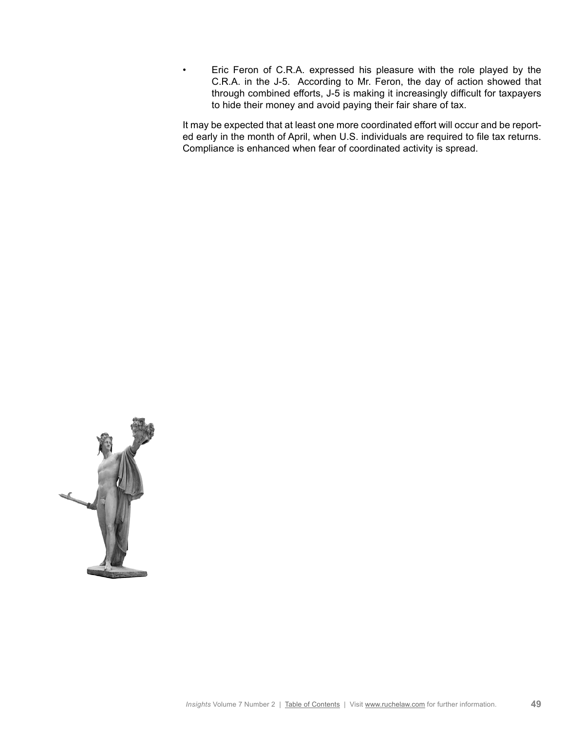- Eric Feron of C.R.A. expressed his pleasure with the role played by the C.R.A. in the J-5. According to Mr. Feron, the day of action showed that through combined efforts, J-5 is making it increasingly difficult for taxpayers to hide their money and avoid paying their fair share of tax.

It may be expected that at least one more coordinated effort will occur and be reported early in the month of April, when U.S. individuals are required to file tax returns. Compliance is enhanced when fear of coordinated activity is spread.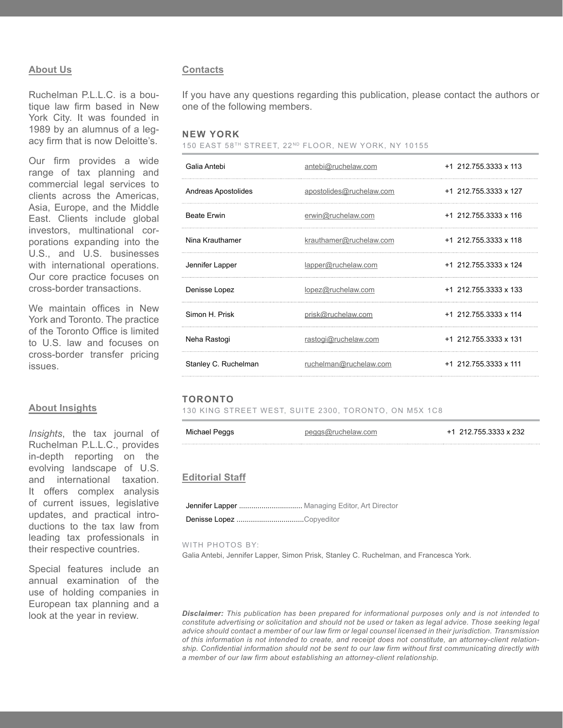## About Us

Ruchelman P.L.L.C. is a boutique law firm based in New York City. It was founded in 1989 by an alumnus of a legacy firm that is now Deloitte's.

Our firm provides a wide range of tax planning and commercial legal services to clients across the Americas, Asia, Europe, and the Middle East. Clients include global investors, multinational corporations expanding into the U.S., and U.S. businesses with international operations. Our core practice focuses on cross-border transactions.

We maintain offices in New York and Toronto. The practice of the Toronto Office is limited to U.S. law and focuses on cross-border transfer pricing issues.

## About Insights

*Insights*, the tax journal of Ruchelman P.L.L.C., provides in-depth reporting on the evolving landscape of U.S. and international taxation. It offers complex analysis of current issues, legislative updates, and practical introductions to the tax law from leading tax professionals in their respective countries.

Special features include an annual examination of the use of holding companies in European tax planning and a look at the year in review.

## Contacts

If you have any questions regarding this publication, please contact the authors or one of the following members.

### NEW YORK

150 EAST 58TH STREET, 22ND FLOOR, NEW YORK, NY 10155

| | | |
|---|---|---|
| Galia Antebi | antebi@ruchelaw.com | +1 212.755.3333 x 113 |
| Andreas Apostolides | apostolides@ruchelaw.com | +1 212.755.3333 x 127 |
| Beate Erwin | erwin@ruchelaw.com | +1 212.755.3333 x 116 |
| Nina Krauthamer | krauthamer@ruchelaw.com | +1 212.755.3333 x 118 |
| Jennifer Lapper | lapper@ruchelaw.com | +1 212.755.3333 x 124 |
| Denisse Lopez | lopez@ruchelaw.com | +1 212.755.3333 x 133 |
| Simon H. Prisk | prisk@ruchelaw.com | +1 212.755.3333 x 114 |
| Neha Rastogi | rastogi@ruchelaw.com | +1 212.755.3333 x 131 |
| Stanley C. Ruchelman | ruchelman@ruchelaw.com | +1 212.755.3333 x 111 |

### TORONTO

130 KING STREET WEST, SUITE 2300, TORONTO, ON M5X 1C8

| | | |
|---|---|---|
| Michael Peggs | peggs@ruchelaw.com | +1 212.755.3333 x 232 |

## Editorial Staff

Jennifer Lapper ............................... Managing Editor, Art Director

Denisse Lopez .................................Copyeditor

WITH PHOTOS BY:

Galia Antebi, Jennifer Lapper, Simon Prisk, Stanley C. Ruchelman, and Francesca York.

***Disclaimer:*** *This publication has been prepared for informational purposes only and is not intended to constitute advertising or solicitation and should not be used or taken as legal advice. Those seeking legal advice should contact a member of our law firm or legal counsel licensed in their jurisdiction. Transmission of this information is not intended to create, and receipt does not constitute, an attorney-client relationship. Confidential information should not be sent to our law firm without first communicating directly with a member of our law firm about establishing an attorney-client relationship.*